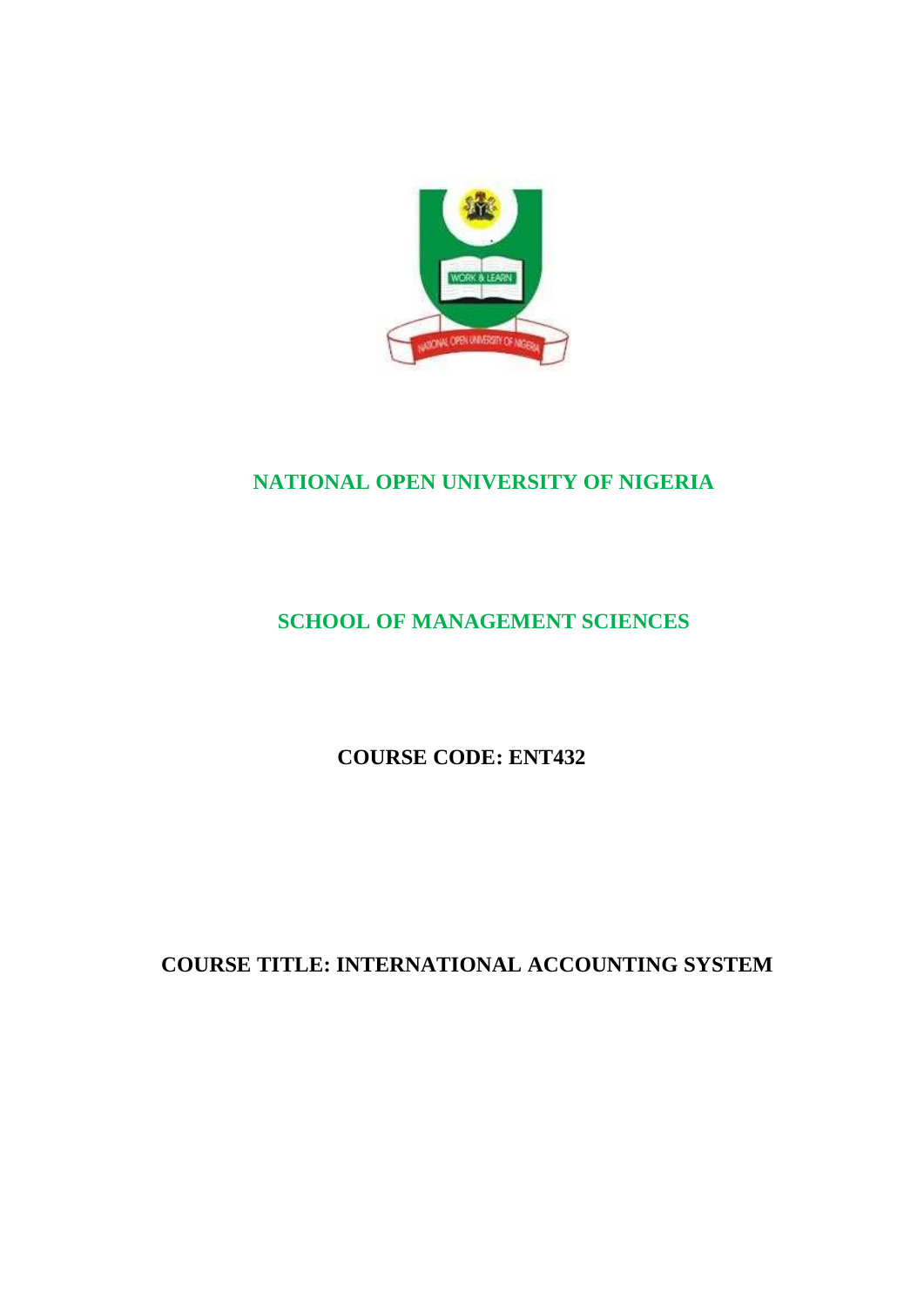# NATIONAL OPEN UNIVERSITY OF NIGERIA

## SCHOOL OF MANAGEMENT SCIENCES

**COURSE CODE: ENT432**

**COURSE TITLE: INTERNATIONAL ACCOUNTING SYSTEM**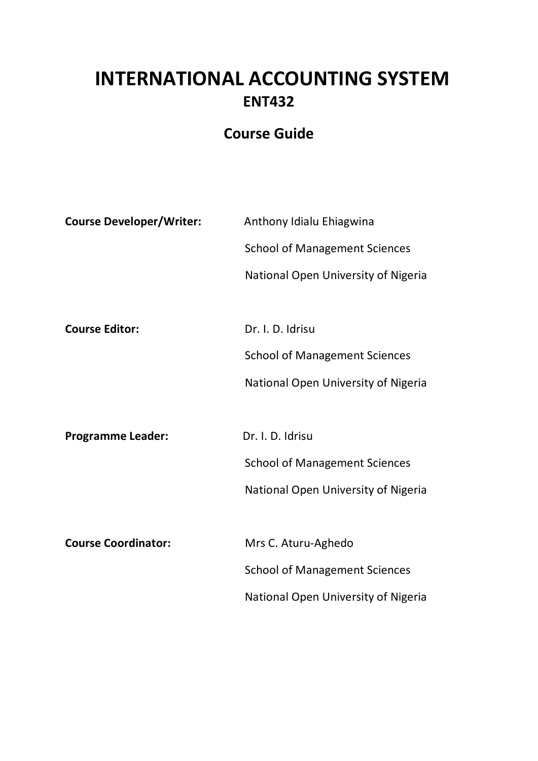# INTERNATIONAL ACCOUNTING SYSTEM

## ENT432

## Course Guide

**Course Developer/Writer:** Anthony Idialu Ehiagwina
School of Management Sciences
National Open University of Nigeria

**Course Editor:** Dr. I. D. Idrisu
School of Management Sciences
National Open University of Nigeria

**Programme Leader:** Dr. I. D. Idrisu
School of Management Sciences
National Open University of Nigeria

**Course Coordinator:** Mrs C. Aturu-Aghedo
School of Management Sciences
National Open University of Nigeria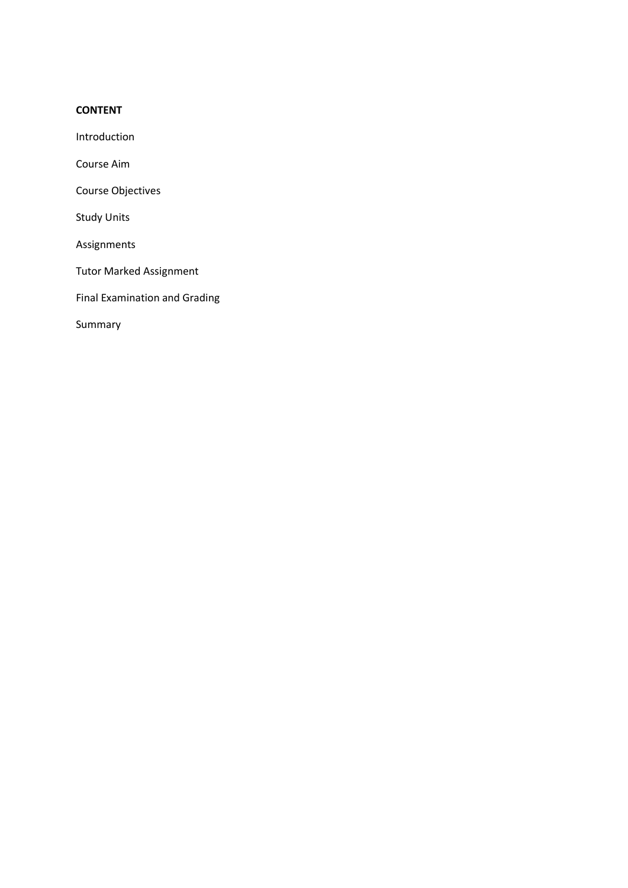**CONTENT**

Introduction

Course Aim

Course Objectives

Study Units

Assignments

Tutor Marked Assignment

Final Examination and Grading

Summary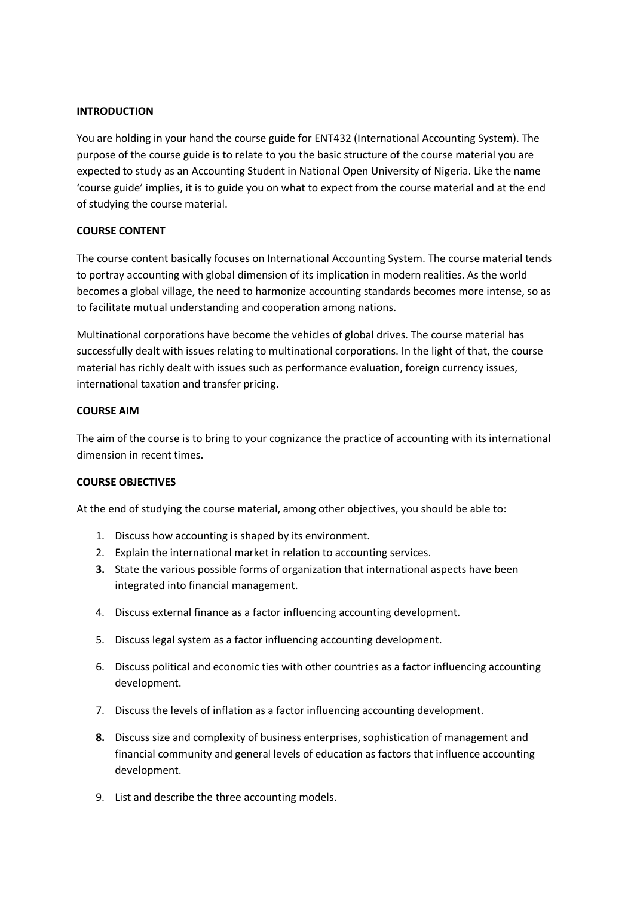## INTRODUCTION

You are holding in your hand the course guide for ENT432 (International Accounting System). The purpose of the course guide is to relate to you the basic structure of the course material you are expected to study as an Accounting Student in National Open University of Nigeria. Like the name 'course guide' implies, it is to guide you on what to expect from the course material and at the end of studying the course material.

## COURSE CONTENT

The course content basically focuses on International Accounting System. The course material tends to portray accounting with global dimension of its implication in modern realities. As the world becomes a global village, the need to harmonize accounting standards becomes more intense, so as to facilitate mutual understanding and cooperation among nations.

Multinational corporations have become the vehicles of global drives. The course material has successfully dealt with issues relating to multinational corporations. In the light of that, the course material has richly dealt with issues such as performance evaluation, foreign currency issues, international taxation and transfer pricing.

## COURSE AIM

The aim of the course is to bring to your cognizance the practice of accounting with its international dimension in recent times.

## COURSE OBJECTIVES

At the end of studying the course material, among other objectives, you should be able to:

1. Discuss how accounting is shaped by its environment.
2. Explain the international market in relation to accounting services.
3. State the various possible forms of organization that international aspects have been integrated into financial management.
4. Discuss external finance as a factor influencing accounting development.
5. Discuss legal system as a factor influencing accounting development.
6. Discuss political and economic ties with other countries as a factor influencing accounting development.
7. Discuss the levels of inflation as a factor influencing accounting development.
8. Discuss size and complexity of business enterprises, sophistication of management and financial community and general levels of education as factors that influence accounting development.
9. List and describe the three accounting models.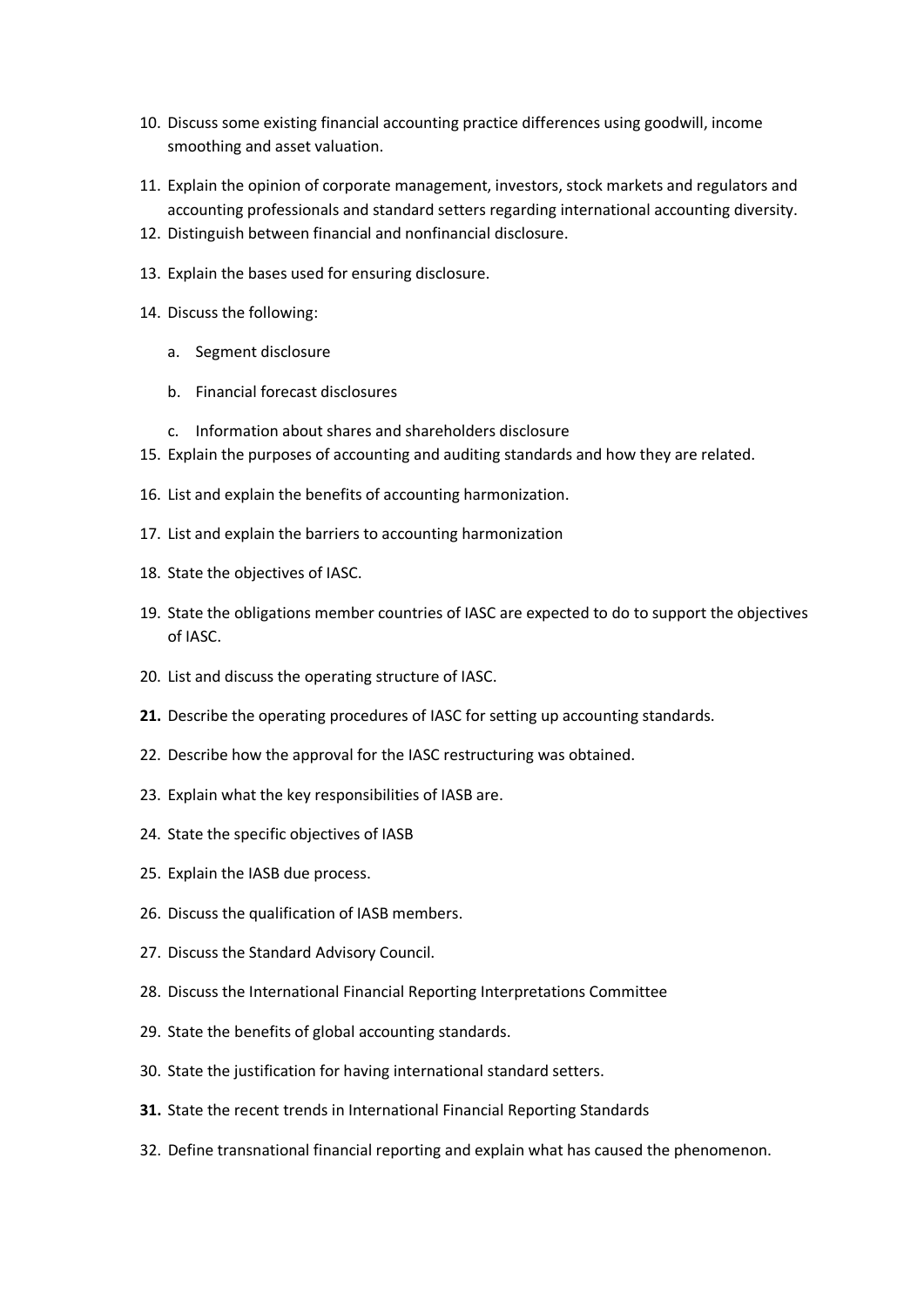10. Discuss some existing financial accounting practice differences using goodwill, income smoothing and asset valuation.
11. Explain the opinion of corporate management, investors, stock markets and regulators and accounting professionals and standard setters regarding international accounting diversity.
12. Distinguish between financial and nonfinancial disclosure.
13. Explain the bases used for ensuring disclosure.
14. Discuss the following:
    a. Segment disclosure
    b. Financial forecast disclosures
    c. Information about shares and shareholders disclosure
15. Explain the purposes of accounting and auditing standards and how they are related.
16. List and explain the benefits of accounting harmonization.
17. List and explain the barriers to accounting harmonization
18. State the objectives of IASC.
19. State the obligations member countries of IASC are expected to do to support the objectives of IASC.
20. List and discuss the operating structure of IASC.
21. Describe the operating procedures of IASC for setting up accounting standards.
22. Describe how the approval for the IASC restructuring was obtained.
23. Explain what the key responsibilities of IASB are.
24. State the specific objectives of IASB
25. Explain the IASB due process.
26. Discuss the qualification of IASB members.
27. Discuss the Standard Advisory Council.
28. Discuss the International Financial Reporting Interpretations Committee
29. State the benefits of global accounting standards.
30. State the justification for having international standard setters.
31. State the recent trends in International Financial Reporting Standards
32. Define transnational financial reporting and explain what has caused the phenomenon.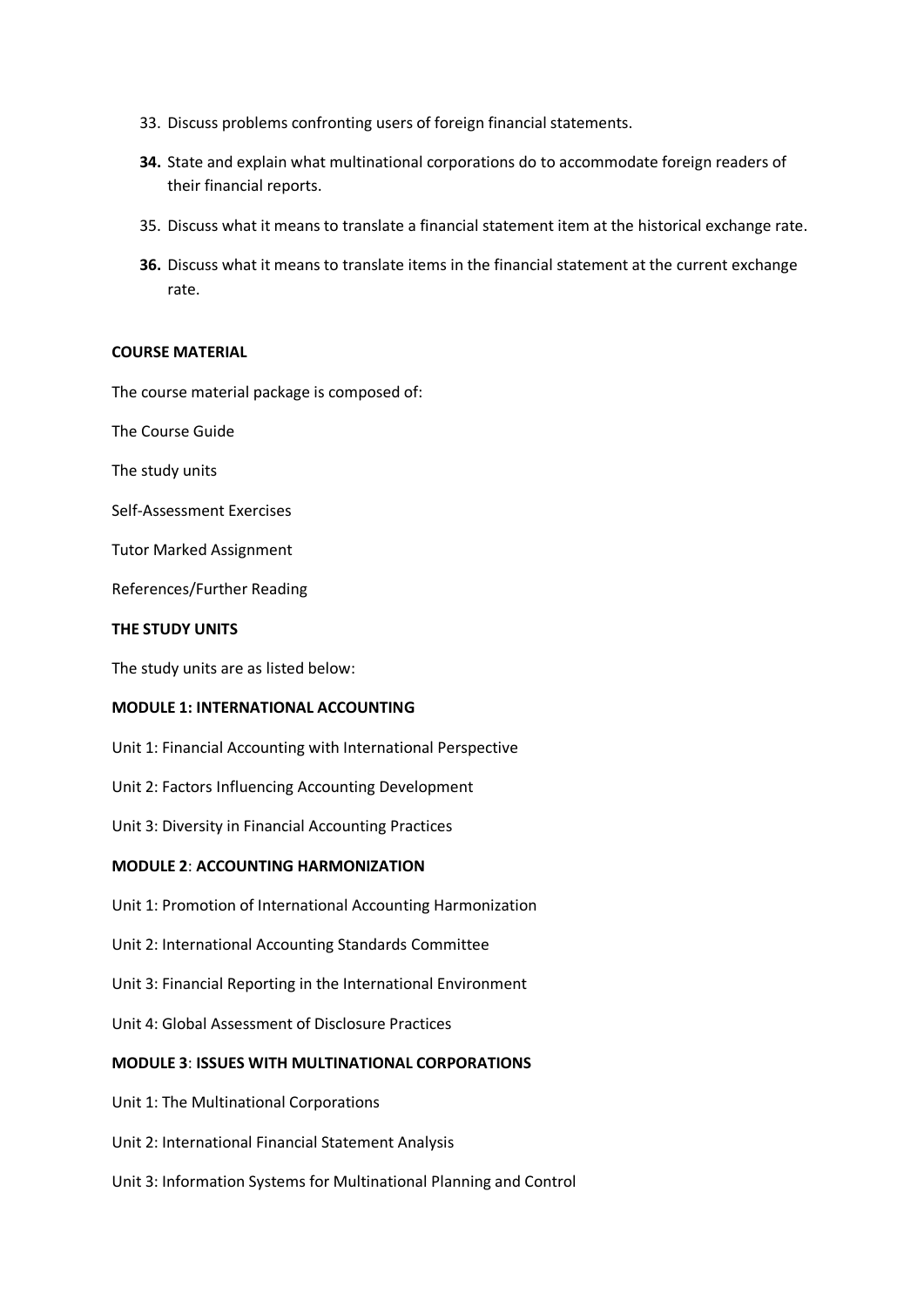33. Discuss problems confronting users of foreign financial statements.

**34.** State and explain what multinational corporations do to accommodate foreign readers of their financial reports.

35. Discuss what it means to translate a financial statement item at the historical exchange rate.

**36.** Discuss what it means to translate items in the financial statement at the current exchange rate.

**COURSE MATERIAL**

The course material package is composed of:

The Course Guide

The study units

Self-Assessment Exercises

Tutor Marked Assignment

References/Further Reading

**THE STUDY UNITS**

The study units are as listed below:

**MODULE 1: INTERNATIONAL ACCOUNTING**

Unit 1: Financial Accounting with International Perspective

Unit 2: Factors Influencing Accounting Development

Unit 3: Diversity in Financial Accounting Practices

**MODULE 2**: **ACCOUNTING HARMONIZATION**

Unit 1: Promotion of International Accounting Harmonization

Unit 2: International Accounting Standards Committee

Unit 3: Financial Reporting in the International Environment

Unit 4: Global Assessment of Disclosure Practices

**MODULE 3**: **ISSUES WITH MULTINATIONAL CORPORATIONS**

Unit 1: The Multinational Corporations

Unit 2: International Financial Statement Analysis

Unit 3: Information Systems for Multinational Planning and Control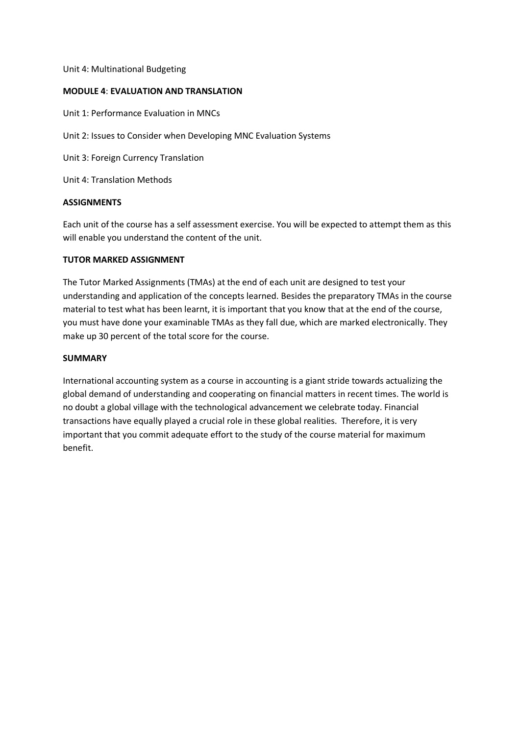Unit 4: Multinational Budgeting

**MODULE 4**: **EVALUATION AND TRANSLATION**

Unit 1: Performance Evaluation in MNCs

Unit 2: Issues to Consider when Developing MNC Evaluation Systems

Unit 3: Foreign Currency Translation

Unit 4: Translation Methods

**ASSIGNMENTS**

Each unit of the course has a self assessment exercise. You will be expected to attempt them as this will enable you understand the content of the unit.

**TUTOR MARKED ASSIGNMENT**

The Tutor Marked Assignments (TMAs) at the end of each unit are designed to test your understanding and application of the concepts learned. Besides the preparatory TMAs in the course material to test what has been learnt, it is important that you know that at the end of the course, you must have done your examinable TMAs as they fall due, which are marked electronically. They make up 30 percent of the total score for the course.

**SUMMARY**

International accounting system as a course in accounting is a giant stride towards actualizing the global demand of understanding and cooperating on financial matters in recent times. The world is no doubt a global village with the technological advancement we celebrate today. Financial transactions have equally played a crucial role in these global realities. Therefore, it is very important that you commit adequate effort to the study of the course material for maximum benefit.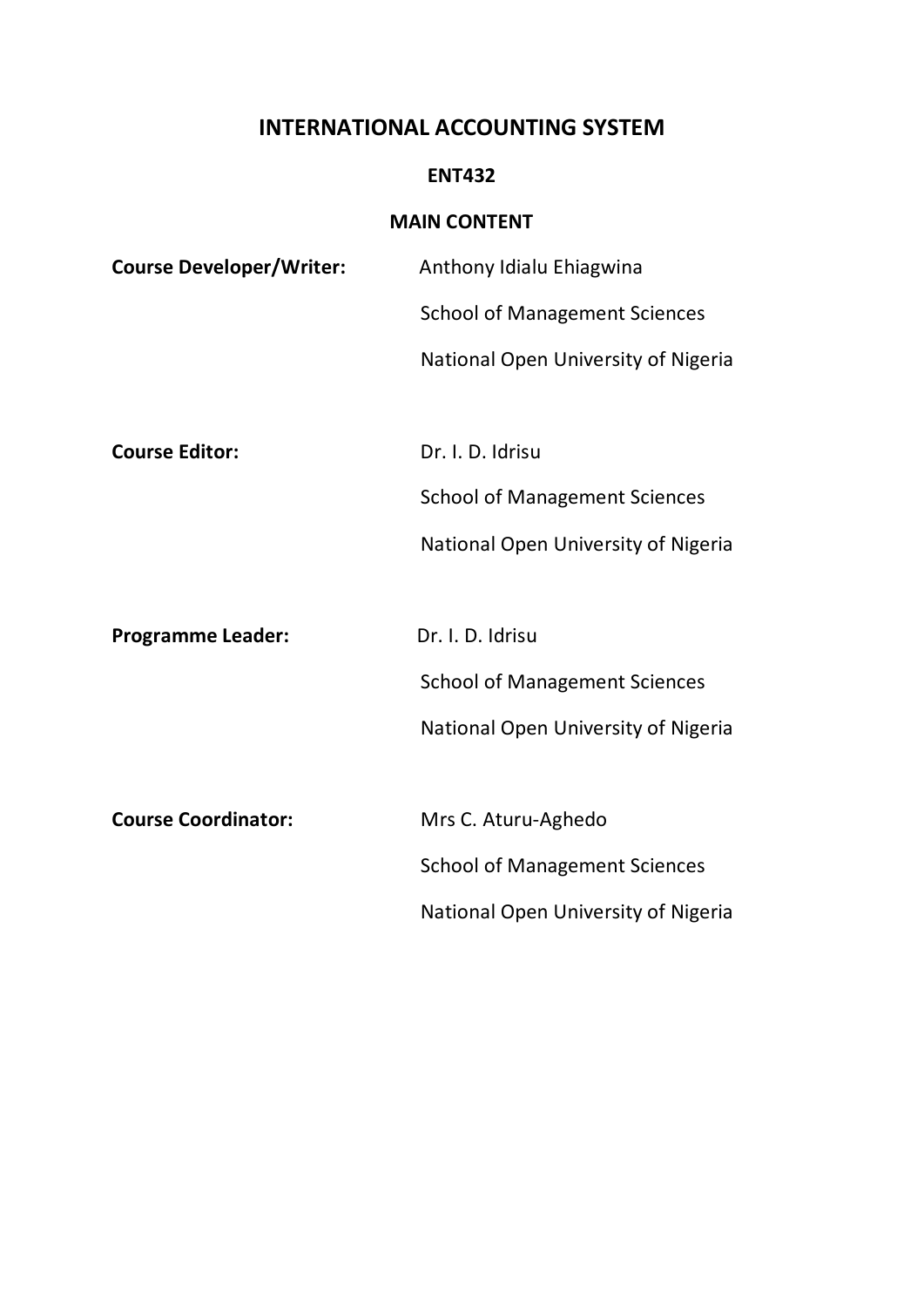# INTERNATIONAL ACCOUNTING SYSTEM

## ENT432

## MAIN CONTENT

**Course Developer/Writer:** Anthony Idialu Ehiagwina
School of Management Sciences
National Open University of Nigeria

**Course Editor:** Dr. I. D. Idrisu
School of Management Sciences
National Open University of Nigeria

**Programme Leader:** Dr. I. D. Idrisu
School of Management Sciences
National Open University of Nigeria

**Course Coordinator:** Mrs C. Aturu-Aghedo
School of Management Sciences
National Open University of Nigeria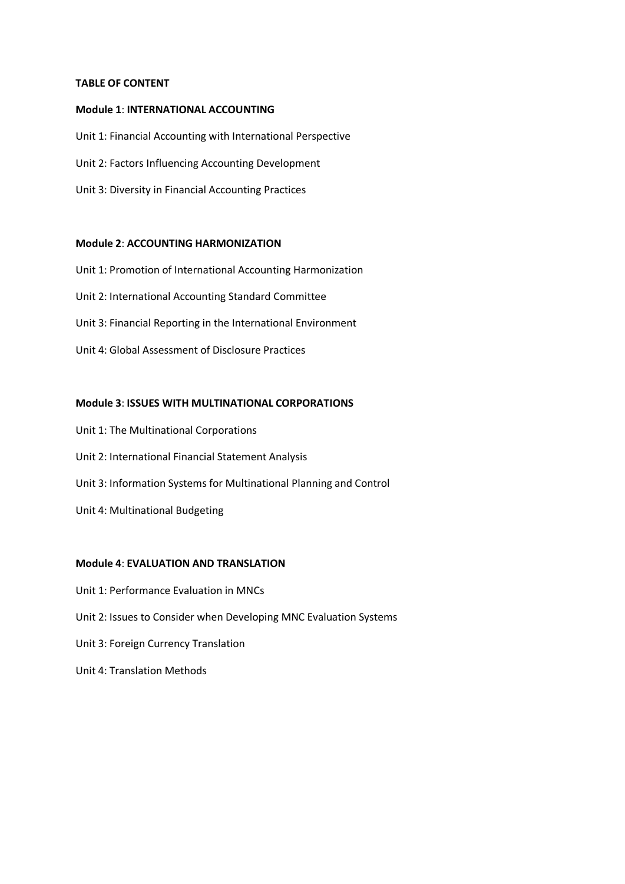**TABLE OF CONTENT**

**Module 1**: **INTERNATIONAL ACCOUNTING**

Unit 1: Financial Accounting with International Perspective

Unit 2: Factors Influencing Accounting Development

Unit 3: Diversity in Financial Accounting Practices

**Module 2**: **ACCOUNTING HARMONIZATION**

Unit 1: Promotion of International Accounting Harmonization

Unit 2: International Accounting Standard Committee

Unit 3: Financial Reporting in the International Environment

Unit 4: Global Assessment of Disclosure Practices

**Module 3**: **ISSUES WITH MULTINATIONAL CORPORATIONS**

Unit 1: The Multinational Corporations

Unit 2: International Financial Statement Analysis

Unit 3: Information Systems for Multinational Planning and Control

Unit 4: Multinational Budgeting

**Module 4**: **EVALUATION AND TRANSLATION**

Unit 1: Performance Evaluation in MNCs

Unit 2: Issues to Consider when Developing MNC Evaluation Systems

Unit 3: Foreign Currency Translation

Unit 4: Translation Methods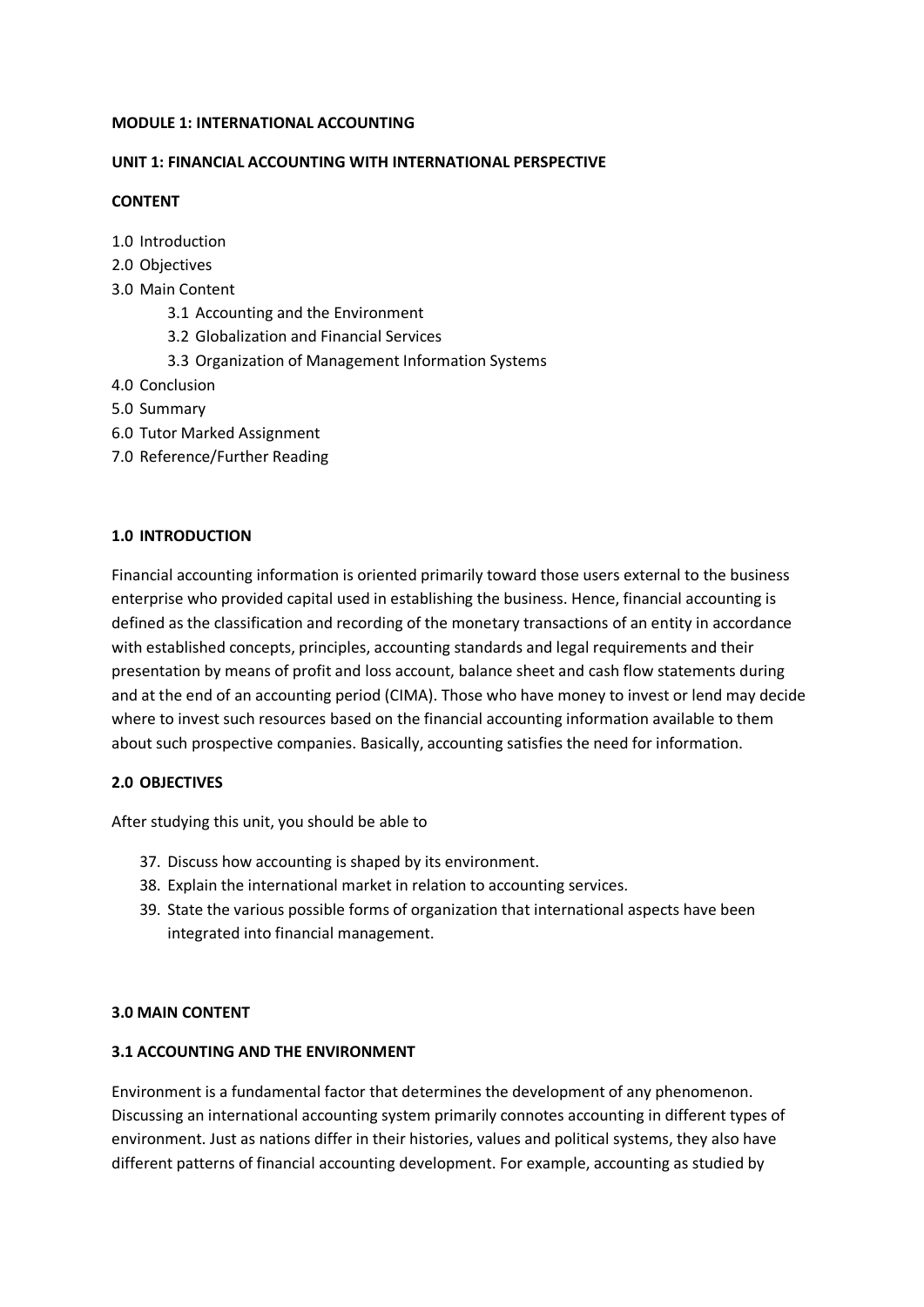**MODULE 1: INTERNATIONAL ACCOUNTING**

**UNIT 1: FINANCIAL ACCOUNTING WITH INTERNATIONAL PERSPECTIVE**

**CONTENT**

1.0 Introduction
2.0 Objectives
3.0 Main Content
  3.1 Accounting and the Environment
  3.2 Globalization and Financial Services
  3.3 Organization of Management Information Systems
4.0 Conclusion
5.0 Summary
6.0 Tutor Marked Assignment
7.0 Reference/Further Reading

**1.0 INTRODUCTION**

Financial accounting information is oriented primarily toward those users external to the business enterprise who provided capital used in establishing the business. Hence, financial accounting is defined as the classification and recording of the monetary transactions of an entity in accordance with established concepts, principles, accounting standards and legal requirements and their presentation by means of profit and loss account, balance sheet and cash flow statements during and at the end of an accounting period (CIMA). Those who have money to invest or lend may decide where to invest such resources based on the financial accounting information available to them about such prospective companies. Basically, accounting satisfies the need for information.

**2.0 OBJECTIVES**

After studying this unit, you should be able to

37. Discuss how accounting is shaped by its environment.
38. Explain the international market in relation to accounting services.
39. State the various possible forms of organization that international aspects have been integrated into financial management.

**3.0 MAIN CONTENT**

**3.1 ACCOUNTING AND THE ENVIRONMENT**

Environment is a fundamental factor that determines the development of any phenomenon. Discussing an international accounting system primarily connotes accounting in different types of environment. Just as nations differ in their histories, values and political systems, they also have different patterns of financial accounting development. For example, accounting as studied by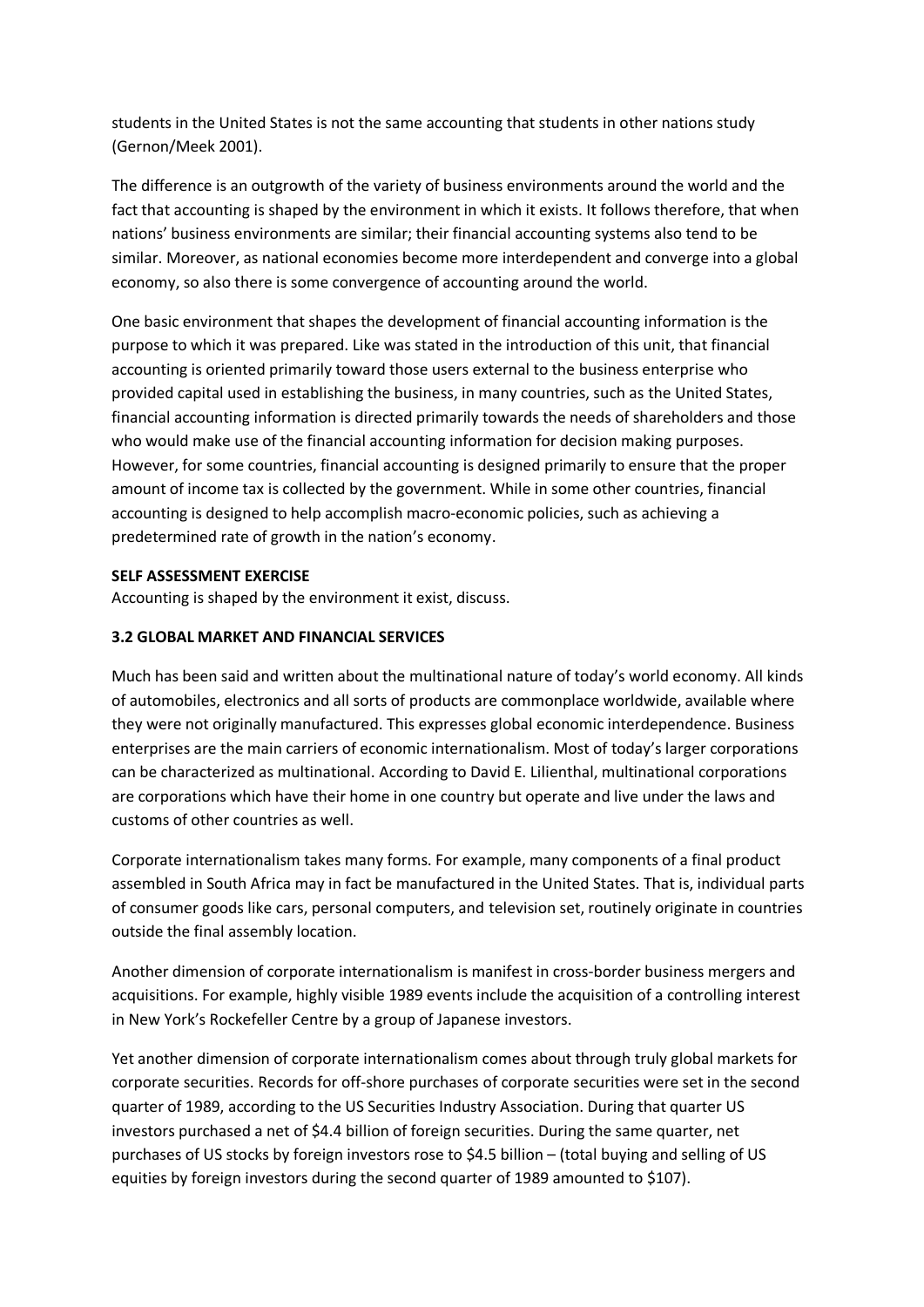students in the United States is not the same accounting that students in other nations study (Gernon/Meek 2001).

The difference is an outgrowth of the variety of business environments around the world and the fact that accounting is shaped by the environment in which it exists. It follows therefore, that when nations' business environments are similar; their financial accounting systems also tend to be similar. Moreover, as national economies become more interdependent and converge into a global economy, so also there is some convergence of accounting around the world.

One basic environment that shapes the development of financial accounting information is the purpose to which it was prepared. Like was stated in the introduction of this unit, that financial accounting is oriented primarily toward those users external to the business enterprise who provided capital used in establishing the business, in many countries, such as the United States, financial accounting information is directed primarily towards the needs of shareholders and those who would make use of the financial accounting information for decision making purposes. However, for some countries, financial accounting is designed primarily to ensure that the proper amount of income tax is collected by the government. While in some other countries, financial accounting is designed to help accomplish macro-economic policies, such as achieving a predetermined rate of growth in the nation's economy.

**SELF ASSESSMENT EXERCISE**

Accounting is shaped by the environment it exist, discuss.

### 3.2 GLOBAL MARKET AND FINANCIAL SERVICES

Much has been said and written about the multinational nature of today's world economy. All kinds of automobiles, electronics and all sorts of products are commonplace worldwide, available where they were not originally manufactured. This expresses global economic interdependence. Business enterprises are the main carriers of economic internationalism. Most of today's larger corporations can be characterized as multinational. According to David E. Lilienthal, multinational corporations are corporations which have their home in one country but operate and live under the laws and customs of other countries as well.

Corporate internationalism takes many forms. For example, many components of a final product assembled in South Africa may in fact be manufactured in the United States. That is, individual parts of consumer goods like cars, personal computers, and television set, routinely originate in countries outside the final assembly location.

Another dimension of corporate internationalism is manifest in cross-border business mergers and acquisitions. For example, highly visible 1989 events include the acquisition of a controlling interest in New York's Rockefeller Centre by a group of Japanese investors.

Yet another dimension of corporate internationalism comes about through truly global markets for corporate securities. Records for off-shore purchases of corporate securities were set in the second quarter of 1989, according to the US Securities Industry Association. During that quarter US investors purchased a net of $4.4 billion of foreign securities. During the same quarter, net purchases of US stocks by foreign investors rose to $4.5 billion – (total buying and selling of US equities by foreign investors during the second quarter of 1989 amounted to $107).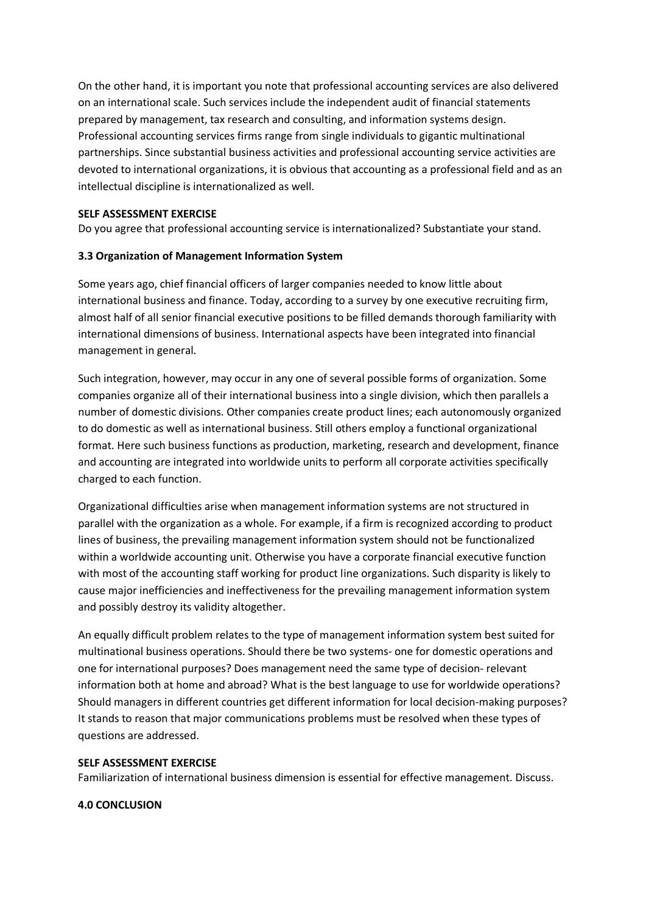On the other hand, it is important you note that professional accounting services are also delivered on an international scale. Such services include the independent audit of financial statements prepared by management, tax research and consulting, and information systems design. Professional accounting services firms range from single individuals to gigantic multinational partnerships. Since substantial business activities and professional accounting service activities are devoted to international organizations, it is obvious that accounting as a professional field and as an intellectual discipline is internationalized as well.

**SELF ASSESSMENT EXERCISE**

Do you agree that professional accounting service is internationalized? Substantiate your stand.

### 3.3 Organization of Management Information System

Some years ago, chief financial officers of larger companies needed to know little about international business and finance. Today, according to a survey by one executive recruiting firm, almost half of all senior financial executive positions to be filled demands thorough familiarity with international dimensions of business. International aspects have been integrated into financial management in general.

Such integration, however, may occur in any one of several possible forms of organization. Some companies organize all of their international business into a single division, which then parallels a number of domestic divisions. Other companies create product lines; each autonomously organized to do domestic as well as international business. Still others employ a functional organizational format. Here such business functions as production, marketing, research and development, finance and accounting are integrated into worldwide units to perform all corporate activities specifically charged to each function.

Organizational difficulties arise when management information systems are not structured in parallel with the organization as a whole. For example, if a firm is recognized according to product lines of business, the prevailing management information system should not be functionalized within a worldwide accounting unit. Otherwise you have a corporate financial executive function with most of the accounting staff working for product line organizations. Such disparity is likely to cause major inefficiencies and ineffectiveness for the prevailing management information system and possibly destroy its validity altogether.

An equally difficult problem relates to the type of management information system best suited for multinational business operations. Should there be two systems- one for domestic operations and one for international purposes? Does management need the same type of decision- relevant information both at home and abroad? What is the best language to use for worldwide operations? Should managers in different countries get different information for local decision-making purposes? It stands to reason that major communications problems must be resolved when these types of questions are addressed.

**SELF ASSESSMENT EXERCISE**

Familiarization of international business dimension is essential for effective management. Discuss.

## 4.0 CONCLUSION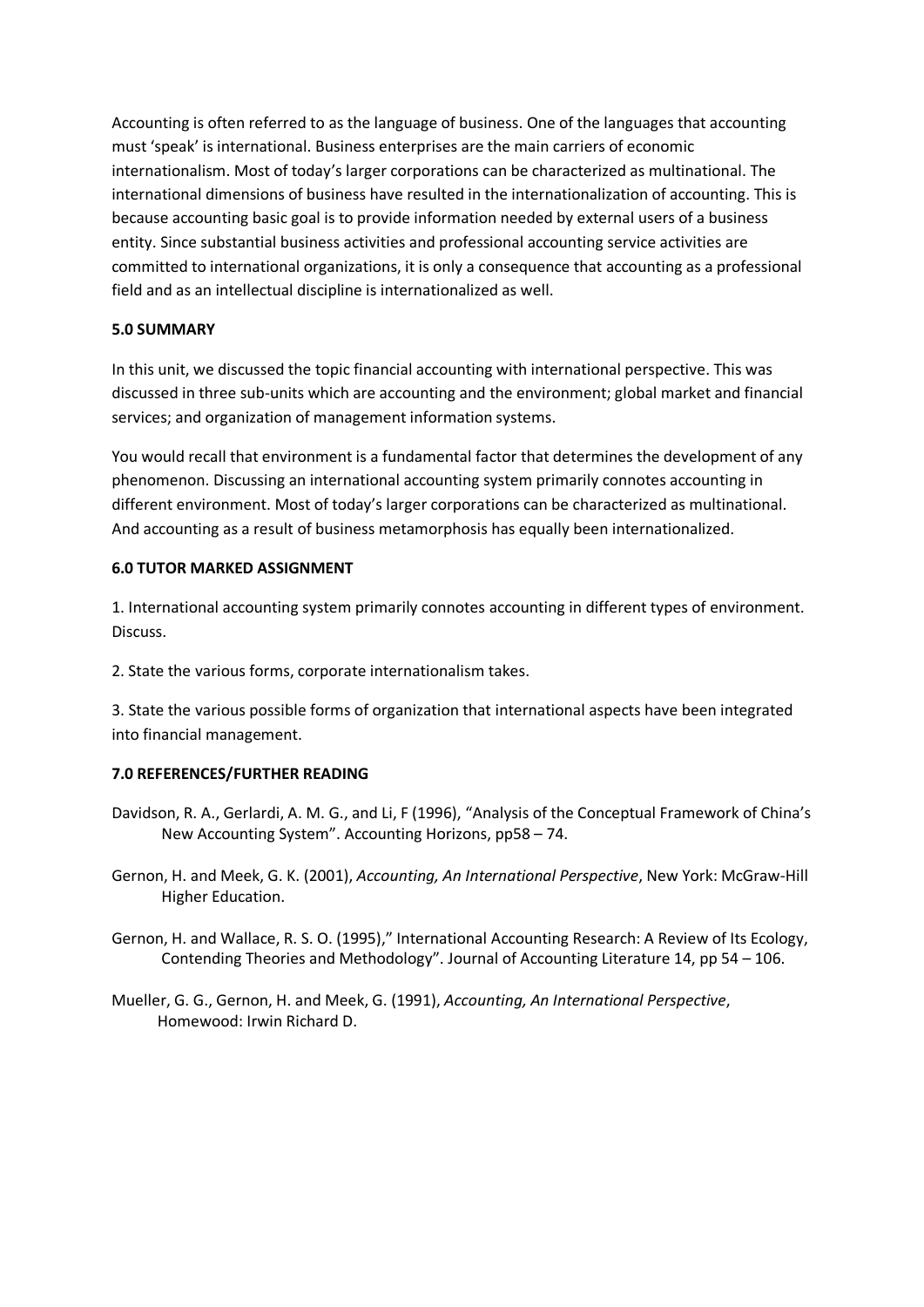Accounting is often referred to as the language of business. One of the languages that accounting must 'speak' is international. Business enterprises are the main carriers of economic internationalism. Most of today's larger corporations can be characterized as multinational. The international dimensions of business have resulted in the internationalization of accounting. This is because accounting basic goal is to provide information needed by external users of a business entity. Since substantial business activities and professional accounting service activities are committed to international organizations, it is only a consequence that accounting as a professional field and as an intellectual discipline is internationalized as well.

### 5.0 SUMMARY

In this unit, we discussed the topic financial accounting with international perspective. This was discussed in three sub-units which are accounting and the environment; global market and financial services; and organization of management information systems.

You would recall that environment is a fundamental factor that determines the development of any phenomenon. Discussing an international accounting system primarily connotes accounting in different environment. Most of today's larger corporations can be characterized as multinational. And accounting as a result of business metamorphosis has equally been internationalized.

### 6.0 TUTOR MARKED ASSIGNMENT

1. International accounting system primarily connotes accounting in different types of environment. Discuss.

2. State the various forms, corporate internationalism takes.

3. State the various possible forms of organization that international aspects have been integrated into financial management.

### 7.0 REFERENCES/FURTHER READING

Davidson, R. A., Gerlardi, A. M. G., and Li, F (1996), "Analysis of the Conceptual Framework of China's New Accounting System". Accounting Horizons, pp58 – 74.

Gernon, H. and Meek, G. K. (2001), *Accounting, An International Perspective*, New York: McGraw-Hill Higher Education.

Gernon, H. and Wallace, R. S. O. (1995)," International Accounting Research: A Review of Its Ecology, Contending Theories and Methodology". Journal of Accounting Literature 14, pp 54 – 106.

Mueller, G. G., Gernon, H. and Meek, G. (1991), *Accounting, An International Perspective*, Homewood: Irwin Richard D.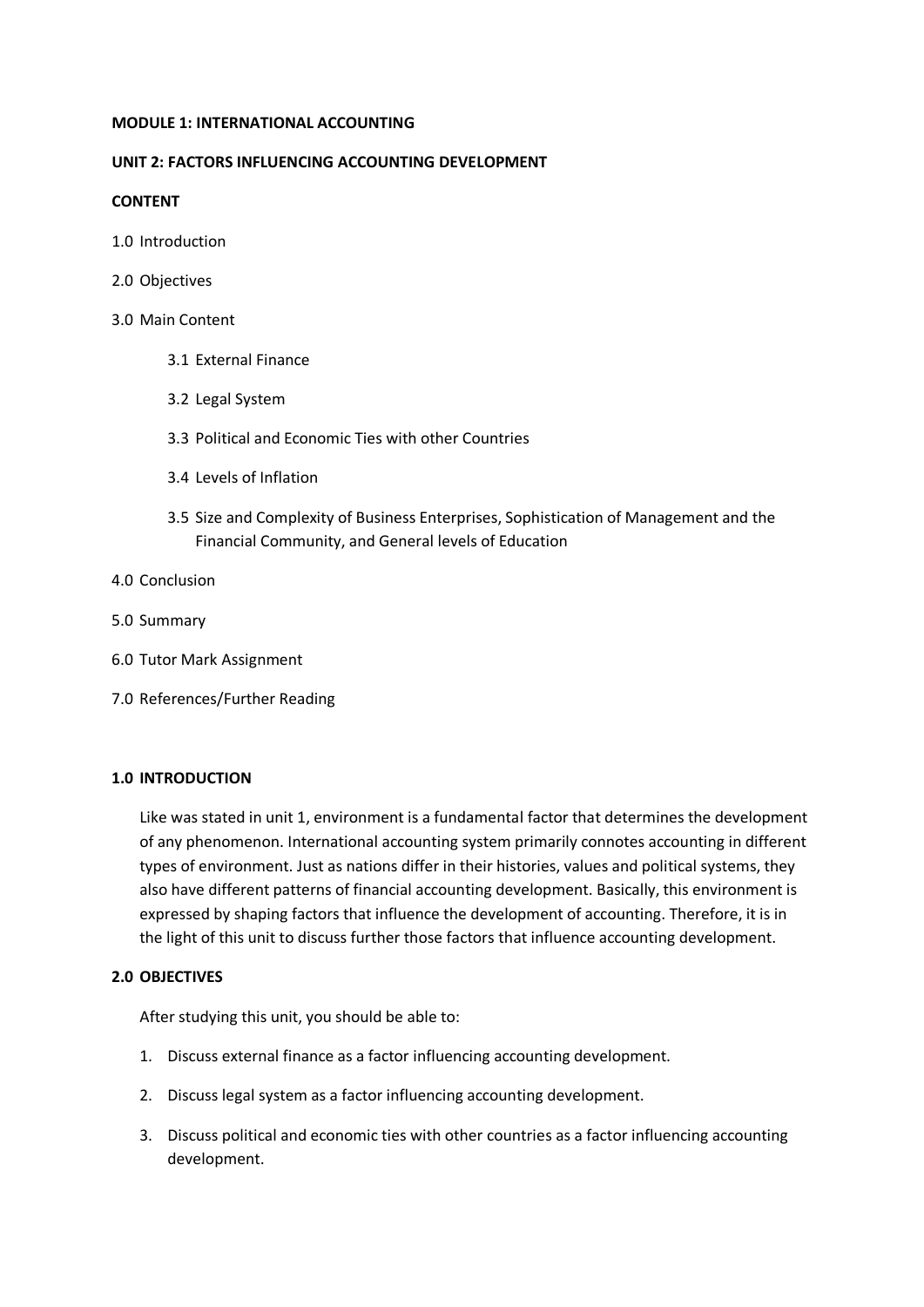**MODULE 1: INTERNATIONAL ACCOUNTING**

**UNIT 2: FACTORS INFLUENCING ACCOUNTING DEVELOPMENT**

**CONTENT**

1.0 Introduction

2.0 Objectives

3.0 Main Content

- 3.1 External Finance
- 3.2 Legal System
- 3.3 Political and Economic Ties with other Countries
- 3.4 Levels of Inflation
- 3.5 Size and Complexity of Business Enterprises, Sophistication of Management and the Financial Community, and General levels of Education

4.0 Conclusion

5.0 Summary

6.0 Tutor Mark Assignment

7.0 References/Further Reading

**1.0 INTRODUCTION**

Like was stated in unit 1, environment is a fundamental factor that determines the development of any phenomenon. International accounting system primarily connotes accounting in different types of environment. Just as nations differ in their histories, values and political systems, they also have different patterns of financial accounting development. Basically, this environment is expressed by shaping factors that influence the development of accounting. Therefore, it is in the light of this unit to discuss further those factors that influence accounting development.

**2.0 OBJECTIVES**

After studying this unit, you should be able to:

1. Discuss external finance as a factor influencing accounting development.
2. Discuss legal system as a factor influencing accounting development.
3. Discuss political and economic ties with other countries as a factor influencing accounting development.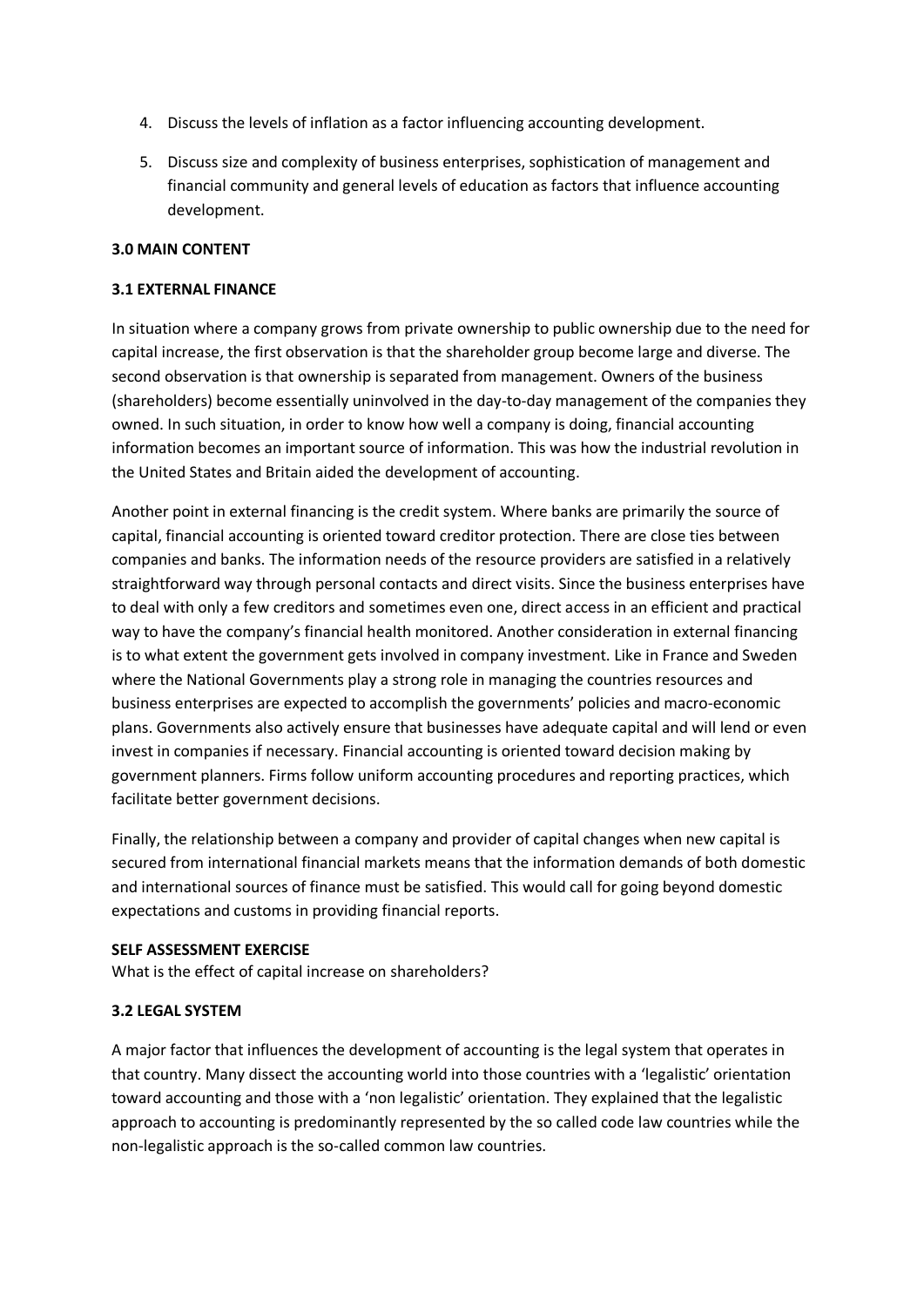4. Discuss the levels of inflation as a factor influencing accounting development.

5. Discuss size and complexity of business enterprises, sophistication of management and financial community and general levels of education as factors that influence accounting development.

## 3.0 MAIN CONTENT

### 3.1 EXTERNAL FINANCE

In situation where a company grows from private ownership to public ownership due to the need for capital increase, the first observation is that the shareholder group become large and diverse. The second observation is that ownership is separated from management. Owners of the business (shareholders) become essentially uninvolved in the day-to-day management of the companies they owned. In such situation, in order to know how well a company is doing, financial accounting information becomes an important source of information. This was how the industrial revolution in the United States and Britain aided the development of accounting.

Another point in external financing is the credit system. Where banks are primarily the source of capital, financial accounting is oriented toward creditor protection. There are close ties between companies and banks. The information needs of the resource providers are satisfied in a relatively straightforward way through personal contacts and direct visits. Since the business enterprises have to deal with only a few creditors and sometimes even one, direct access in an efficient and practical way to have the company's financial health monitored. Another consideration in external financing is to what extent the government gets involved in company investment. Like in France and Sweden where the National Governments play a strong role in managing the countries resources and business enterprises are expected to accomplish the governments' policies and macro-economic plans. Governments also actively ensure that businesses have adequate capital and will lend or even invest in companies if necessary. Financial accounting is oriented toward decision making by government planners. Firms follow uniform accounting procedures and reporting practices, which facilitate better government decisions.

Finally, the relationship between a company and provider of capital changes when new capital is secured from international financial markets means that the information demands of both domestic and international sources of finance must be satisfied. This would call for going beyond domestic expectations and customs in providing financial reports.

**SELF ASSESSMENT EXERCISE**
What is the effect of capital increase on shareholders?

### 3.2 LEGAL SYSTEM

A major factor that influences the development of accounting is the legal system that operates in that country. Many dissect the accounting world into those countries with a 'legalistic' orientation toward accounting and those with a 'non legalistic' orientation. They explained that the legalistic approach to accounting is predominantly represented by the so called code law countries while the non-legalistic approach is the so-called common law countries.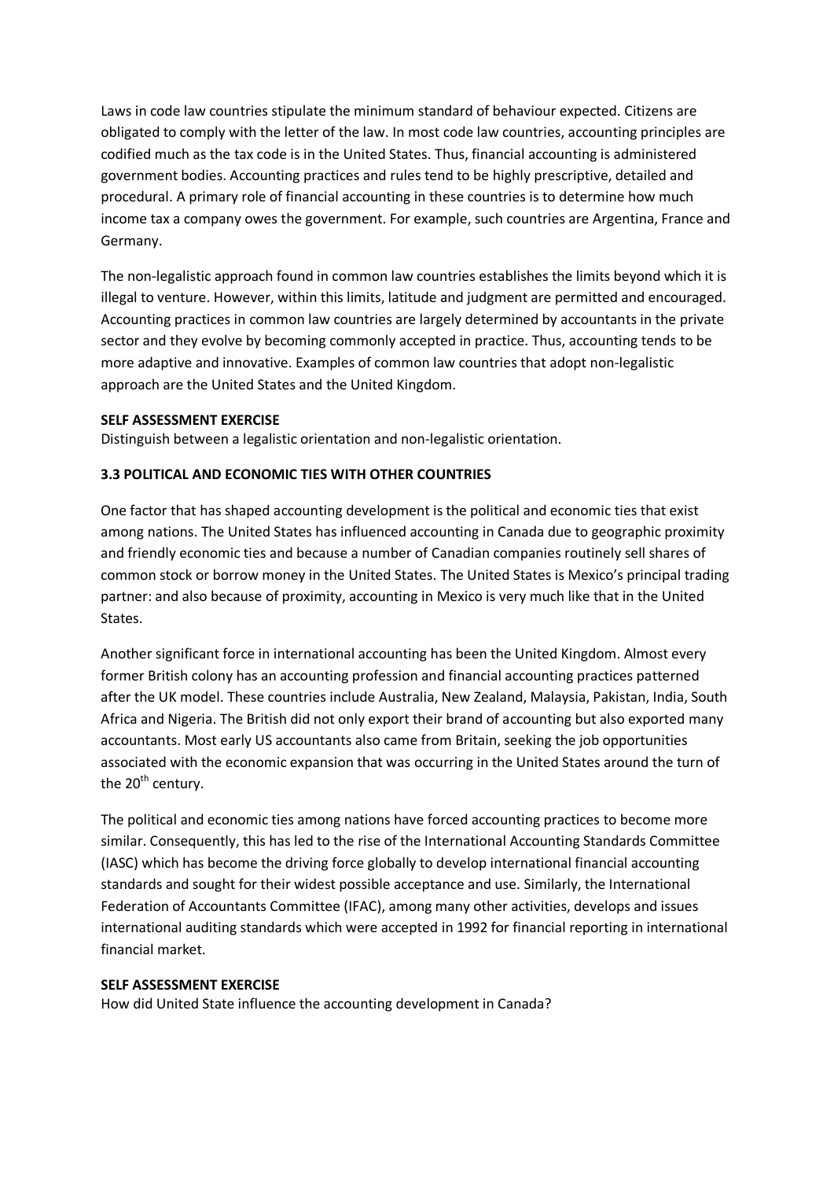Laws in code law countries stipulate the minimum standard of behaviour expected. Citizens are obligated to comply with the letter of the law. In most code law countries, accounting principles are codified much as the tax code is in the United States. Thus, financial accounting is administered government bodies. Accounting practices and rules tend to be highly prescriptive, detailed and procedural. A primary role of financial accounting in these countries is to determine how much income tax a company owes the government. For example, such countries are Argentina, France and Germany.

The non-legalistic approach found in common law countries establishes the limits beyond which it is illegal to venture. However, within this limits, latitude and judgment are permitted and encouraged. Accounting practices in common law countries are largely determined by accountants in the private sector and they evolve by becoming commonly accepted in practice. Thus, accounting tends to be more adaptive and innovative. Examples of common law countries that adopt non-legalistic approach are the United States and the United Kingdom.

**SELF ASSESSMENT EXERCISE**

Distinguish between a legalistic orientation and non-legalistic orientation.

### 3.3 POLITICAL AND ECONOMIC TIES WITH OTHER COUNTRIES

One factor that has shaped accounting development is the political and economic ties that exist among nations. The United States has influenced accounting in Canada due to geographic proximity and friendly economic ties and because a number of Canadian companies routinely sell shares of common stock or borrow money in the United States. The United States is Mexico's principal trading partner: and also because of proximity, accounting in Mexico is very much like that in the United States.

Another significant force in international accounting has been the United Kingdom. Almost every former British colony has an accounting profession and financial accounting practices patterned after the UK model. These countries include Australia, New Zealand, Malaysia, Pakistan, India, South Africa and Nigeria. The British did not only export their brand of accounting but also exported many accountants. Most early US accountants also came from Britain, seeking the job opportunities associated with the economic expansion that was occurring in the United States around the turn of the 20th century.

The political and economic ties among nations have forced accounting practices to become more similar. Consequently, this has led to the rise of the International Accounting Standards Committee (IASC) which has become the driving force globally to develop international financial accounting standards and sought for their widest possible acceptance and use. Similarly, the International Federation of Accountants Committee (IFAC), among many other activities, develops and issues international auditing standards which were accepted in 1992 for financial reporting in international financial market.

**SELF ASSESSMENT EXERCISE**

How did United State influence the accounting development in Canada?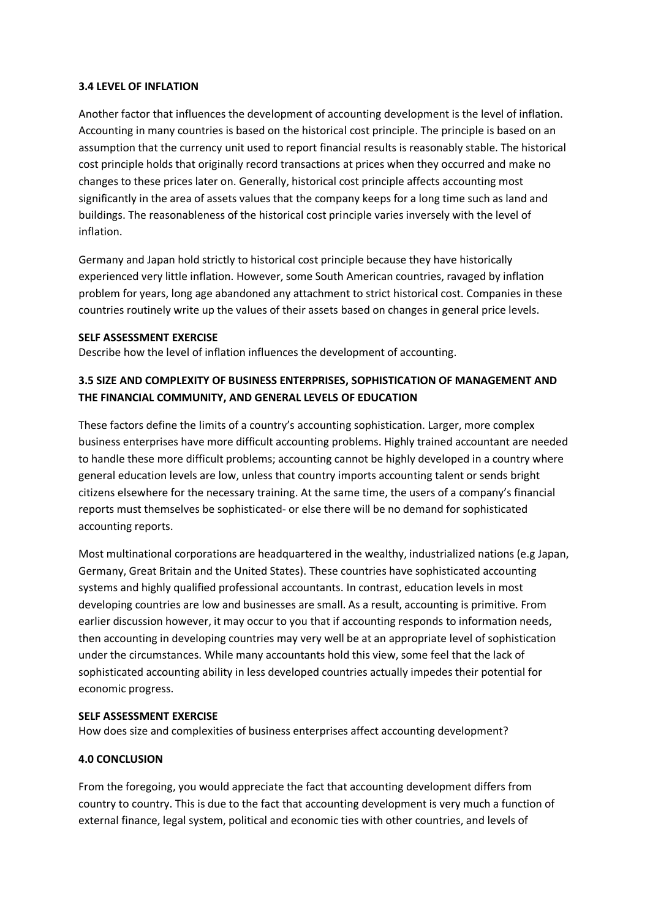### 3.4 LEVEL OF INFLATION

Another factor that influences the development of accounting development is the level of inflation. Accounting in many countries is based on the historical cost principle. The principle is based on an assumption that the currency unit used to report financial results is reasonably stable. The historical cost principle holds that originally record transactions at prices when they occurred and make no changes to these prices later on. Generally, historical cost principle affects accounting most significantly in the area of assets values that the company keeps for a long time such as land and buildings. The reasonableness of the historical cost principle varies inversely with the level of inflation.

Germany and Japan hold strictly to historical cost principle because they have historically experienced very little inflation. However, some South American countries, ravaged by inflation problem for years, long age abandoned any attachment to strict historical cost. Companies in these countries routinely write up the values of their assets based on changes in general price levels.

**SELF ASSESSMENT EXERCISE**

Describe how the level of inflation influences the development of accounting.

### 3.5 SIZE AND COMPLEXITY OF BUSINESS ENTERPRISES, SOPHISTICATION OF MANAGEMENT AND THE FINANCIAL COMMUNITY, AND GENERAL LEVELS OF EDUCATION

These factors define the limits of a country's accounting sophistication. Larger, more complex business enterprises have more difficult accounting problems. Highly trained accountant are needed to handle these more difficult problems; accounting cannot be highly developed in a country where general education levels are low, unless that country imports accounting talent or sends bright citizens elsewhere for the necessary training. At the same time, the users of a company's financial reports must themselves be sophisticated- or else there will be no demand for sophisticated accounting reports.

Most multinational corporations are headquartered in the wealthy, industrialized nations (e.g Japan, Germany, Great Britain and the United States). These countries have sophisticated accounting systems and highly qualified professional accountants. In contrast, education levels in most developing countries are low and businesses are small. As a result, accounting is primitive. From earlier discussion however, it may occur to you that if accounting responds to information needs, then accounting in developing countries may very well be at an appropriate level of sophistication under the circumstances. While many accountants hold this view, some feel that the lack of sophisticated accounting ability in less developed countries actually impedes their potential for economic progress.

**SELF ASSESSMENT EXERCISE**

How does size and complexities of business enterprises affect accounting development?

## 4.0 CONCLUSION

From the foregoing, you would appreciate the fact that accounting development differs from country to country. This is due to the fact that accounting development is very much a function of external finance, legal system, political and economic ties with other countries, and levels of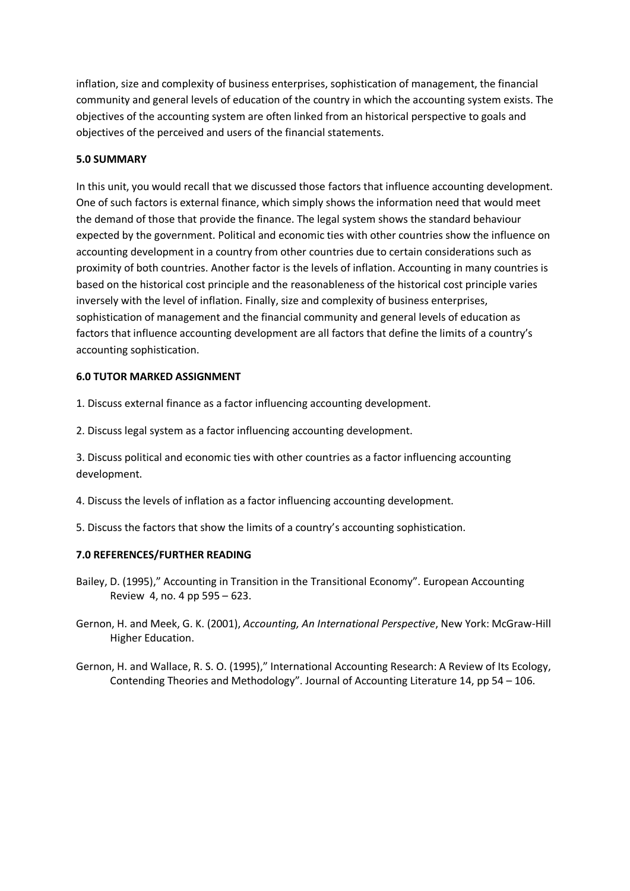inflation, size and complexity of business enterprises, sophistication of management, the financial community and general levels of education of the country in which the accounting system exists. The objectives of the accounting system are often linked from an historical perspective to goals and objectives of the perceived and users of the financial statements.

### 5.0 SUMMARY

In this unit, you would recall that we discussed those factors that influence accounting development. One of such factors is external finance, which simply shows the information need that would meet the demand of those that provide the finance. The legal system shows the standard behaviour expected by the government. Political and economic ties with other countries show the influence on accounting development in a country from other countries due to certain considerations such as proximity of both countries. Another factor is the levels of inflation. Accounting in many countries is based on the historical cost principle and the reasonableness of the historical cost principle varies inversely with the level of inflation. Finally, size and complexity of business enterprises, sophistication of management and the financial community and general levels of education as factors that influence accounting development are all factors that define the limits of a country's accounting sophistication.

### 6.0 TUTOR MARKED ASSIGNMENT

1. Discuss external finance as a factor influencing accounting development.

2. Discuss legal system as a factor influencing accounting development.

3. Discuss political and economic ties with other countries as a factor influencing accounting development.

4. Discuss the levels of inflation as a factor influencing accounting development.

5. Discuss the factors that show the limits of a country's accounting sophistication.

### 7.0 REFERENCES/FURTHER READING

Bailey, D. (1995)," Accounting in Transition in the Transitional Economy". European Accounting Review 4, no. 4 pp 595 – 623.

Gernon, H. and Meek, G. K. (2001), *Accounting, An International Perspective*, New York: McGraw-Hill Higher Education.

Gernon, H. and Wallace, R. S. O. (1995)," International Accounting Research: A Review of Its Ecology, Contending Theories and Methodology". Journal of Accounting Literature 14, pp 54 – 106.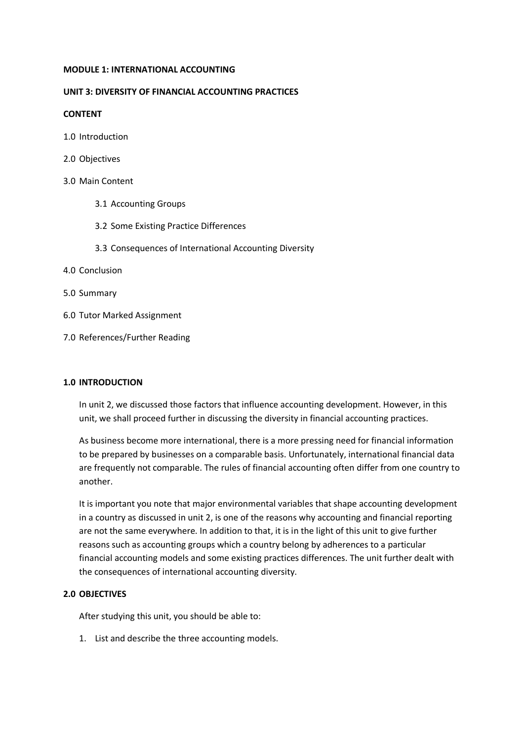**MODULE 1: INTERNATIONAL ACCOUNTING**

**UNIT 3: DIVERSITY OF FINANCIAL ACCOUNTING PRACTICES**

**CONTENT**

1.0 Introduction

2.0 Objectives

3.0 Main Content

- 3.1 Accounting Groups
- 3.2 Some Existing Practice Differences
- 3.3 Consequences of International Accounting Diversity

4.0 Conclusion

5.0 Summary

6.0 Tutor Marked Assignment

7.0 References/Further Reading

## 1.0 INTRODUCTION

In unit 2, we discussed those factors that influence accounting development. However, in this unit, we shall proceed further in discussing the diversity in financial accounting practices.

As business become more international, there is a more pressing need for financial information to be prepared by businesses on a comparable basis. Unfortunately, international financial data are frequently not comparable. The rules of financial accounting often differ from one country to another.

It is important you note that major environmental variables that shape accounting development in a country as discussed in unit 2, is one of the reasons why accounting and financial reporting are not the same everywhere. In addition to that, it is in the light of this unit to give further reasons such as accounting groups which a country belong by adherences to a particular financial accounting models and some existing practices differences. The unit further dealt with the consequences of international accounting diversity.

## 2.0 OBJECTIVES

After studying this unit, you should be able to:

1. List and describe the three accounting models.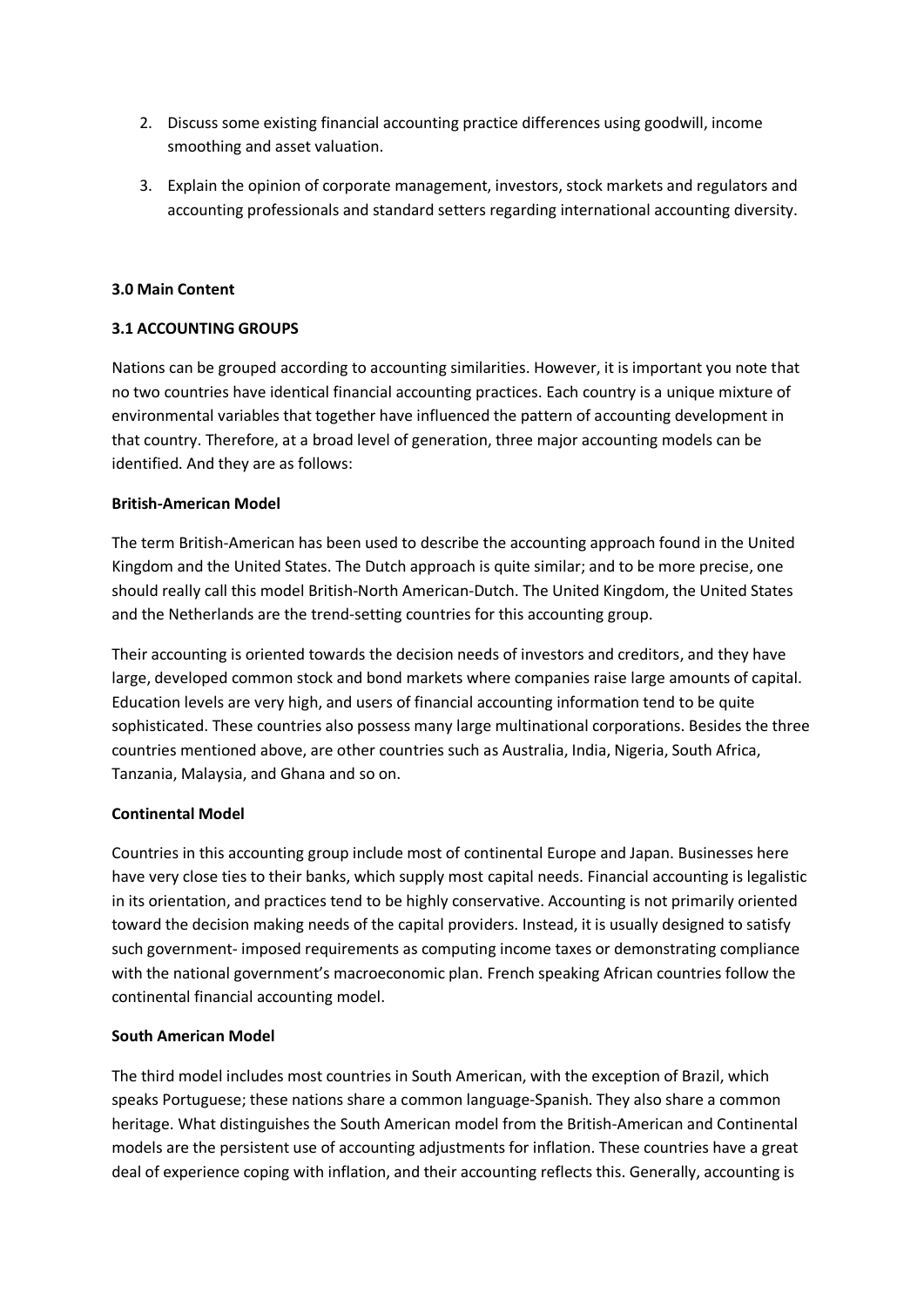2. Discuss some existing financial accounting practice differences using goodwill, income smoothing and asset valuation.

3. Explain the opinion of corporate management, investors, stock markets and regulators and accounting professionals and standard setters regarding international accounting diversity.

**3.0 Main Content**

**3.1 ACCOUNTING GROUPS**

Nations can be grouped according to accounting similarities. However, it is important you note that no two countries have identical financial accounting practices. Each country is a unique mixture of environmental variables that together have influenced the pattern of accounting development in that country. Therefore, at a broad level of generation, three major accounting models can be identified. And they are as follows:

**British-American Model**

The term British-American has been used to describe the accounting approach found in the United Kingdom and the United States. The Dutch approach is quite similar; and to be more precise, one should really call this model British-North American-Dutch. The United Kingdom, the United States and the Netherlands are the trend-setting countries for this accounting group.

Their accounting is oriented towards the decision needs of investors and creditors, and they have large, developed common stock and bond markets where companies raise large amounts of capital. Education levels are very high, and users of financial accounting information tend to be quite sophisticated. These countries also possess many large multinational corporations. Besides the three countries mentioned above, are other countries such as Australia, India, Nigeria, South Africa, Tanzania, Malaysia, and Ghana and so on.

**Continental Model**

Countries in this accounting group include most of continental Europe and Japan. Businesses here have very close ties to their banks, which supply most capital needs. Financial accounting is legalistic in its orientation, and practices tend to be highly conservative. Accounting is not primarily oriented toward the decision making needs of the capital providers. Instead, it is usually designed to satisfy such government- imposed requirements as computing income taxes or demonstrating compliance with the national government's macroeconomic plan. French speaking African countries follow the continental financial accounting model.

**South American Model**

The third model includes most countries in South American, with the exception of Brazil, which speaks Portuguese; these nations share a common language-Spanish. They also share a common heritage. What distinguishes the South American model from the British-American and Continental models are the persistent use of accounting adjustments for inflation. These countries have a great deal of experience coping with inflation, and their accounting reflects this. Generally, accounting is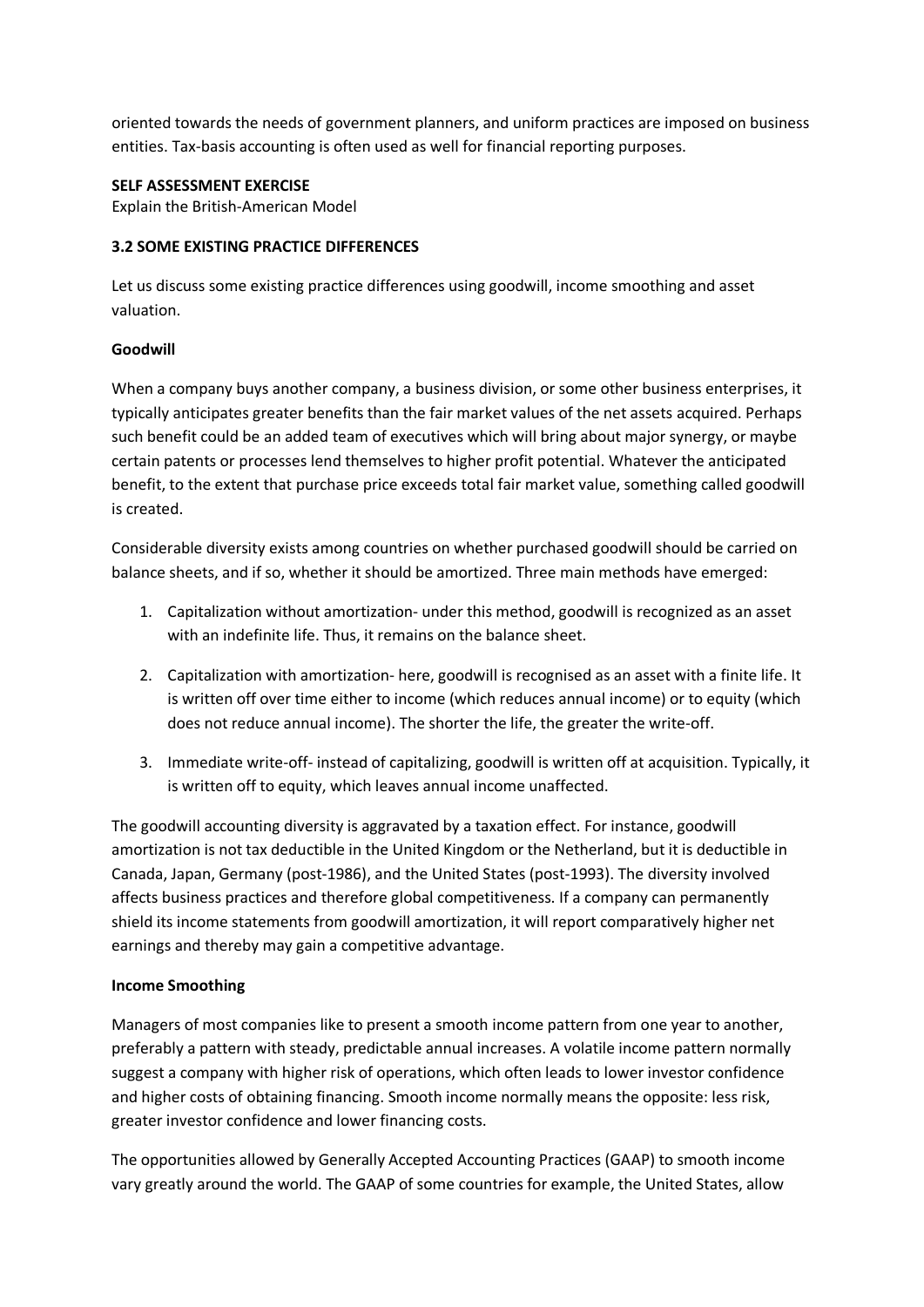oriented towards the needs of government planners, and uniform practices are imposed on business entities. Tax-basis accounting is often used as well for financial reporting purposes.

**SELF ASSESSMENT EXERCISE**

Explain the British-American Model

### 3.2 SOME EXISTING PRACTICE DIFFERENCES

Let us discuss some existing practice differences using goodwill, income smoothing and asset valuation.

**Goodwill**

When a company buys another company, a business division, or some other business enterprises, it typically anticipates greater benefits than the fair market values of the net assets acquired. Perhaps such benefit could be an added team of executives which will bring about major synergy, or maybe certain patents or processes lend themselves to higher profit potential. Whatever the anticipated benefit, to the extent that purchase price exceeds total fair market value, something called goodwill is created.

Considerable diversity exists among countries on whether purchased goodwill should be carried on balance sheets, and if so, whether it should be amortized. Three main methods have emerged:

1. Capitalization without amortization- under this method, goodwill is recognized as an asset with an indefinite life. Thus, it remains on the balance sheet.
2. Capitalization with amortization- here, goodwill is recognised as an asset with a finite life. It is written off over time either to income (which reduces annual income) or to equity (which does not reduce annual income). The shorter the life, the greater the write-off.
3. Immediate write-off- instead of capitalizing, goodwill is written off at acquisition. Typically, it is written off to equity, which leaves annual income unaffected.

The goodwill accounting diversity is aggravated by a taxation effect. For instance, goodwill amortization is not tax deductible in the United Kingdom or the Netherland, but it is deductible in Canada, Japan, Germany (post-1986), and the United States (post-1993). The diversity involved affects business practices and therefore global competitiveness. If a company can permanently shield its income statements from goodwill amortization, it will report comparatively higher net earnings and thereby may gain a competitive advantage.

**Income Smoothing**

Managers of most companies like to present a smooth income pattern from one year to another, preferably a pattern with steady, predictable annual increases. A volatile income pattern normally suggest a company with higher risk of operations, which often leads to lower investor confidence and higher costs of obtaining financing. Smooth income normally means the opposite: less risk, greater investor confidence and lower financing costs.

The opportunities allowed by Generally Accepted Accounting Practices (GAAP) to smooth income vary greatly around the world. The GAAP of some countries for example, the United States, allow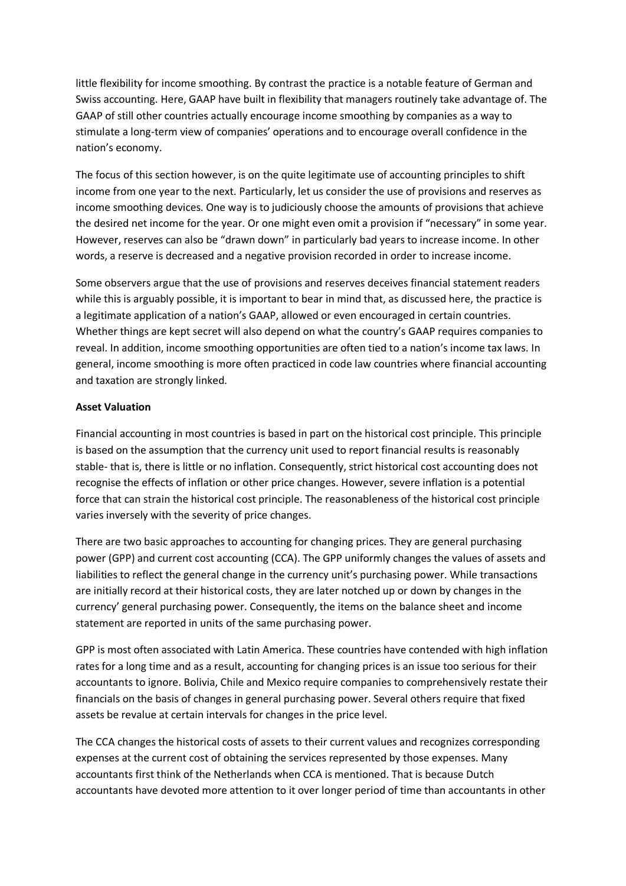little flexibility for income smoothing. By contrast the practice is a notable feature of German and Swiss accounting. Here, GAAP have built in flexibility that managers routinely take advantage of. The GAAP of still other countries actually encourage income smoothing by companies as a way to stimulate a long-term view of companies' operations and to encourage overall confidence in the nation's economy.

The focus of this section however, is on the quite legitimate use of accounting principles to shift income from one year to the next. Particularly, let us consider the use of provisions and reserves as income smoothing devices. One way is to judiciously choose the amounts of provisions that achieve the desired net income for the year. Or one might even omit a provision if "necessary" in some year. However, reserves can also be "drawn down" in particularly bad years to increase income. In other words, a reserve is decreased and a negative provision recorded in order to increase income.

Some observers argue that the use of provisions and reserves deceives financial statement readers while this is arguably possible, it is important to bear in mind that, as discussed here, the practice is a legitimate application of a nation's GAAP, allowed or even encouraged in certain countries. Whether things are kept secret will also depend on what the country's GAAP requires companies to reveal. In addition, income smoothing opportunities are often tied to a nation's income tax laws. In general, income smoothing is more often practiced in code law countries where financial accounting and taxation are strongly linked.

**Asset Valuation**

Financial accounting in most countries is based in part on the historical cost principle. This principle is based on the assumption that the currency unit used to report financial results is reasonably stable- that is, there is little or no inflation. Consequently, strict historical cost accounting does not recognise the effects of inflation or other price changes. However, severe inflation is a potential force that can strain the historical cost principle. The reasonableness of the historical cost principle varies inversely with the severity of price changes.

There are two basic approaches to accounting for changing prices. They are general purchasing power (GPP) and current cost accounting (CCA). The GPP uniformly changes the values of assets and liabilities to reflect the general change in the currency unit's purchasing power. While transactions are initially record at their historical costs, they are later notched up or down by changes in the currency' general purchasing power. Consequently, the items on the balance sheet and income statement are reported in units of the same purchasing power.

GPP is most often associated with Latin America. These countries have contended with high inflation rates for a long time and as a result, accounting for changing prices is an issue too serious for their accountants to ignore. Bolivia, Chile and Mexico require companies to comprehensively restate their financials on the basis of changes in general purchasing power. Several others require that fixed assets be revalue at certain intervals for changes in the price level.

The CCA changes the historical costs of assets to their current values and recognizes corresponding expenses at the current cost of obtaining the services represented by those expenses. Many accountants first think of the Netherlands when CCA is mentioned. That is because Dutch accountants have devoted more attention to it over longer period of time than accountants in other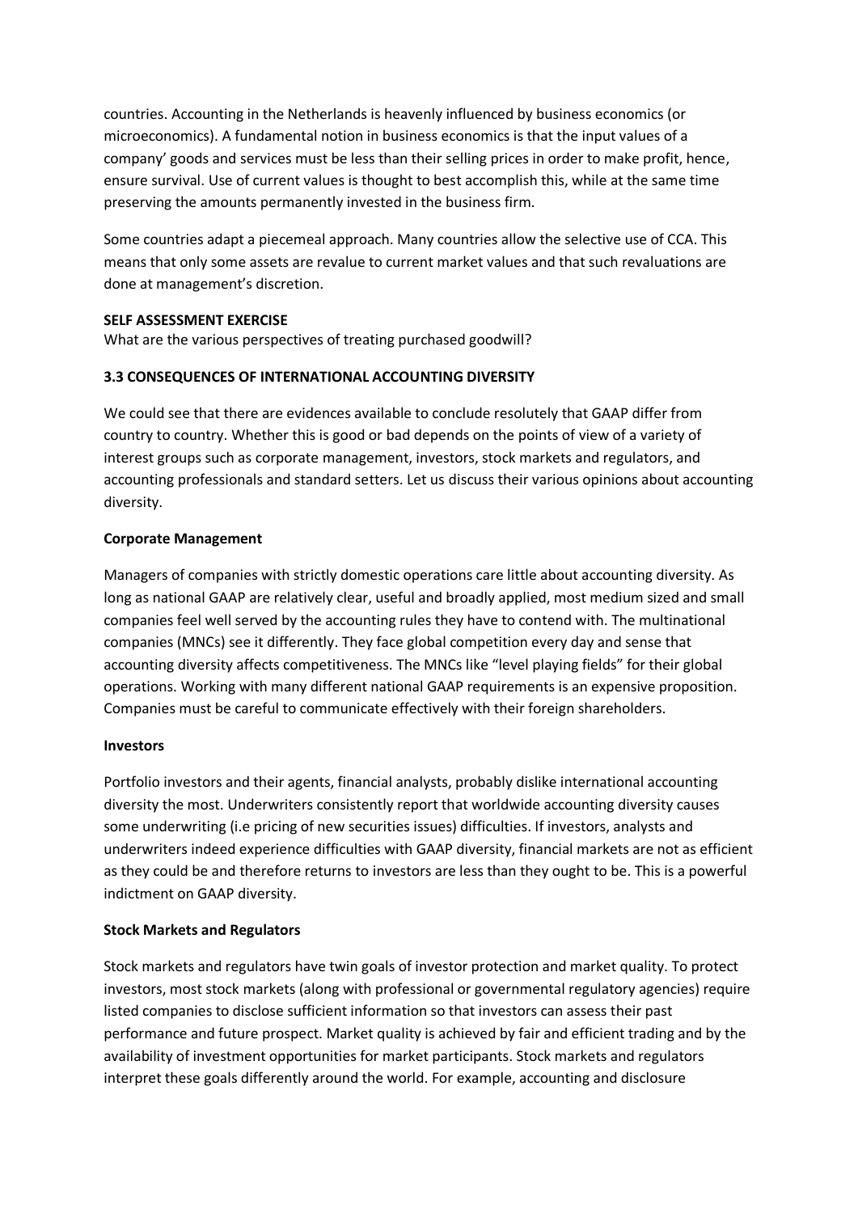countries. Accounting in the Netherlands is heavenly influenced by business economics (or microeconomics). A fundamental notion in business economics is that the input values of a company' goods and services must be less than their selling prices in order to make profit, hence, ensure survival. Use of current values is thought to best accomplish this, while at the same time preserving the amounts permanently invested in the business firm.

Some countries adapt a piecemeal approach. Many countries allow the selective use of CCA. This means that only some assets are revalue to current market values and that such revaluations are done at management's discretion.

**SELF ASSESSMENT EXERCISE**

What are the various perspectives of treating purchased goodwill?

### 3.3 CONSEQUENCES OF INTERNATIONAL ACCOUNTING DIVERSITY

We could see that there are evidences available to conclude resolutely that GAAP differ from country to country. Whether this is good or bad depends on the points of view of a variety of interest groups such as corporate management, investors, stock markets and regulators, and accounting professionals and standard setters. Let us discuss their various opinions about accounting diversity.

**Corporate Management**

Managers of companies with strictly domestic operations care little about accounting diversity. As long as national GAAP are relatively clear, useful and broadly applied, most medium sized and small companies feel well served by the accounting rules they have to contend with. The multinational companies (MNCs) see it differently. They face global competition every day and sense that accounting diversity affects competitiveness. The MNCs like "level playing fields" for their global operations. Working with many different national GAAP requirements is an expensive proposition. Companies must be careful to communicate effectively with their foreign shareholders.

**Investors**

Portfolio investors and their agents, financial analysts, probably dislike international accounting diversity the most. Underwriters consistently report that worldwide accounting diversity causes some underwriting (i.e pricing of new securities issues) difficulties. If investors, analysts and underwriters indeed experience difficulties with GAAP diversity, financial markets are not as efficient as they could be and therefore returns to investors are less than they ought to be. This is a powerful indictment on GAAP diversity.

**Stock Markets and Regulators**

Stock markets and regulators have twin goals of investor protection and market quality. To protect investors, most stock markets (along with professional or governmental regulatory agencies) require listed companies to disclose sufficient information so that investors can assess their past performance and future prospect. Market quality is achieved by fair and efficient trading and by the availability of investment opportunities for market participants. Stock markets and regulators interpret these goals differently around the world. For example, accounting and disclosure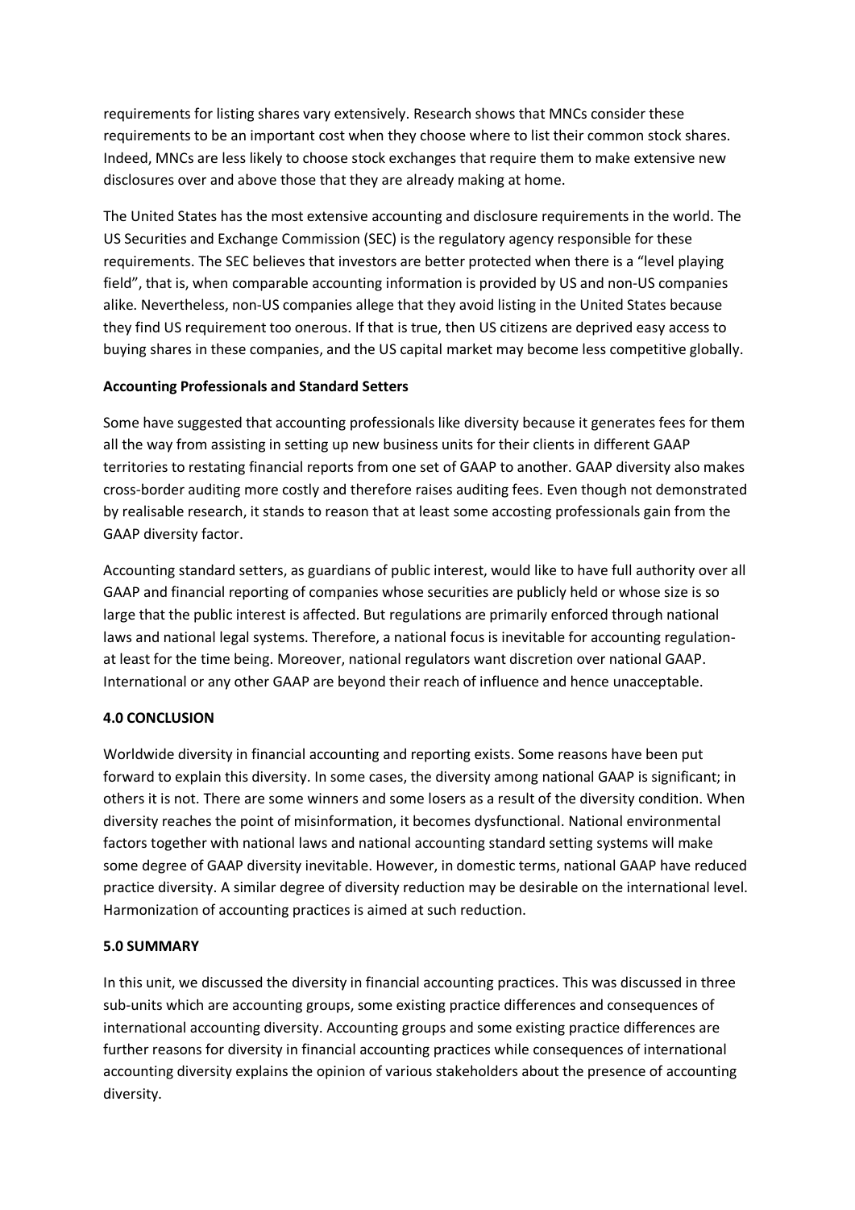requirements for listing shares vary extensively. Research shows that MNCs consider these requirements to be an important cost when they choose where to list their common stock shares. Indeed, MNCs are less likely to choose stock exchanges that require them to make extensive new disclosures over and above those that they are already making at home.

The United States has the most extensive accounting and disclosure requirements in the world. The US Securities and Exchange Commission (SEC) is the regulatory agency responsible for these requirements. The SEC believes that investors are better protected when there is a "level playing field", that is, when comparable accounting information is provided by US and non-US companies alike. Nevertheless, non-US companies allege that they avoid listing in the United States because they find US requirement too onerous. If that is true, then US citizens are deprived easy access to buying shares in these companies, and the US capital market may become less competitive globally.

**Accounting Professionals and Standard Setters**

Some have suggested that accounting professionals like diversity because it generates fees for them all the way from assisting in setting up new business units for their clients in different GAAP territories to restating financial reports from one set of GAAP to another. GAAP diversity also makes cross-border auditing more costly and therefore raises auditing fees. Even though not demonstrated by realisable research, it stands to reason that at least some accosting professionals gain from the GAAP diversity factor.

Accounting standard setters, as guardians of public interest, would like to have full authority over all GAAP and financial reporting of companies whose securities are publicly held or whose size is so large that the public interest is affected. But regulations are primarily enforced through national laws and national legal systems. Therefore, a national focus is inevitable for accounting regulation-at least for the time being. Moreover, national regulators want discretion over national GAAP. International or any other GAAP are beyond their reach of influence and hence unacceptable.

## 4.0 CONCLUSION

Worldwide diversity in financial accounting and reporting exists. Some reasons have been put forward to explain this diversity. In some cases, the diversity among national GAAP is significant; in others it is not. There are some winners and some losers as a result of the diversity condition. When diversity reaches the point of misinformation, it becomes dysfunctional. National environmental factors together with national laws and national accounting standard setting systems will make some degree of GAAP diversity inevitable. However, in domestic terms, national GAAP have reduced practice diversity. A similar degree of diversity reduction may be desirable on the international level. Harmonization of accounting practices is aimed at such reduction.

## 5.0 SUMMARY

In this unit, we discussed the diversity in financial accounting practices. This was discussed in three sub-units which are accounting groups, some existing practice differences and consequences of international accounting diversity. Accounting groups and some existing practice differences are further reasons for diversity in financial accounting practices while consequences of international accounting diversity explains the opinion of various stakeholders about the presence of accounting diversity.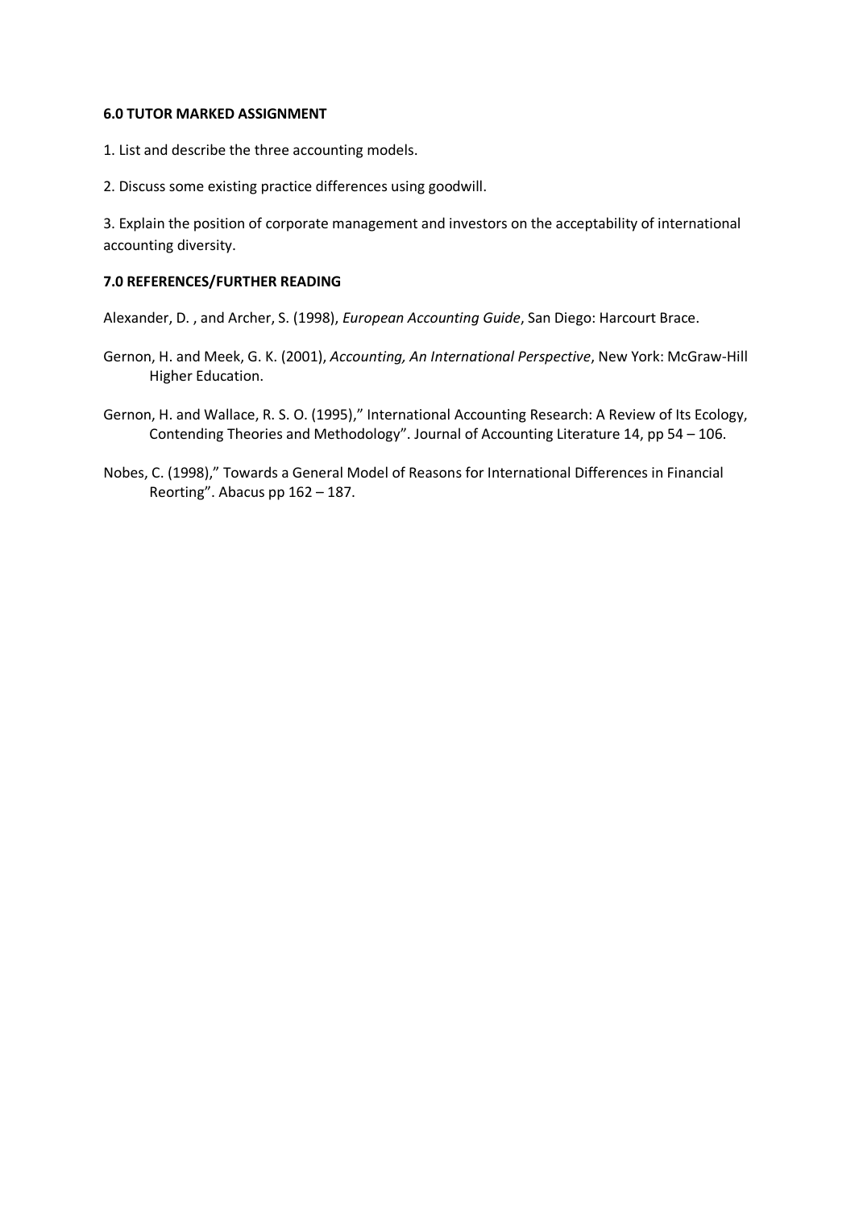**6.0 TUTOR MARKED ASSIGNMENT**

1. List and describe the three accounting models.

2. Discuss some existing practice differences using goodwill.

3. Explain the position of corporate management and investors on the acceptability of international accounting diversity.

**7.0 REFERENCES/FURTHER READING**

Alexander, D. , and Archer, S. (1998), *European Accounting Guide*, San Diego: Harcourt Brace.

Gernon, H. and Meek, G. K. (2001), *Accounting, An International Perspective*, New York: McGraw-Hill Higher Education.

Gernon, H. and Wallace, R. S. O. (1995)," International Accounting Research: A Review of Its Ecology, Contending Theories and Methodology". Journal of Accounting Literature 14, pp 54 – 106.

Nobes, C. (1998)," Towards a General Model of Reasons for International Differences in Financial Reorting". Abacus pp 162 – 187.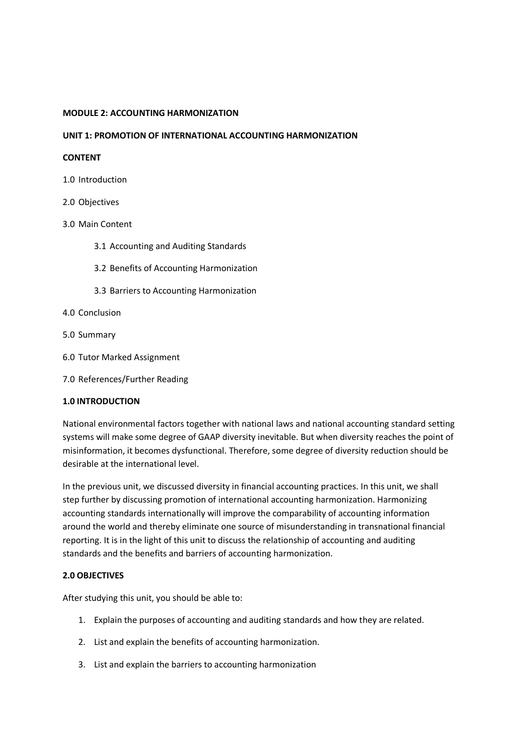**MODULE 2: ACCOUNTING HARMONIZATION**

**UNIT 1: PROMOTION OF INTERNATIONAL ACCOUNTING HARMONIZATION**

**CONTENT**

1.0 Introduction

2.0 Objectives

3.0 Main Content

- 3.1 Accounting and Auditing Standards
- 3.2 Benefits of Accounting Harmonization
- 3.3 Barriers to Accounting Harmonization

4.0 Conclusion

5.0 Summary

6.0 Tutor Marked Assignment

7.0 References/Further Reading

**1.0 INTRODUCTION**

National environmental factors together with national laws and national accounting standard setting systems will make some degree of GAAP diversity inevitable. But when diversity reaches the point of misinformation, it becomes dysfunctional. Therefore, some degree of diversity reduction should be desirable at the international level.

In the previous unit, we discussed diversity in financial accounting practices. In this unit, we shall step further by discussing promotion of international accounting harmonization. Harmonizing accounting standards internationally will improve the comparability of accounting information around the world and thereby eliminate one source of misunderstanding in transnational financial reporting. It is in the light of this unit to discuss the relationship of accounting and auditing standards and the benefits and barriers of accounting harmonization.

**2.0 OBJECTIVES**

After studying this unit, you should be able to:

1. Explain the purposes of accounting and auditing standards and how they are related.
2. List and explain the benefits of accounting harmonization.
3. List and explain the barriers to accounting harmonization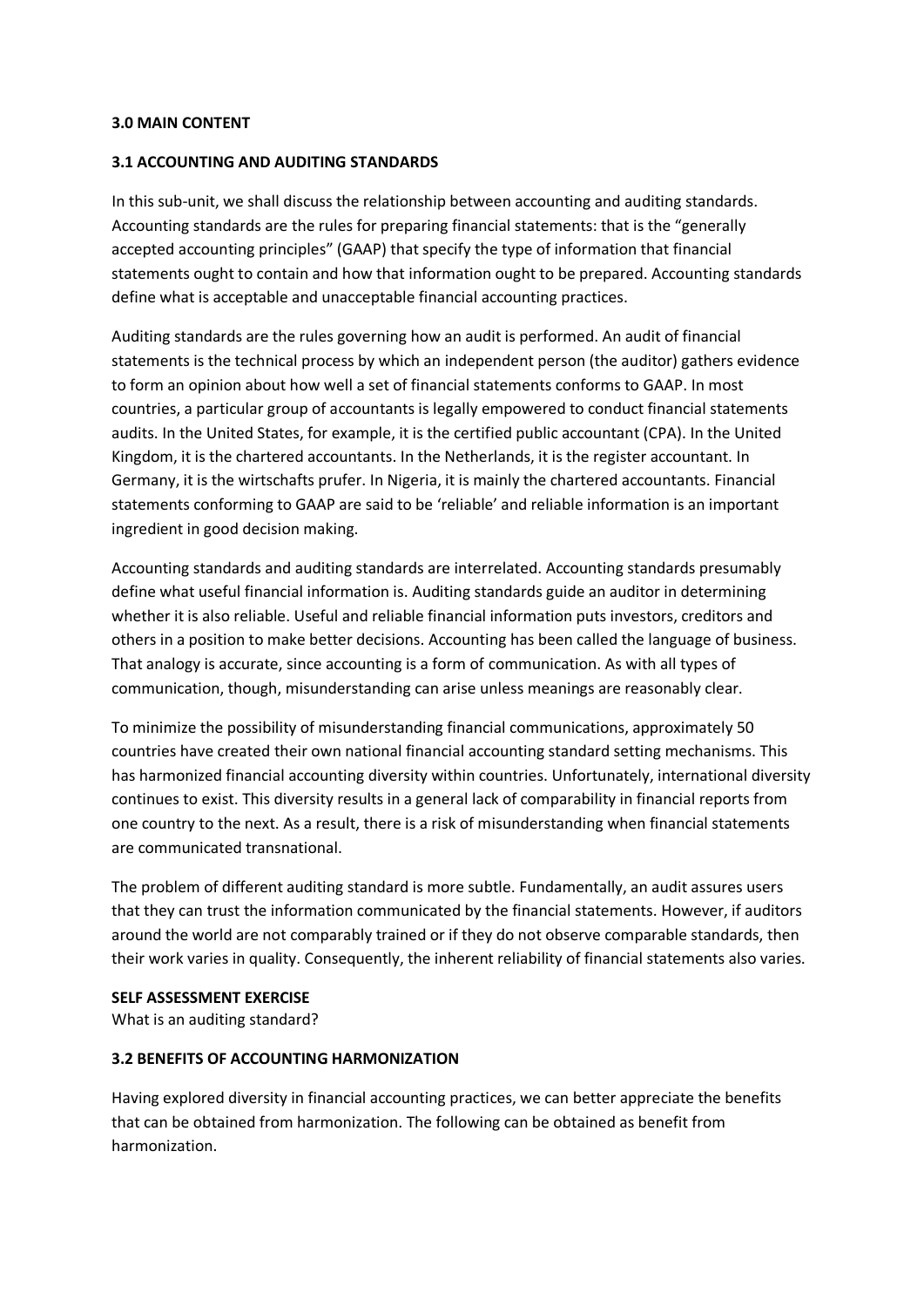**3.0 MAIN CONTENT**

**3.1 ACCOUNTING AND AUDITING STANDARDS**

In this sub-unit, we shall discuss the relationship between accounting and auditing standards. Accounting standards are the rules for preparing financial statements: that is the "generally accepted accounting principles" (GAAP) that specify the type of information that financial statements ought to contain and how that information ought to be prepared. Accounting standards define what is acceptable and unacceptable financial accounting practices.

Auditing standards are the rules governing how an audit is performed. An audit of financial statements is the technical process by which an independent person (the auditor) gathers evidence to form an opinion about how well a set of financial statements conforms to GAAP. In most countries, a particular group of accountants is legally empowered to conduct financial statements audits. In the United States, for example, it is the certified public accountant (CPA). In the United Kingdom, it is the chartered accountants. In the Netherlands, it is the register accountant. In Germany, it is the wirtschafts prufer. In Nigeria, it is mainly the chartered accountants. Financial statements conforming to GAAP are said to be 'reliable' and reliable information is an important ingredient in good decision making.

Accounting standards and auditing standards are interrelated. Accounting standards presumably define what useful financial information is. Auditing standards guide an auditor in determining whether it is also reliable. Useful and reliable financial information puts investors, creditors and others in a position to make better decisions. Accounting has been called the language of business. That analogy is accurate, since accounting is a form of communication. As with all types of communication, though, misunderstanding can arise unless meanings are reasonably clear.

To minimize the possibility of misunderstanding financial communications, approximately 50 countries have created their own national financial accounting standard setting mechanisms. This has harmonized financial accounting diversity within countries. Unfortunately, international diversity continues to exist. This diversity results in a general lack of comparability in financial reports from one country to the next. As a result, there is a risk of misunderstanding when financial statements are communicated transnational.

The problem of different auditing standard is more subtle. Fundamentally, an audit assures users that they can trust the information communicated by the financial statements. However, if auditors around the world are not comparably trained or if they do not observe comparable standards, then their work varies in quality. Consequently, the inherent reliability of financial statements also varies.

**SELF ASSESSMENT EXERCISE**

What is an auditing standard?

**3.2 BENEFITS OF ACCOUNTING HARMONIZATION**

Having explored diversity in financial accounting practices, we can better appreciate the benefits that can be obtained from harmonization. The following can be obtained as benefit from harmonization.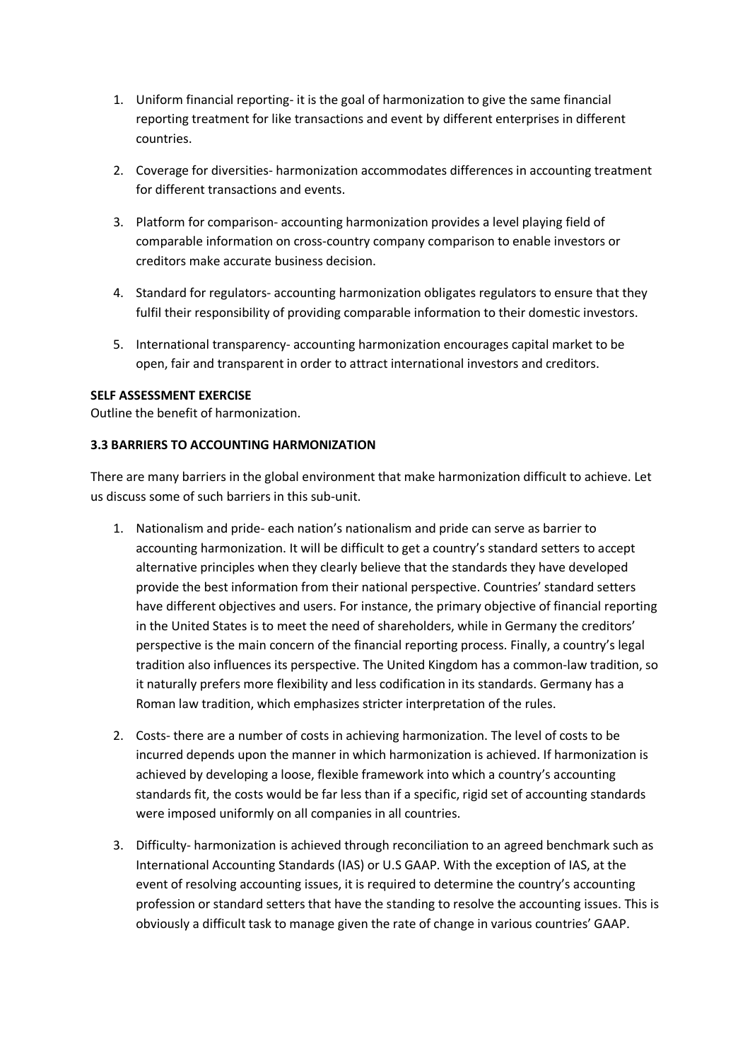1. Uniform financial reporting- it is the goal of harmonization to give the same financial reporting treatment for like transactions and event by different enterprises in different countries.

2. Coverage for diversities- harmonization accommodates differences in accounting treatment for different transactions and events.

3. Platform for comparison- accounting harmonization provides a level playing field of comparable information on cross-country company comparison to enable investors or creditors make accurate business decision.

4. Standard for regulators- accounting harmonization obligates regulators to ensure that they fulfil their responsibility of providing comparable information to their domestic investors.

5. International transparency- accounting harmonization encourages capital market to be open, fair and transparent in order to attract international investors and creditors.

**SELF ASSESSMENT EXERCISE**

Outline the benefit of harmonization.

### 3.3 BARRIERS TO ACCOUNTING HARMONIZATION

There are many barriers in the global environment that make harmonization difficult to achieve. Let us discuss some of such barriers in this sub-unit.

1. Nationalism and pride- each nation's nationalism and pride can serve as barrier to accounting harmonization. It will be difficult to get a country's standard setters to accept alternative principles when they clearly believe that the standards they have developed provide the best information from their national perspective. Countries' standard setters have different objectives and users. For instance, the primary objective of financial reporting in the United States is to meet the need of shareholders, while in Germany the creditors' perspective is the main concern of the financial reporting process. Finally, a country's legal tradition also influences its perspective. The United Kingdom has a common-law tradition, so it naturally prefers more flexibility and less codification in its standards. Germany has a Roman law tradition, which emphasizes stricter interpretation of the rules.

2. Costs- there are a number of costs in achieving harmonization. The level of costs to be incurred depends upon the manner in which harmonization is achieved. If harmonization is achieved by developing a loose, flexible framework into which a country's accounting standards fit, the costs would be far less than if a specific, rigid set of accounting standards were imposed uniformly on all companies in all countries.

3. Difficulty- harmonization is achieved through reconciliation to an agreed benchmark such as International Accounting Standards (IAS) or U.S GAAP. With the exception of IAS, at the event of resolving accounting issues, it is required to determine the country's accounting profession or standard setters that have the standing to resolve the accounting issues. This is obviously a difficult task to manage given the rate of change in various countries' GAAP.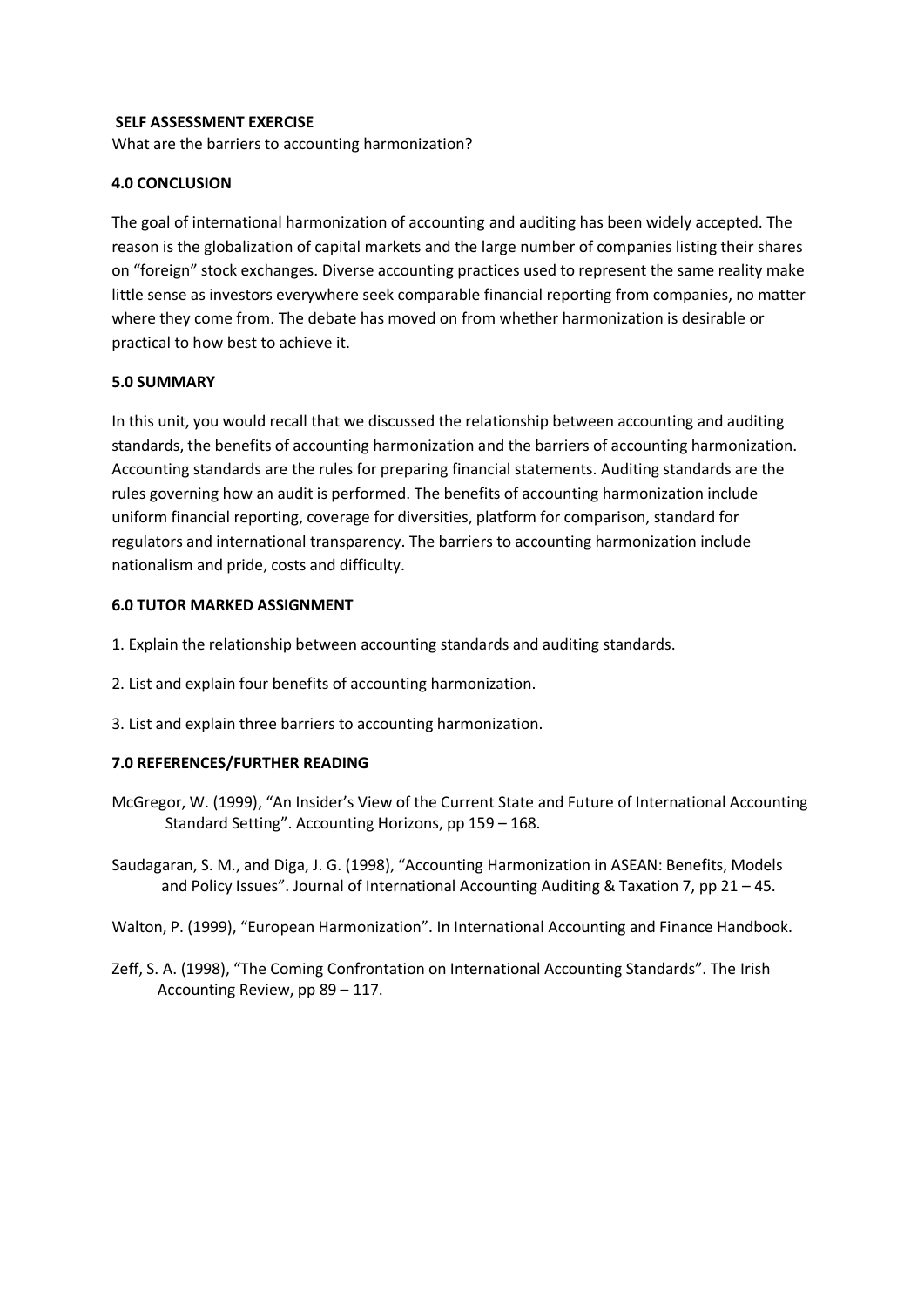**SELF ASSESSMENT EXERCISE**

What are the barriers to accounting harmonization?

## 4.0 CONCLUSION

The goal of international harmonization of accounting and auditing has been widely accepted. The reason is the globalization of capital markets and the large number of companies listing their shares on "foreign" stock exchanges. Diverse accounting practices used to represent the same reality make little sense as investors everywhere seek comparable financial reporting from companies, no matter where they come from. The debate has moved on from whether harmonization is desirable or practical to how best to achieve it.

## 5.0 SUMMARY

In this unit, you would recall that we discussed the relationship between accounting and auditing standards, the benefits of accounting harmonization and the barriers of accounting harmonization. Accounting standards are the rules for preparing financial statements. Auditing standards are the rules governing how an audit is performed. The benefits of accounting harmonization include uniform financial reporting, coverage for diversities, platform for comparison, standard for regulators and international transparency. The barriers to accounting harmonization include nationalism and pride, costs and difficulty.

## 6.0 TUTOR MARKED ASSIGNMENT

1. Explain the relationship between accounting standards and auditing standards.
2. List and explain four benefits of accounting harmonization.
3. List and explain three barriers to accounting harmonization.

## 7.0 REFERENCES/FURTHER READING

McGregor, W. (1999), "An Insider's View of the Current State and Future of International Accounting Standard Setting". Accounting Horizons, pp 159 – 168.

Saudagaran, S. M., and Diga, J. G. (1998), "Accounting Harmonization in ASEAN: Benefits, Models and Policy Issues". Journal of International Accounting Auditing & Taxation 7, pp 21 – 45.

Walton, P. (1999), "European Harmonization". In International Accounting and Finance Handbook.

Zeff, S. A. (1998), "The Coming Confrontation on International Accounting Standards". The Irish Accounting Review, pp 89 – 117.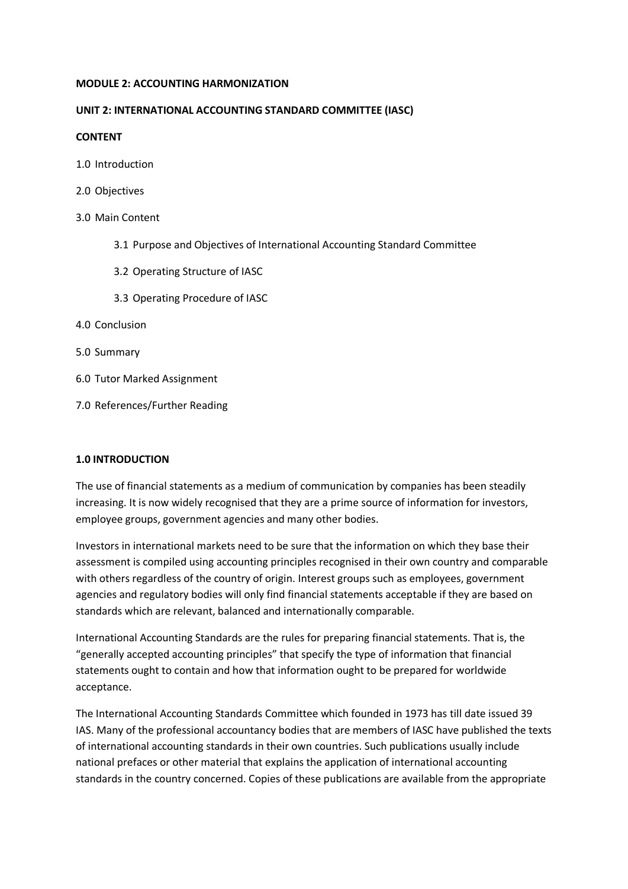**MODULE 2: ACCOUNTING HARMONIZATION**

**UNIT 2: INTERNATIONAL ACCOUNTING STANDARD COMMITTEE (IASC)**

**CONTENT**

1.0 Introduction

2.0 Objectives

3.0 Main Content

- 3.1 Purpose and Objectives of International Accounting Standard Committee
- 3.2 Operating Structure of IASC
- 3.3 Operating Procedure of IASC

4.0 Conclusion

5.0 Summary

6.0 Tutor Marked Assignment

7.0 References/Further Reading

**1.0 INTRODUCTION**

The use of financial statements as a medium of communication by companies has been steadily increasing. It is now widely recognised that they are a prime source of information for investors, employee groups, government agencies and many other bodies.

Investors in international markets need to be sure that the information on which they base their assessment is compiled using accounting principles recognised in their own country and comparable with others regardless of the country of origin. Interest groups such as employees, government agencies and regulatory bodies will only find financial statements acceptable if they are based on standards which are relevant, balanced and internationally comparable.

International Accounting Standards are the rules for preparing financial statements. That is, the "generally accepted accounting principles" that specify the type of information that financial statements ought to contain and how that information ought to be prepared for worldwide acceptance.

The International Accounting Standards Committee which founded in 1973 has till date issued 39 IAS. Many of the professional accountancy bodies that are members of IASC have published the texts of international accounting standards in their own countries. Such publications usually include national prefaces or other material that explains the application of international accounting standards in the country concerned. Copies of these publications are available from the appropriate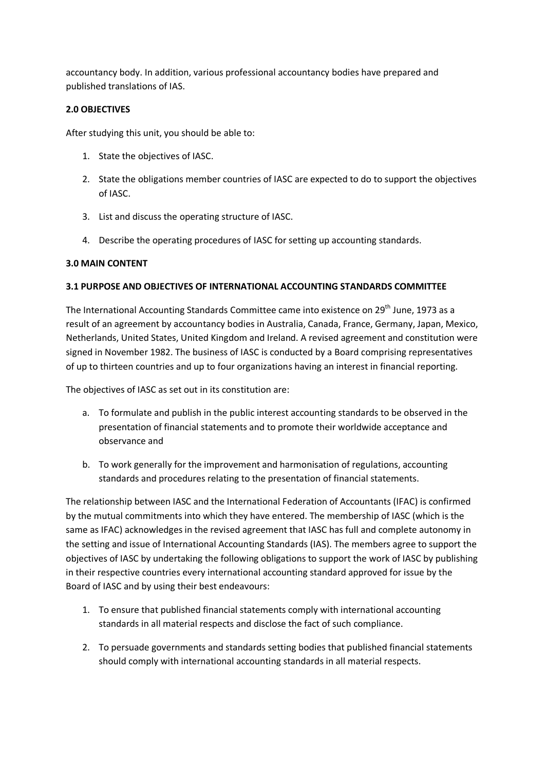accountancy body. In addition, various professional accountancy bodies have prepared and published translations of IAS.

## 2.0 OBJECTIVES

After studying this unit, you should be able to:

1. State the objectives of IASC.
2. State the obligations member countries of IASC are expected to do to support the objectives of IASC.
3. List and discuss the operating structure of IASC.
4. Describe the operating procedures of IASC for setting up accounting standards.

## 3.0 MAIN CONTENT

### 3.1 PURPOSE AND OBJECTIVES OF INTERNATIONAL ACCOUNTING STANDARDS COMMITTEE

The International Accounting Standards Committee came into existence on 29th June, 1973 as a result of an agreement by accountancy bodies in Australia, Canada, France, Germany, Japan, Mexico, Netherlands, United States, United Kingdom and Ireland. A revised agreement and constitution were signed in November 1982. The business of IASC is conducted by a Board comprising representatives of up to thirteen countries and up to four organizations having an interest in financial reporting.

The objectives of IASC as set out in its constitution are:

a. To formulate and publish in the public interest accounting standards to be observed in the presentation of financial statements and to promote their worldwide acceptance and observance and
b. To work generally for the improvement and harmonisation of regulations, accounting standards and procedures relating to the presentation of financial statements.

The relationship between IASC and the International Federation of Accountants (IFAC) is confirmed by the mutual commitments into which they have entered. The membership of IASC (which is the same as IFAC) acknowledges in the revised agreement that IASC has full and complete autonomy in the setting and issue of International Accounting Standards (IAS). The members agree to support the objectives of IASC by undertaking the following obligations to support the work of IASC by publishing in their respective countries every international accounting standard approved for issue by the Board of IASC and by using their best endeavours:

1. To ensure that published financial statements comply with international accounting standards in all material respects and disclose the fact of such compliance.
2. To persuade governments and standards setting bodies that published financial statements should comply with international accounting standards in all material respects.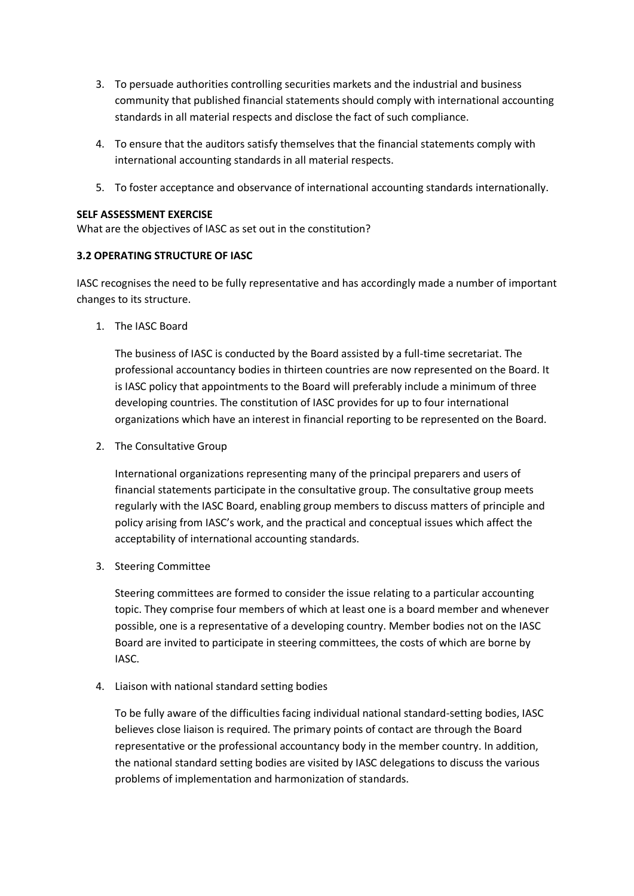3. To persuade authorities controlling securities markets and the industrial and business community that published financial statements should comply with international accounting standards in all material respects and disclose the fact of such compliance.

4. To ensure that the auditors satisfy themselves that the financial statements comply with international accounting standards in all material respects.

5. To foster acceptance and observance of international accounting standards internationally.

**SELF ASSESSMENT EXERCISE**
What are the objectives of IASC as set out in the constitution?

**3.2 OPERATING STRUCTURE OF IASC**

IASC recognises the need to be fully representative and has accordingly made a number of important changes to its structure.

1. The IASC Board

   The business of IASC is conducted by the Board assisted by a full-time secretariat. The professional accountancy bodies in thirteen countries are now represented on the Board. It is IASC policy that appointments to the Board will preferably include a minimum of three developing countries. The constitution of IASC provides for up to four international organizations which have an interest in financial reporting to be represented on the Board.

2. The Consultative Group

   International organizations representing many of the principal preparers and users of financial statements participate in the consultative group. The consultative group meets regularly with the IASC Board, enabling group members to discuss matters of principle and policy arising from IASC's work, and the practical and conceptual issues which affect the acceptability of international accounting standards.

3. Steering Committee

   Steering committees are formed to consider the issue relating to a particular accounting topic. They comprise four members of which at least one is a board member and whenever possible, one is a representative of a developing country. Member bodies not on the IASC Board are invited to participate in steering committees, the costs of which are borne by IASC.

4. Liaison with national standard setting bodies

   To be fully aware of the difficulties facing individual national standard-setting bodies, IASC believes close liaison is required. The primary points of contact are through the Board representative or the professional accountancy body in the member country. In addition, the national standard setting bodies are visited by IASC delegations to discuss the various problems of implementation and harmonization of standards.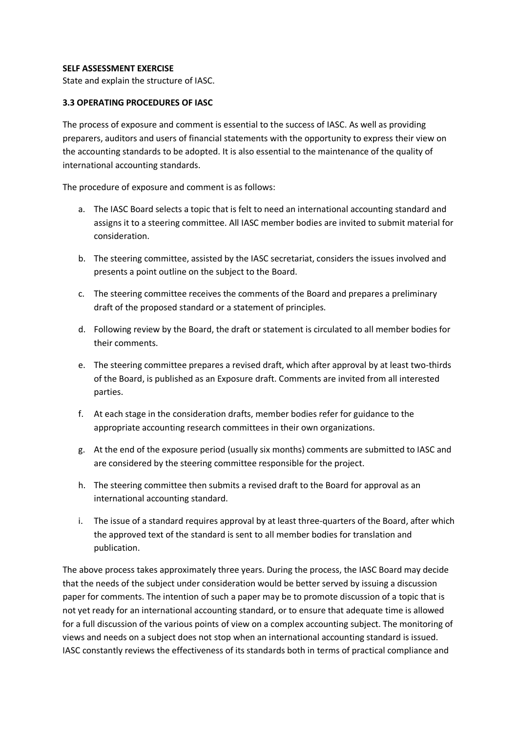**SELF ASSESSMENT EXERCISE**

State and explain the structure of IASC.

**3.3 OPERATING PROCEDURES OF IASC**

The process of exposure and comment is essential to the success of IASC. As well as providing preparers, auditors and users of financial statements with the opportunity to express their view on the accounting standards to be adopted. It is also essential to the maintenance of the quality of international accounting standards.

The procedure of exposure and comment is as follows:

a. The IASC Board selects a topic that is felt to need an international accounting standard and assigns it to a steering committee. All IASC member bodies are invited to submit material for consideration.

b. The steering committee, assisted by the IASC secretariat, considers the issues involved and presents a point outline on the subject to the Board.

c. The steering committee receives the comments of the Board and prepares a preliminary draft of the proposed standard or a statement of principles.

d. Following review by the Board, the draft or statement is circulated to all member bodies for their comments.

e. The steering committee prepares a revised draft, which after approval by at least two-thirds of the Board, is published as an Exposure draft. Comments are invited from all interested parties.

f. At each stage in the consideration drafts, member bodies refer for guidance to the appropriate accounting research committees in their own organizations.

g. At the end of the exposure period (usually six months) comments are submitted to IASC and are considered by the steering committee responsible for the project.

h. The steering committee then submits a revised draft to the Board for approval as an international accounting standard.

i. The issue of a standard requires approval by at least three-quarters of the Board, after which the approved text of the standard is sent to all member bodies for translation and publication.

The above process takes approximately three years. During the process, the IASC Board may decide that the needs of the subject under consideration would be better served by issuing a discussion paper for comments. The intention of such a paper may be to promote discussion of a topic that is not yet ready for an international accounting standard, or to ensure that adequate time is allowed for a full discussion of the various points of view on a complex accounting subject. The monitoring of views and needs on a subject does not stop when an international accounting standard is issued. IASC constantly reviews the effectiveness of its standards both in terms of practical compliance and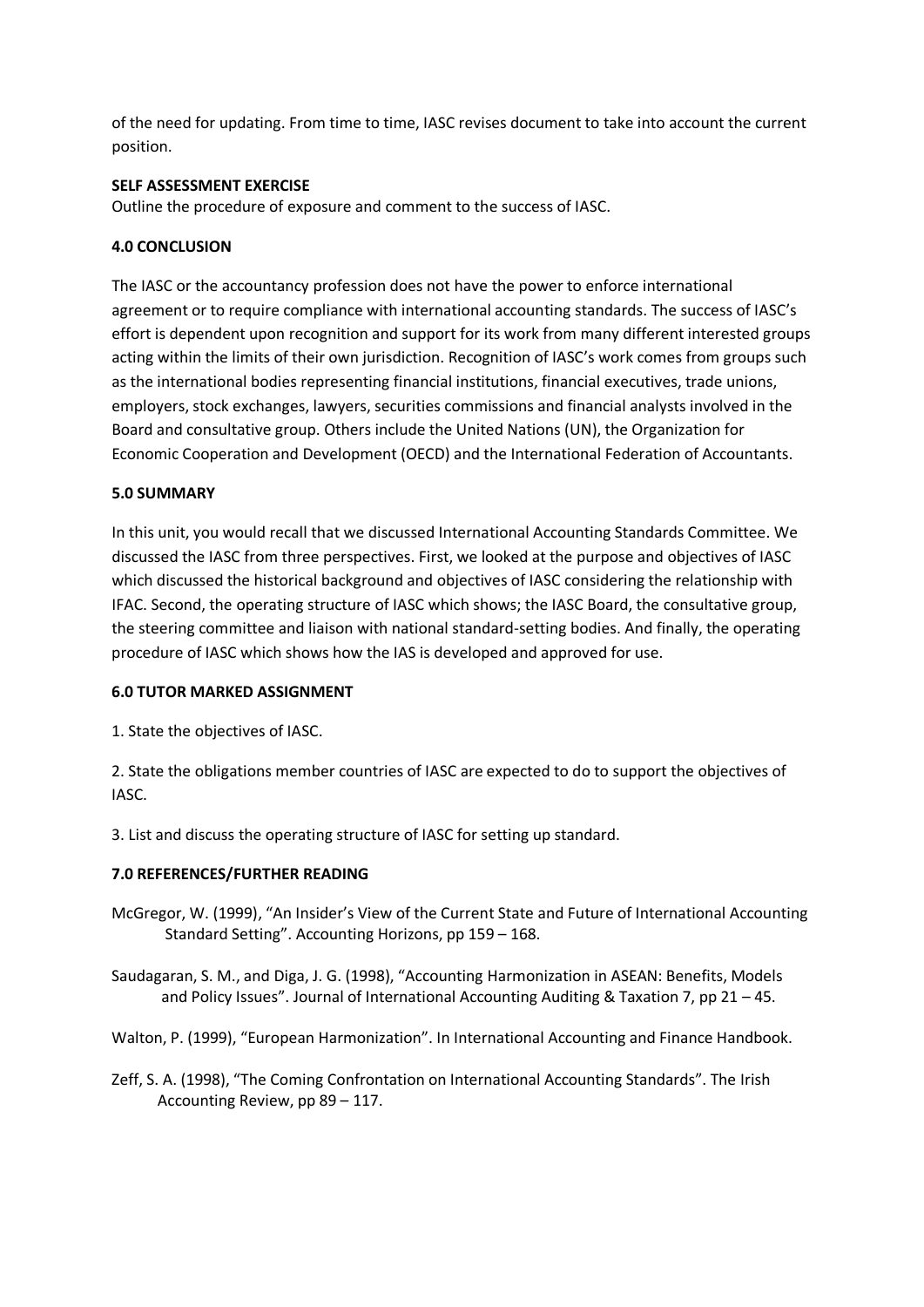of the need for updating. From time to time, IASC revises document to take into account the current position.

**SELF ASSESSMENT EXERCISE**

Outline the procedure of exposure and comment to the success of IASC.

## 4.0 CONCLUSION

The IASC or the accountancy profession does not have the power to enforce international agreement or to require compliance with international accounting standards. The success of IASC's effort is dependent upon recognition and support for its work from many different interested groups acting within the limits of their own jurisdiction. Recognition of IASC's work comes from groups such as the international bodies representing financial institutions, financial executives, trade unions, employers, stock exchanges, lawyers, securities commissions and financial analysts involved in the Board and consultative group. Others include the United Nations (UN), the Organization for Economic Cooperation and Development (OECD) and the International Federation of Accountants.

## 5.0 SUMMARY

In this unit, you would recall that we discussed International Accounting Standards Committee. We discussed the IASC from three perspectives. First, we looked at the purpose and objectives of IASC which discussed the historical background and objectives of IASC considering the relationship with IFAC. Second, the operating structure of IASC which shows; the IASC Board, the consultative group, the steering committee and liaison with national standard-setting bodies. And finally, the operating procedure of IASC which shows how the IAS is developed and approved for use.

## 6.0 TUTOR MARKED ASSIGNMENT

1. State the objectives of IASC.

2. State the obligations member countries of IASC are expected to do to support the objectives of IASC.

3. List and discuss the operating structure of IASC for setting up standard.

## 7.0 REFERENCES/FURTHER READING

McGregor, W. (1999), "An Insider's View of the Current State and Future of International Accounting Standard Setting". Accounting Horizons, pp 159 – 168.

Saudagaran, S. M., and Diga, J. G. (1998), "Accounting Harmonization in ASEAN: Benefits, Models and Policy Issues". Journal of International Accounting Auditing & Taxation 7, pp 21 – 45.

Walton, P. (1999), "European Harmonization". In International Accounting and Finance Handbook.

Zeff, S. A. (1998), "The Coming Confrontation on International Accounting Standards". The Irish Accounting Review, pp 89 – 117.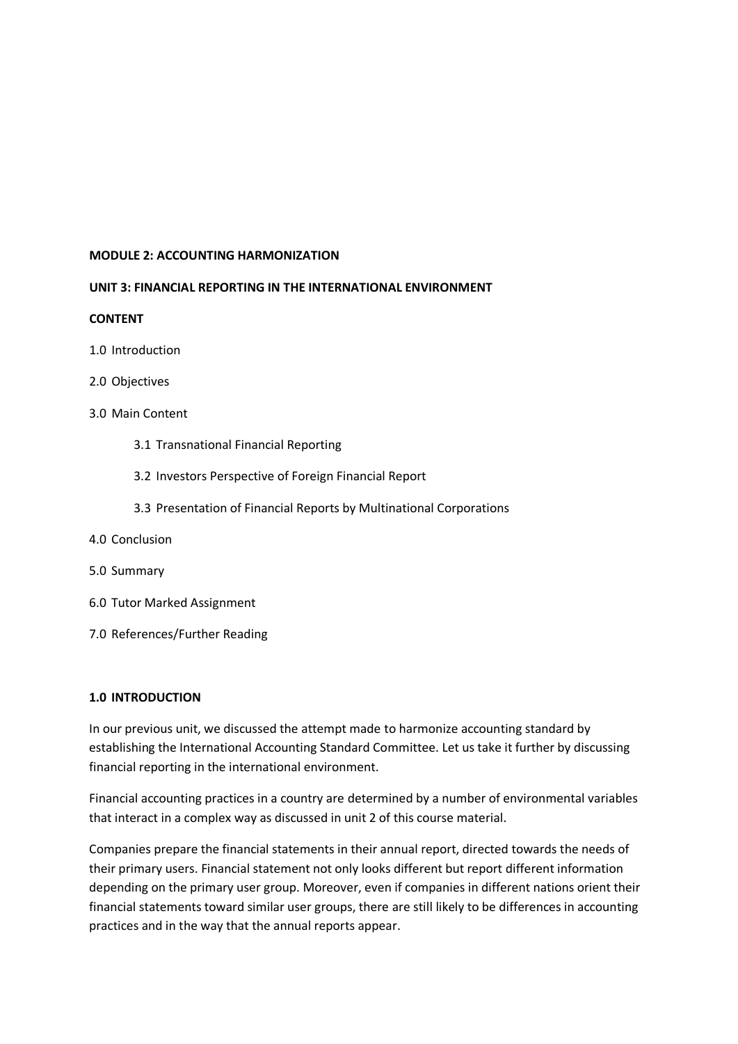**MODULE 2: ACCOUNTING HARMONIZATION**

**UNIT 3: FINANCIAL REPORTING IN THE INTERNATIONAL ENVIRONMENT**

**CONTENT**

1.0 Introduction

2.0 Objectives

3.0 Main Content

- 3.1 Transnational Financial Reporting
- 3.2 Investors Perspective of Foreign Financial Report
- 3.3 Presentation of Financial Reports by Multinational Corporations

4.0 Conclusion

5.0 Summary

6.0 Tutor Marked Assignment

7.0 References/Further Reading

## 1.0 INTRODUCTION

In our previous unit, we discussed the attempt made to harmonize accounting standard by establishing the International Accounting Standard Committee. Let us take it further by discussing financial reporting in the international environment.

Financial accounting practices in a country are determined by a number of environmental variables that interact in a complex way as discussed in unit 2 of this course material.

Companies prepare the financial statements in their annual report, directed towards the needs of their primary users. Financial statement not only looks different but report different information depending on the primary user group. Moreover, even if companies in different nations orient their financial statements toward similar user groups, there are still likely to be differences in accounting practices and in the way that the annual reports appear.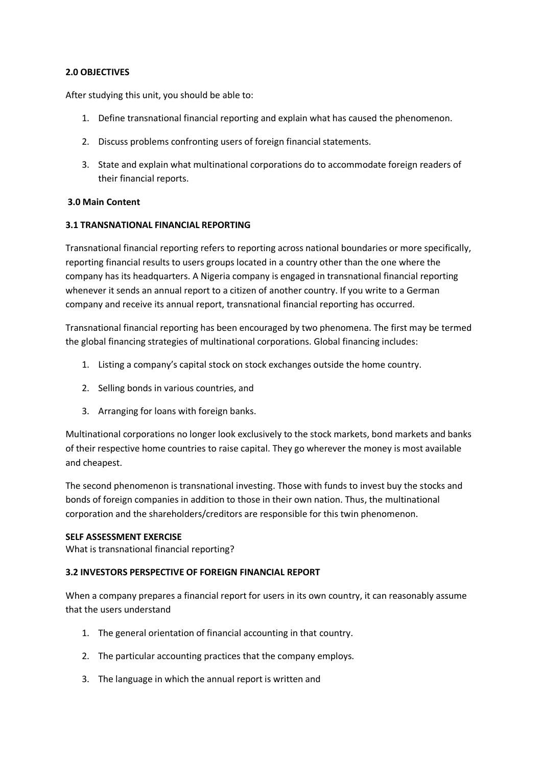## 2.0 OBJECTIVES

After studying this unit, you should be able to:

1. Define transnational financial reporting and explain what has caused the phenomenon.
2. Discuss problems confronting users of foreign financial statements.
3. State and explain what multinational corporations do to accommodate foreign readers of their financial reports.

## 3.0 Main Content

### 3.1 TRANSNATIONAL FINANCIAL REPORTING

Transnational financial reporting refers to reporting across national boundaries or more specifically, reporting financial results to users groups located in a country other than the one where the company has its headquarters. A Nigeria company is engaged in transnational financial reporting whenever it sends an annual report to a citizen of another country. If you write to a German company and receive its annual report, transnational financial reporting has occurred.

Transnational financial reporting has been encouraged by two phenomena. The first may be termed the global financing strategies of multinational corporations. Global financing includes:

1. Listing a company's capital stock on stock exchanges outside the home country.
2. Selling bonds in various countries, and
3. Arranging for loans with foreign banks.

Multinational corporations no longer look exclusively to the stock markets, bond markets and banks of their respective home countries to raise capital. They go wherever the money is most available and cheapest.

The second phenomenon is transnational investing. Those with funds to invest buy the stocks and bonds of foreign companies in addition to those in their own nation. Thus, the multinational corporation and the shareholders/creditors are responsible for this twin phenomenon.

**SELF ASSESSMENT EXERCISE**

What is transnational financial reporting?

### 3.2 INVESTORS PERSPECTIVE OF FOREIGN FINANCIAL REPORT

When a company prepares a financial report for users in its own country, it can reasonably assume that the users understand

1. The general orientation of financial accounting in that country.
2. The particular accounting practices that the company employs.
3. The language in which the annual report is written and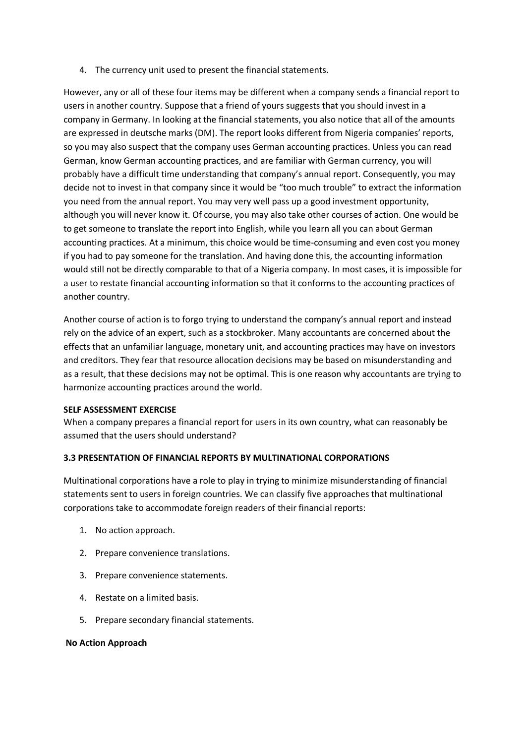4. The currency unit used to present the financial statements.

However, any or all of these four items may be different when a company sends a financial report to users in another country. Suppose that a friend of yours suggests that you should invest in a company in Germany. In looking at the financial statements, you also notice that all of the amounts are expressed in deutsche marks (DM). The report looks different from Nigeria companies' reports, so you may also suspect that the company uses German accounting practices. Unless you can read German, know German accounting practices, and are familiar with German currency, you will probably have a difficult time understanding that company's annual report. Consequently, you may decide not to invest in that company since it would be "too much trouble" to extract the information you need from the annual report. You may very well pass up a good investment opportunity, although you will never know it. Of course, you may also take other courses of action. One would be to get someone to translate the report into English, while you learn all you can about German accounting practices. At a minimum, this choice would be time-consuming and even cost you money if you had to pay someone for the translation. And having done this, the accounting information would still not be directly comparable to that of a Nigeria company. In most cases, it is impossible for a user to restate financial accounting information so that it conforms to the accounting practices of another country.

Another course of action is to forgo trying to understand the company's annual report and instead rely on the advice of an expert, such as a stockbroker. Many accountants are concerned about the effects that an unfamiliar language, monetary unit, and accounting practices may have on investors and creditors. They fear that resource allocation decisions may be based on misunderstanding and as a result, that these decisions may not be optimal. This is one reason why accountants are trying to harmonize accounting practices around the world.

**SELF ASSESSMENT EXERCISE**

When a company prepares a financial report for users in its own country, what can reasonably be assumed that the users should understand?

### 3.3 PRESENTATION OF FINANCIAL REPORTS BY MULTINATIONAL CORPORATIONS

Multinational corporations have a role to play in trying to minimize misunderstanding of financial statements sent to users in foreign countries. We can classify five approaches that multinational corporations take to accommodate foreign readers of their financial reports:

1. No action approach.
2. Prepare convenience translations.
3. Prepare convenience statements.
4. Restate on a limited basis.
5. Prepare secondary financial statements.

**No Action Approach**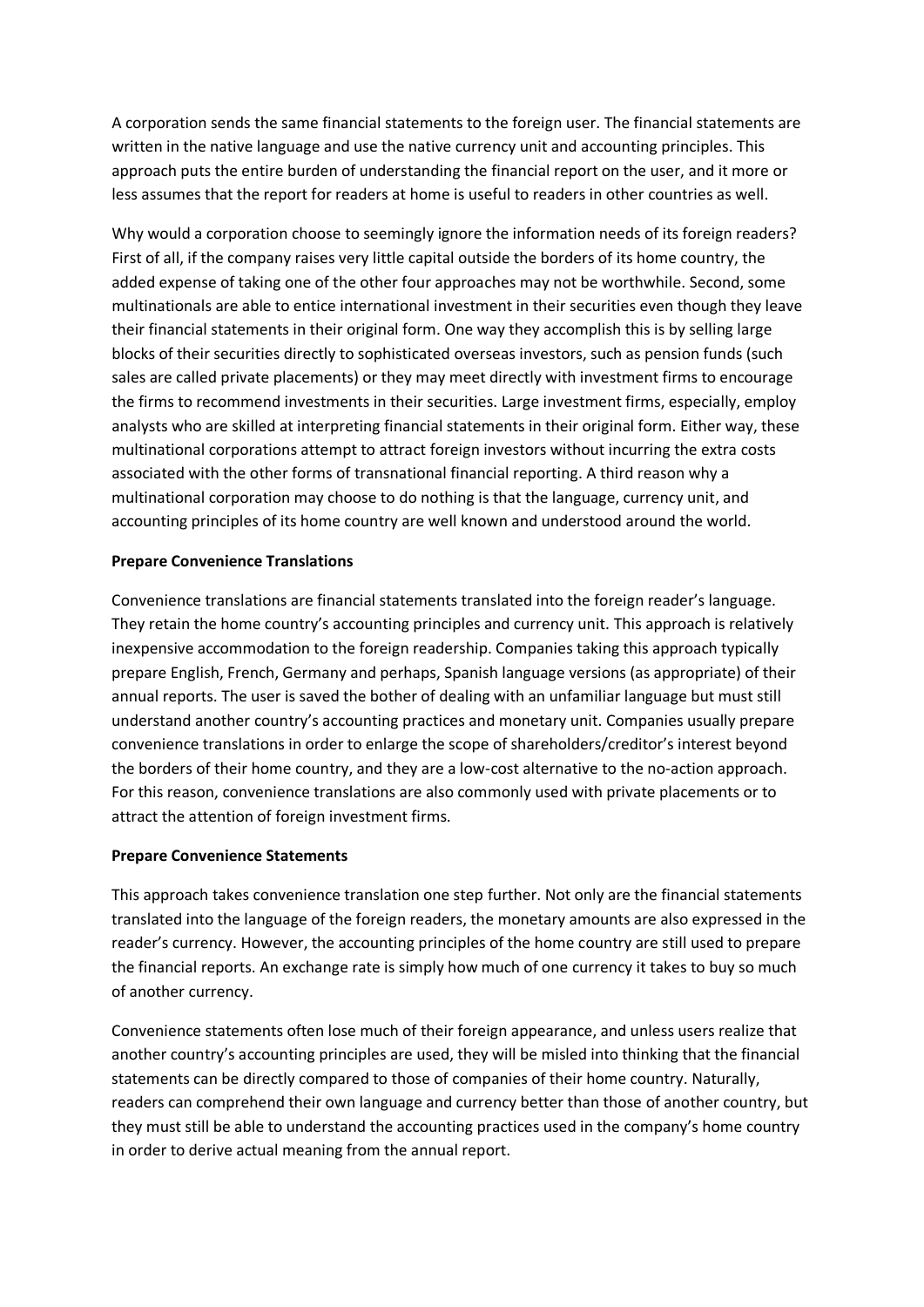A corporation sends the same financial statements to the foreign user. The financial statements are written in the native language and use the native currency unit and accounting principles. This approach puts the entire burden of understanding the financial report on the user, and it more or less assumes that the report for readers at home is useful to readers in other countries as well.

Why would a corporation choose to seemingly ignore the information needs of its foreign readers? First of all, if the company raises very little capital outside the borders of its home country, the added expense of taking one of the other four approaches may not be worthwhile. Second, some multinationals are able to entice international investment in their securities even though they leave their financial statements in their original form. One way they accomplish this is by selling large blocks of their securities directly to sophisticated overseas investors, such as pension funds (such sales are called private placements) or they may meet directly with investment firms to encourage the firms to recommend investments in their securities. Large investment firms, especially, employ analysts who are skilled at interpreting financial statements in their original form. Either way, these multinational corporations attempt to attract foreign investors without incurring the extra costs associated with the other forms of transnational financial reporting. A third reason why a multinational corporation may choose to do nothing is that the language, currency unit, and accounting principles of its home country are well known and understood around the world.

**Prepare Convenience Translations**

Convenience translations are financial statements translated into the foreign reader's language. They retain the home country's accounting principles and currency unit. This approach is relatively inexpensive accommodation to the foreign readership. Companies taking this approach typically prepare English, French, Germany and perhaps, Spanish language versions (as appropriate) of their annual reports. The user is saved the bother of dealing with an unfamiliar language but must still understand another country's accounting practices and monetary unit. Companies usually prepare convenience translations in order to enlarge the scope of shareholders/creditor's interest beyond the borders of their home country, and they are a low-cost alternative to the no-action approach. For this reason, convenience translations are also commonly used with private placements or to attract the attention of foreign investment firms.

**Prepare Convenience Statements**

This approach takes convenience translation one step further. Not only are the financial statements translated into the language of the foreign readers, the monetary amounts are also expressed in the reader's currency. However, the accounting principles of the home country are still used to prepare the financial reports. An exchange rate is simply how much of one currency it takes to buy so much of another currency.

Convenience statements often lose much of their foreign appearance, and unless users realize that another country's accounting principles are used, they will be misled into thinking that the financial statements can be directly compared to those of companies of their home country. Naturally, readers can comprehend their own language and currency better than those of another country, but they must still be able to understand the accounting practices used in the company's home country in order to derive actual meaning from the annual report.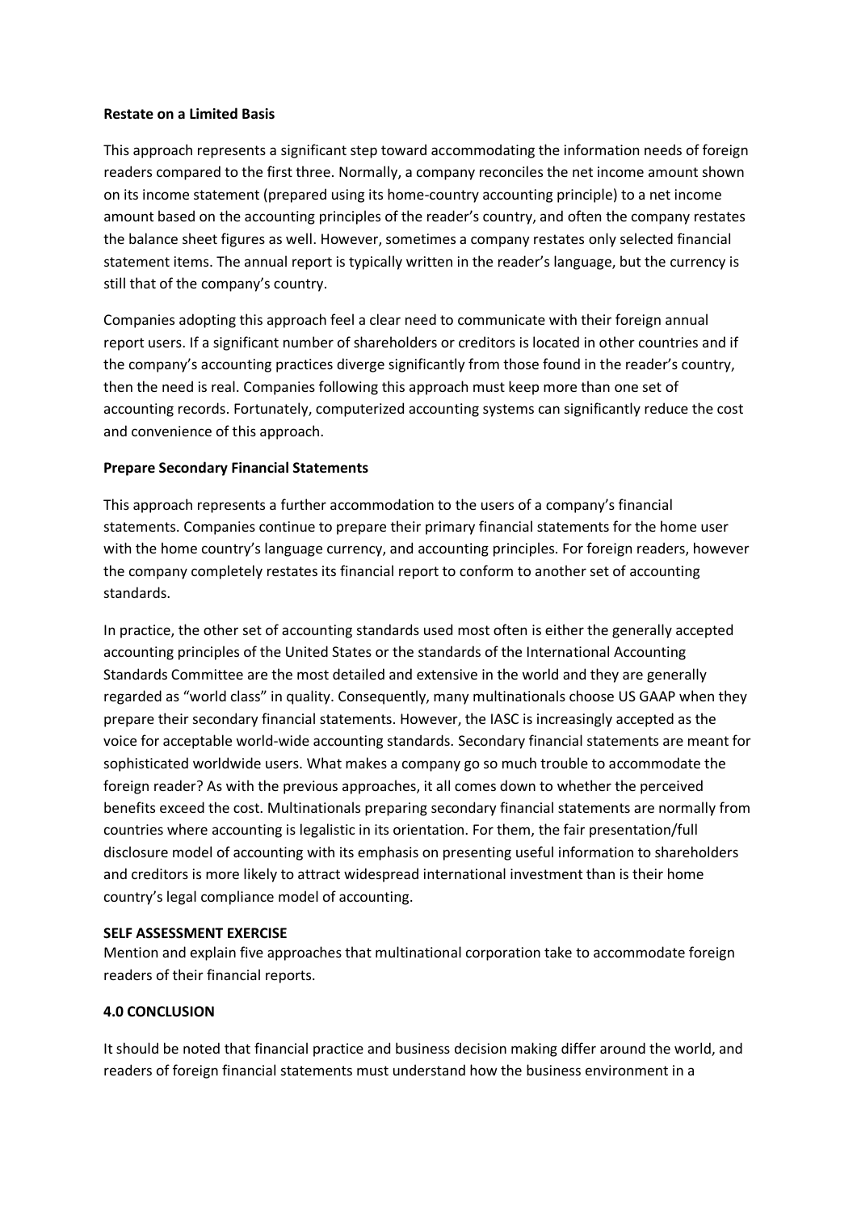**Restate on a Limited Basis**

This approach represents a significant step toward accommodating the information needs of foreign readers compared to the first three. Normally, a company reconciles the net income amount shown on its income statement (prepared using its home-country accounting principle) to a net income amount based on the accounting principles of the reader's country, and often the company restates the balance sheet figures as well. However, sometimes a company restates only selected financial statement items. The annual report is typically written in the reader's language, but the currency is still that of the company's country.

Companies adopting this approach feel a clear need to communicate with their foreign annual report users. If a significant number of shareholders or creditors is located in other countries and if the company's accounting practices diverge significantly from those found in the reader's country, then the need is real. Companies following this approach must keep more than one set of accounting records. Fortunately, computerized accounting systems can significantly reduce the cost and convenience of this approach.

**Prepare Secondary Financial Statements**

This approach represents a further accommodation to the users of a company's financial statements. Companies continue to prepare their primary financial statements for the home user with the home country's language currency, and accounting principles. For foreign readers, however the company completely restates its financial report to conform to another set of accounting standards.

In practice, the other set of accounting standards used most often is either the generally accepted accounting principles of the United States or the standards of the International Accounting Standards Committee are the most detailed and extensive in the world and they are generally regarded as "world class" in quality. Consequently, many multinationals choose US GAAP when they prepare their secondary financial statements. However, the IASC is increasingly accepted as the voice for acceptable world-wide accounting standards. Secondary financial statements are meant for sophisticated worldwide users. What makes a company go so much trouble to accommodate the foreign reader? As with the previous approaches, it all comes down to whether the perceived benefits exceed the cost. Multinationals preparing secondary financial statements are normally from countries where accounting is legalistic in its orientation. For them, the fair presentation/full disclosure model of accounting with its emphasis on presenting useful information to shareholders and creditors is more likely to attract widespread international investment than is their home country's legal compliance model of accounting.

**SELF ASSESSMENT EXERCISE**

Mention and explain five approaches that multinational corporation take to accommodate foreign readers of their financial reports.

**4.0 CONCLUSION**

It should be noted that financial practice and business decision making differ around the world, and readers of foreign financial statements must understand how the business environment in a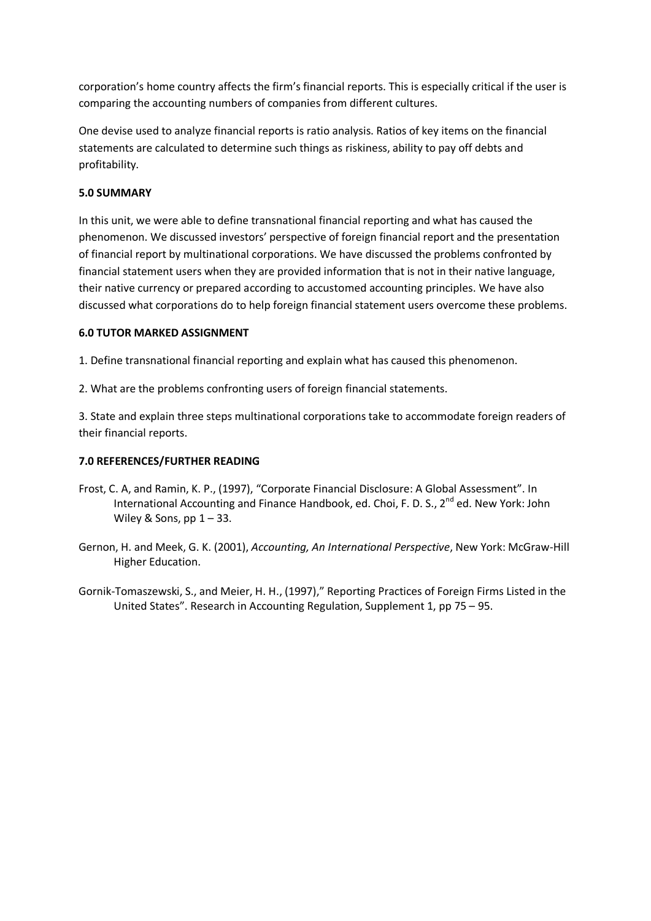corporation's home country affects the firm's financial reports. This is especially critical if the user is comparing the accounting numbers of companies from different cultures.

One devise used to analyze financial reports is ratio analysis. Ratios of key items on the financial statements are calculated to determine such things as riskiness, ability to pay off debts and profitability.

### 5.0 SUMMARY

In this unit, we were able to define transnational financial reporting and what has caused the phenomenon. We discussed investors' perspective of foreign financial report and the presentation of financial report by multinational corporations. We have discussed the problems confronted by financial statement users when they are provided information that is not in their native language, their native currency or prepared according to accustomed accounting principles. We have also discussed what corporations do to help foreign financial statement users overcome these problems.

### 6.0 TUTOR MARKED ASSIGNMENT

1. Define transnational financial reporting and explain what has caused this phenomenon.

2. What are the problems confronting users of foreign financial statements.

3. State and explain three steps multinational corporations take to accommodate foreign readers of their financial reports.

### 7.0 REFERENCES/FURTHER READING

Frost, C. A, and Ramin, K. P., (1997), "Corporate Financial Disclosure: A Global Assessment". In International Accounting and Finance Handbook, ed. Choi, F. D. S., 2nd ed. New York: John Wiley & Sons, pp 1 – 33.

Gernon, H. and Meek, G. K. (2001), *Accounting, An International Perspective*, New York: McGraw-Hill Higher Education.

Gornik-Tomaszewski, S., and Meier, H. H., (1997)," Reporting Practices of Foreign Firms Listed in the United States". Research in Accounting Regulation, Supplement 1, pp 75 – 95.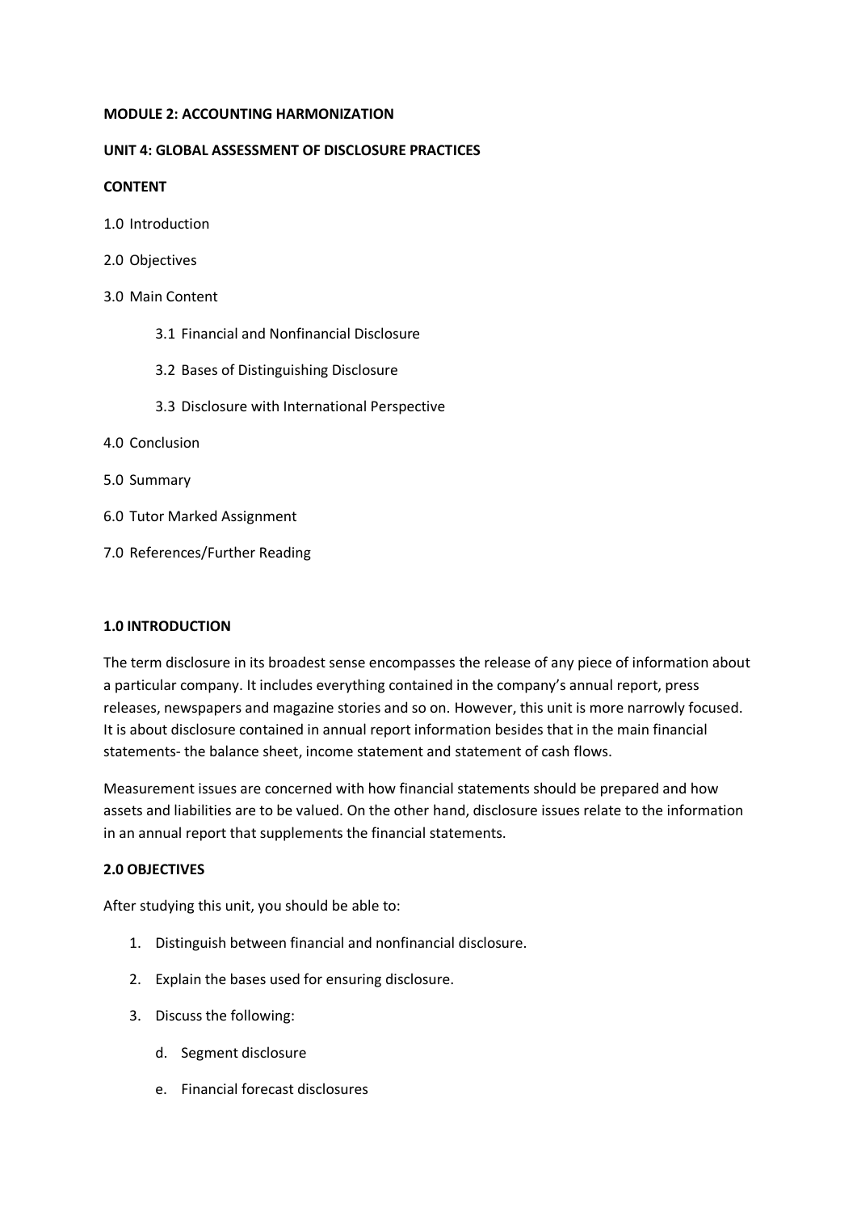**MODULE 2: ACCOUNTING HARMONIZATION**

**UNIT 4: GLOBAL ASSESSMENT OF DISCLOSURE PRACTICES**

**CONTENT**

1.0 Introduction

2.0 Objectives

3.0 Main Content

- 3.1 Financial and Nonfinancial Disclosure
- 3.2 Bases of Distinguishing Disclosure
- 3.3 Disclosure with International Perspective

4.0 Conclusion

5.0 Summary

6.0 Tutor Marked Assignment

7.0 References/Further Reading

**1.0 INTRODUCTION**

The term disclosure in its broadest sense encompasses the release of any piece of information about a particular company. It includes everything contained in the company's annual report, press releases, newspapers and magazine stories and so on. However, this unit is more narrowly focused. It is about disclosure contained in annual report information besides that in the main financial statements- the balance sheet, income statement and statement of cash flows.

Measurement issues are concerned with how financial statements should be prepared and how assets and liabilities are to be valued. On the other hand, disclosure issues relate to the information in an annual report that supplements the financial statements.

**2.0 OBJECTIVES**

After studying this unit, you should be able to:

1. Distinguish between financial and nonfinancial disclosure.
2. Explain the bases used for ensuring disclosure.
3. Discuss the following:
   - d. Segment disclosure
   - e. Financial forecast disclosures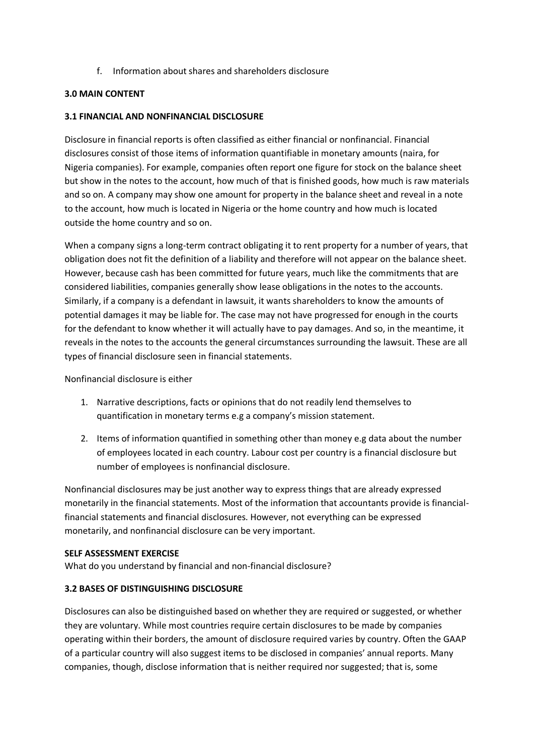f. Information about shares and shareholders disclosure

## 3.0 MAIN CONTENT

### 3.1 FINANCIAL AND NONFINANCIAL DISCLOSURE

Disclosure in financial reports is often classified as either financial or nonfinancial. Financial disclosures consist of those items of information quantifiable in monetary amounts (naira, for Nigeria companies). For example, companies often report one figure for stock on the balance sheet but show in the notes to the account, how much of that is finished goods, how much is raw materials and so on. A company may show one amount for property in the balance sheet and reveal in a note to the account, how much is located in Nigeria or the home country and how much is located outside the home country and so on.

When a company signs a long-term contract obligating it to rent property for a number of years, that obligation does not fit the definition of a liability and therefore will not appear on the balance sheet. However, because cash has been committed for future years, much like the commitments that are considered liabilities, companies generally show lease obligations in the notes to the accounts. Similarly, if a company is a defendant in lawsuit, it wants shareholders to know the amounts of potential damages it may be liable for. The case may not have progressed for enough in the courts for the defendant to know whether it will actually have to pay damages. And so, in the meantime, it reveals in the notes to the accounts the general circumstances surrounding the lawsuit. These are all types of financial disclosure seen in financial statements.

Nonfinancial disclosure is either

1. Narrative descriptions, facts or opinions that do not readily lend themselves to quantification in monetary terms e.g a company's mission statement.
2. Items of information quantified in something other than money e.g data about the number of employees located in each country. Labour cost per country is a financial disclosure but number of employees is nonfinancial disclosure.

Nonfinancial disclosures may be just another way to express things that are already expressed monetarily in the financial statements. Most of the information that accountants provide is financial-financial statements and financial disclosures. However, not everything can be expressed monetarily, and nonfinancial disclosure can be very important.

**SELF ASSESSMENT EXERCISE**

What do you understand by financial and non-financial disclosure?

### 3.2 BASES OF DISTINGUISHING DISCLOSURE

Disclosures can also be distinguished based on whether they are required or suggested, or whether they are voluntary. While most countries require certain disclosures to be made by companies operating within their borders, the amount of disclosure required varies by country. Often the GAAP of a particular country will also suggest items to be disclosed in companies' annual reports. Many companies, though, disclose information that is neither required nor suggested; that is, some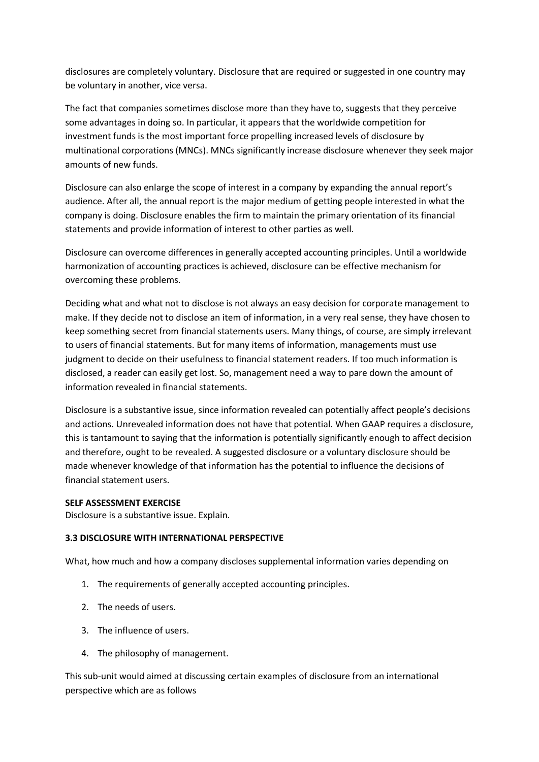disclosures are completely voluntary. Disclosure that are required or suggested in one country may be voluntary in another, vice versa.

The fact that companies sometimes disclose more than they have to, suggests that they perceive some advantages in doing so. In particular, it appears that the worldwide competition for investment funds is the most important force propelling increased levels of disclosure by multinational corporations (MNCs). MNCs significantly increase disclosure whenever they seek major amounts of new funds.

Disclosure can also enlarge the scope of interest in a company by expanding the annual report's audience. After all, the annual report is the major medium of getting people interested in what the company is doing. Disclosure enables the firm to maintain the primary orientation of its financial statements and provide information of interest to other parties as well.

Disclosure can overcome differences in generally accepted accounting principles. Until a worldwide harmonization of accounting practices is achieved, disclosure can be effective mechanism for overcoming these problems.

Deciding what and what not to disclose is not always an easy decision for corporate management to make. If they decide not to disclose an item of information, in a very real sense, they have chosen to keep something secret from financial statements users. Many things, of course, are simply irrelevant to users of financial statements. But for many items of information, managements must use judgment to decide on their usefulness to financial statement readers. If too much information is disclosed, a reader can easily get lost. So, management need a way to pare down the amount of information revealed in financial statements.

Disclosure is a substantive issue, since information revealed can potentially affect people's decisions and actions. Unrevealed information does not have that potential. When GAAP requires a disclosure, this is tantamount to saying that the information is potentially significantly enough to affect decision and therefore, ought to be revealed. A suggested disclosure or a voluntary disclosure should be made whenever knowledge of that information has the potential to influence the decisions of financial statement users.

**SELF ASSESSMENT EXERCISE**
Disclosure is a substantive issue. Explain.

### 3.3 DISCLOSURE WITH INTERNATIONAL PERSPECTIVE

What, how much and how a company discloses supplemental information varies depending on

1. The requirements of generally accepted accounting principles.
2. The needs of users.
3. The influence of users.
4. The philosophy of management.

This sub-unit would aimed at discussing certain examples of disclosure from an international perspective which are as follows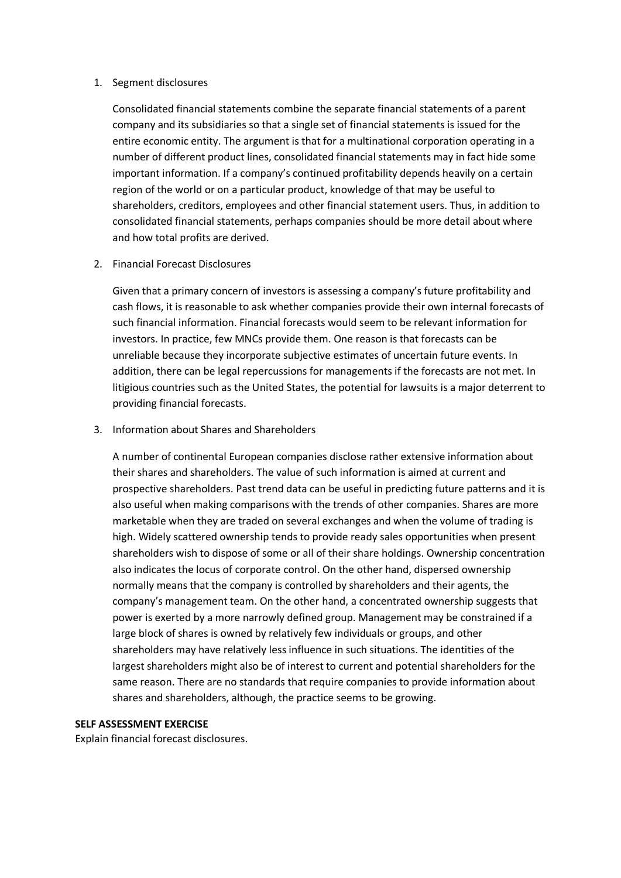1. Segment disclosures

   Consolidated financial statements combine the separate financial statements of a parent company and its subsidiaries so that a single set of financial statements is issued for the entire economic entity. The argument is that for a multinational corporation operating in a number of different product lines, consolidated financial statements may in fact hide some important information. If a company's continued profitability depends heavily on a certain region of the world or on a particular product, knowledge of that may be useful to shareholders, creditors, employees and other financial statement users. Thus, in addition to consolidated financial statements, perhaps companies should be more detail about where and how total profits are derived.

2. Financial Forecast Disclosures

   Given that a primary concern of investors is assessing a company's future profitability and cash flows, it is reasonable to ask whether companies provide their own internal forecasts of such financial information. Financial forecasts would seem to be relevant information for investors. In practice, few MNCs provide them. One reason is that forecasts can be unreliable because they incorporate subjective estimates of uncertain future events. In addition, there can be legal repercussions for managements if the forecasts are not met. In litigious countries such as the United States, the potential for lawsuits is a major deterrent to providing financial forecasts.

3. Information about Shares and Shareholders

   A number of continental European companies disclose rather extensive information about their shares and shareholders. The value of such information is aimed at current and prospective shareholders. Past trend data can be useful in predicting future patterns and it is also useful when making comparisons with the trends of other companies. Shares are more marketable when they are traded on several exchanges and when the volume of trading is high. Widely scattered ownership tends to provide ready sales opportunities when present shareholders wish to dispose of some or all of their share holdings. Ownership concentration also indicates the locus of corporate control. On the other hand, dispersed ownership normally means that the company is controlled by shareholders and their agents, the company's management team. On the other hand, a concentrated ownership suggests that power is exerted by a more narrowly defined group. Management may be constrained if a large block of shares is owned by relatively few individuals or groups, and other shareholders may have relatively less influence in such situations. The identities of the largest shareholders might also be of interest to current and potential shareholders for the same reason. There are no standards that require companies to provide information about shares and shareholders, although, the practice seems to be growing.

**SELF ASSESSMENT EXERCISE**

Explain financial forecast disclosures.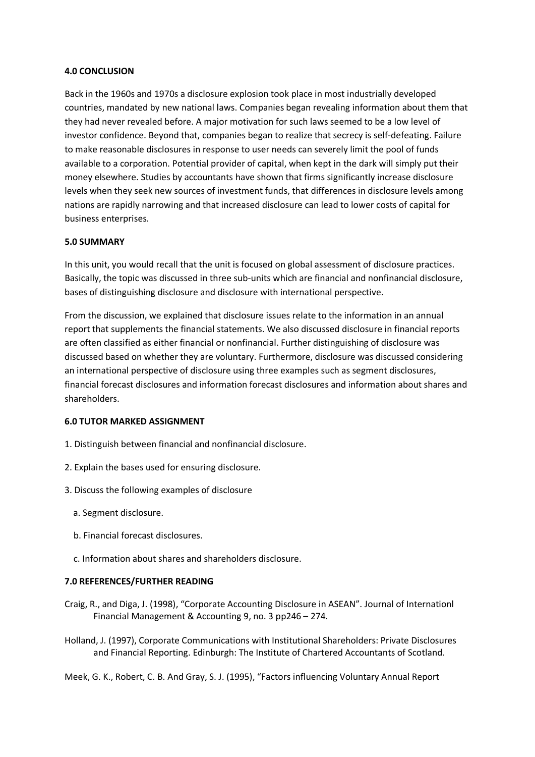**4.0 CONCLUSION**

Back in the 1960s and 1970s a disclosure explosion took place in most industrially developed countries, mandated by new national laws. Companies began revealing information about them that they had never revealed before. A major motivation for such laws seemed to be a low level of investor confidence. Beyond that, companies began to realize that secrecy is self-defeating. Failure to make reasonable disclosures in response to user needs can severely limit the pool of funds available to a corporation. Potential provider of capital, when kept in the dark will simply put their money elsewhere. Studies by accountants have shown that firms significantly increase disclosure levels when they seek new sources of investment funds, that differences in disclosure levels among nations are rapidly narrowing and that increased disclosure can lead to lower costs of capital for business enterprises.

**5.0 SUMMARY**

In this unit, you would recall that the unit is focused on global assessment of disclosure practices. Basically, the topic was discussed in three sub-units which are financial and nonfinancial disclosure, bases of distinguishing disclosure and disclosure with international perspective.

From the discussion, we explained that disclosure issues relate to the information in an annual report that supplements the financial statements. We also discussed disclosure in financial reports are often classified as either financial or nonfinancial. Further distinguishing of disclosure was discussed based on whether they are voluntary. Furthermore, disclosure was discussed considering an international perspective of disclosure using three examples such as segment disclosures, financial forecast disclosures and information forecast disclosures and information about shares and shareholders.

**6.0 TUTOR MARKED ASSIGNMENT**

1. Distinguish between financial and nonfinancial disclosure.

2. Explain the bases used for ensuring disclosure.

3. Discuss the following examples of disclosure

   a. Segment disclosure.

   b. Financial forecast disclosures.

   c. Information about shares and shareholders disclosure.

**7.0 REFERENCES/FURTHER READING**

Craig, R., and Diga, J. (1998), "Corporate Accounting Disclosure in ASEAN". Journal of Internationl Financial Management & Accounting 9, no. 3 pp246 – 274.

Holland, J. (1997), Corporate Communications with Institutional Shareholders: Private Disclosures and Financial Reporting. Edinburgh: The Institute of Chartered Accountants of Scotland.

Meek, G. K., Robert, C. B. And Gray, S. J. (1995), "Factors influencing Voluntary Annual Report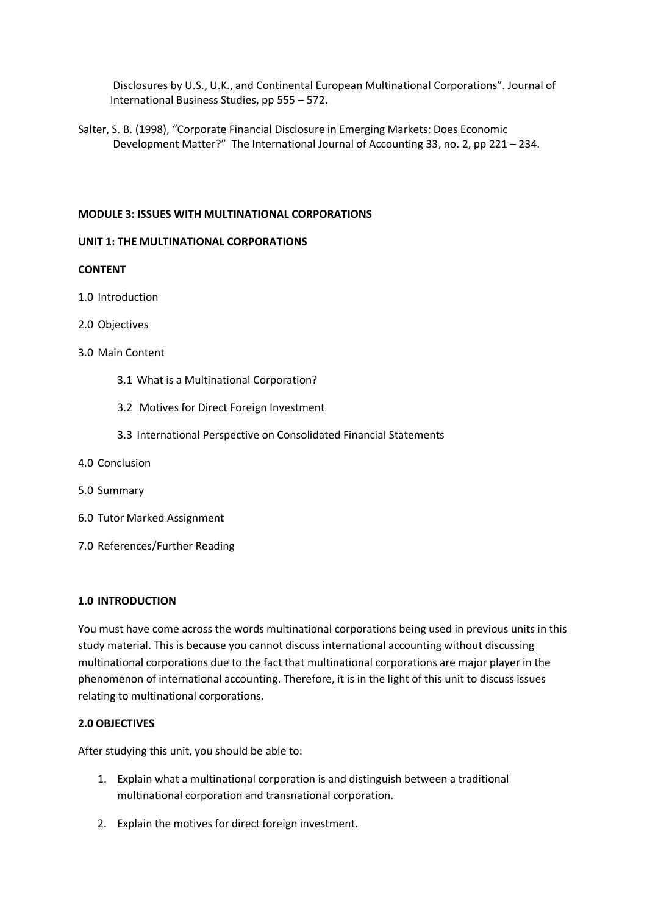Disclosures by U.S., U.K., and Continental European Multinational Corporations". Journal of International Business Studies, pp 555 – 572.

Salter, S. B. (1998), "Corporate Financial Disclosure in Emerging Markets: Does Economic Development Matter?" The International Journal of Accounting 33, no. 2, pp 221 – 234.

## MODULE 3: ISSUES WITH MULTINATIONAL CORPORATIONS

## UNIT 1: THE MULTINATIONAL CORPORATIONS

**CONTENT**

1.0 Introduction

2.0 Objectives

3.0 Main Content

- 3.1 What is a Multinational Corporation?
- 3.2 Motives for Direct Foreign Investment
- 3.3 International Perspective on Consolidated Financial Statements

4.0 Conclusion

5.0 Summary

6.0 Tutor Marked Assignment

7.0 References/Further Reading

### 1.0 INTRODUCTION

You must have come across the words multinational corporations being used in previous units in this study material. This is because you cannot discuss international accounting without discussing multinational corporations due to the fact that multinational corporations are major player in the phenomenon of international accounting. Therefore, it is in the light of this unit to discuss issues relating to multinational corporations.

### 2.0 OBJECTIVES

After studying this unit, you should be able to:

1. Explain what a multinational corporation is and distinguish between a traditional multinational corporation and transnational corporation.
2. Explain the motives for direct foreign investment.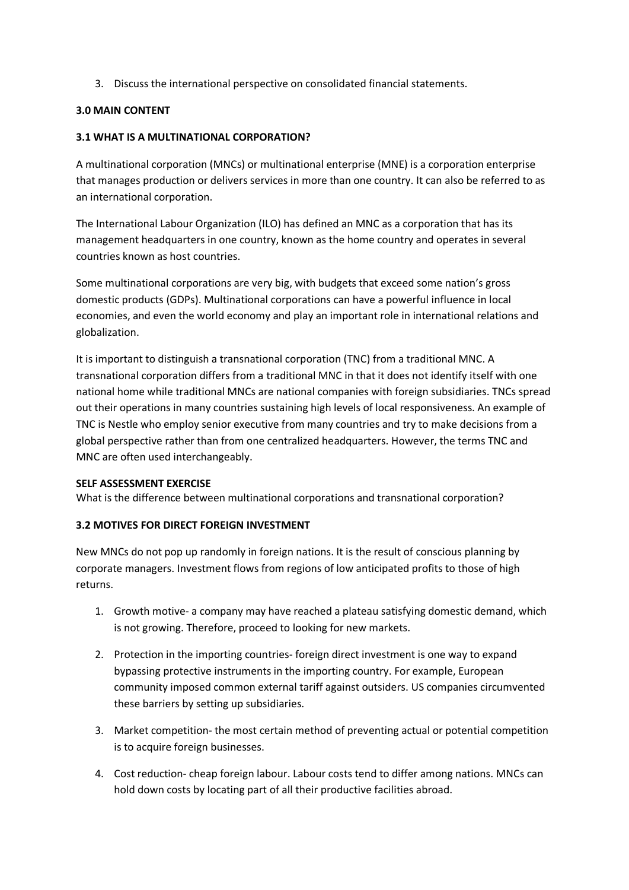3. Discuss the international perspective on consolidated financial statements.

## 3.0 MAIN CONTENT

### 3.1 WHAT IS A MULTINATIONAL CORPORATION?

A multinational corporation (MNCs) or multinational enterprise (MNE) is a corporation enterprise that manages production or delivers services in more than one country. It can also be referred to as an international corporation.

The International Labour Organization (ILO) has defined an MNC as a corporation that has its management headquarters in one country, known as the home country and operates in several countries known as host countries.

Some multinational corporations are very big, with budgets that exceed some nation's gross domestic products (GDPs). Multinational corporations can have a powerful influence in local economies, and even the world economy and play an important role in international relations and globalization.

It is important to distinguish a transnational corporation (TNC) from a traditional MNC. A transnational corporation differs from a traditional MNC in that it does not identify itself with one national home while traditional MNCs are national companies with foreign subsidiaries. TNCs spread out their operations in many countries sustaining high levels of local responsiveness. An example of TNC is Nestle who employ senior executive from many countries and try to make decisions from a global perspective rather than from one centralized headquarters. However, the terms TNC and MNC are often used interchangeably.

**SELF ASSESSMENT EXERCISE**
What is the difference between multinational corporations and transnational corporation?

### 3.2 MOTIVES FOR DIRECT FOREIGN INVESTMENT

New MNCs do not pop up randomly in foreign nations. It is the result of conscious planning by corporate managers. Investment flows from regions of low anticipated profits to those of high returns.

1. Growth motive- a company may have reached a plateau satisfying domestic demand, which is not growing. Therefore, proceed to looking for new markets.

2. Protection in the importing countries- foreign direct investment is one way to expand bypassing protective instruments in the importing country. For example, European community imposed common external tariff against outsiders. US companies circumvented these barriers by setting up subsidiaries.

3. Market competition- the most certain method of preventing actual or potential competition is to acquire foreign businesses.

4. Cost reduction- cheap foreign labour. Labour costs tend to differ among nations. MNCs can hold down costs by locating part of all their productive facilities abroad.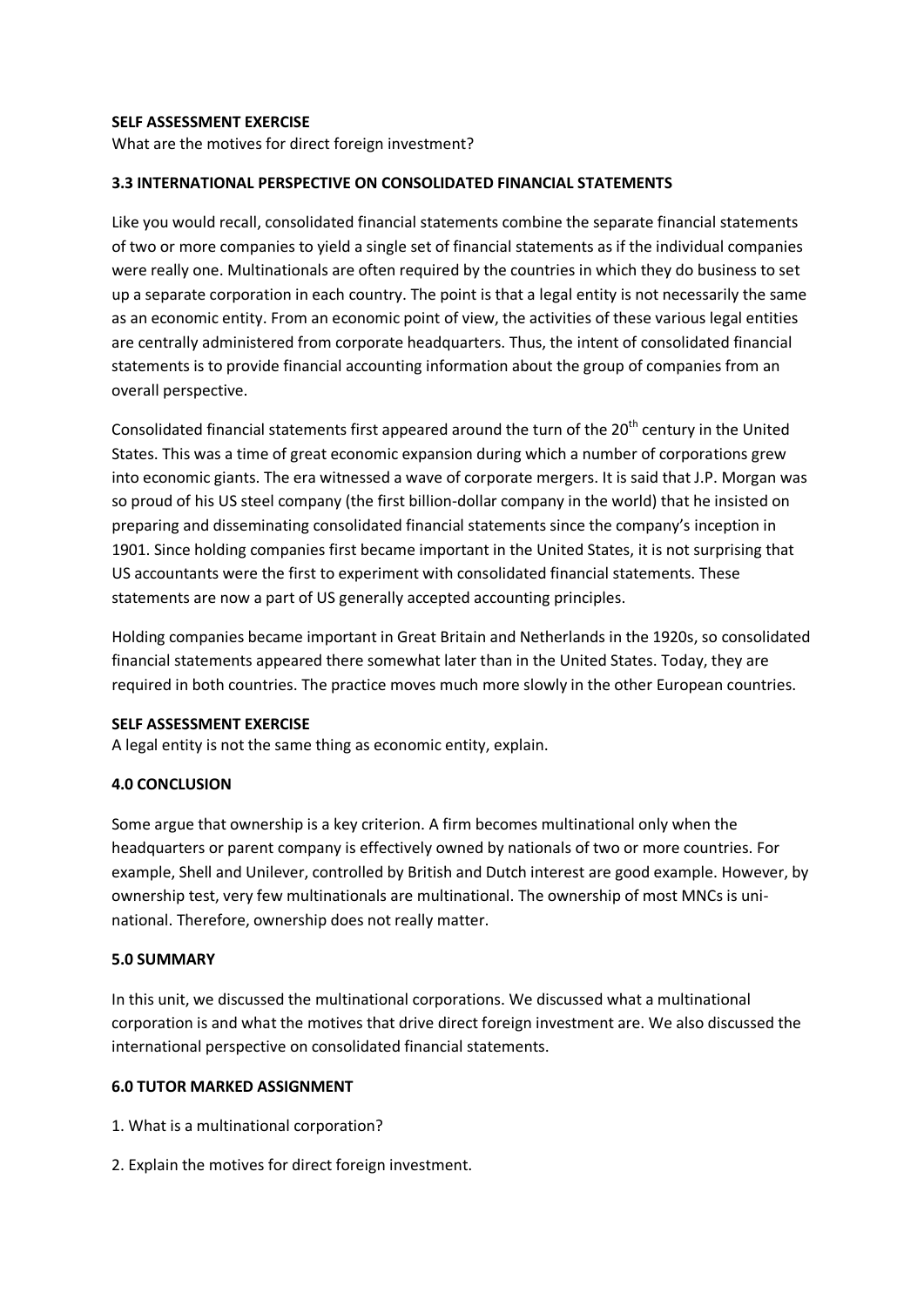**SELF ASSESSMENT EXERCISE**

What are the motives for direct foreign investment?

**3.3 INTERNATIONAL PERSPECTIVE ON CONSOLIDATED FINANCIAL STATEMENTS**

Like you would recall, consolidated financial statements combine the separate financial statements of two or more companies to yield a single set of financial statements as if the individual companies were really one. Multinationals are often required by the countries in which they do business to set up a separate corporation in each country. The point is that a legal entity is not necessarily the same as an economic entity. From an economic point of view, the activities of these various legal entities are centrally administered from corporate headquarters. Thus, the intent of consolidated financial statements is to provide financial accounting information about the group of companies from an overall perspective.

Consolidated financial statements first appeared around the turn of the 20th century in the United States. This was a time of great economic expansion during which a number of corporations grew into economic giants. The era witnessed a wave of corporate mergers. It is said that J.P. Morgan was so proud of his US steel company (the first billion-dollar company in the world) that he insisted on preparing and disseminating consolidated financial statements since the company's inception in 1901. Since holding companies first became important in the United States, it is not surprising that US accountants were the first to experiment with consolidated financial statements. These statements are now a part of US generally accepted accounting principles.

Holding companies became important in Great Britain and Netherlands in the 1920s, so consolidated financial statements appeared there somewhat later than in the United States. Today, they are required in both countries. The practice moves much more slowly in the other European countries.

**SELF ASSESSMENT EXERCISE**

A legal entity is not the same thing as economic entity, explain.

**4.0 CONCLUSION**

Some argue that ownership is a key criterion. A firm becomes multinational only when the headquarters or parent company is effectively owned by nationals of two or more countries. For example, Shell and Unilever, controlled by British and Dutch interest are good example. However, by ownership test, very few multinationals are multinational. The ownership of most MNCs is uni-national. Therefore, ownership does not really matter.

**5.0 SUMMARY**

In this unit, we discussed the multinational corporations. We discussed what a multinational corporation is and what the motives that drive direct foreign investment are. We also discussed the international perspective on consolidated financial statements.

**6.0 TUTOR MARKED ASSIGNMENT**

1. What is a multinational corporation?
2. Explain the motives for direct foreign investment.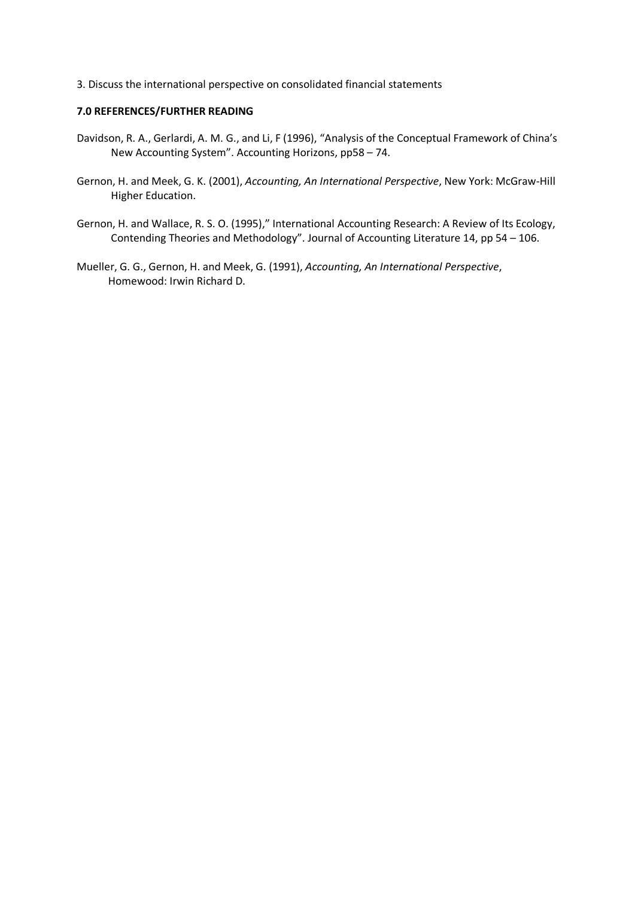3. Discuss the international perspective on consolidated financial statements

### 7.0 REFERENCES/FURTHER READING

Davidson, R. A., Gerlardi, A. M. G., and Li, F (1996), "Analysis of the Conceptual Framework of China's New Accounting System". Accounting Horizons, pp58 – 74.

Gernon, H. and Meek, G. K. (2001), *Accounting, An International Perspective*, New York: McGraw-Hill Higher Education.

Gernon, H. and Wallace, R. S. O. (1995)," International Accounting Research: A Review of Its Ecology, Contending Theories and Methodology". Journal of Accounting Literature 14, pp 54 – 106.

Mueller, G. G., Gernon, H. and Meek, G. (1991), *Accounting, An International Perspective*, Homewood: Irwin Richard D.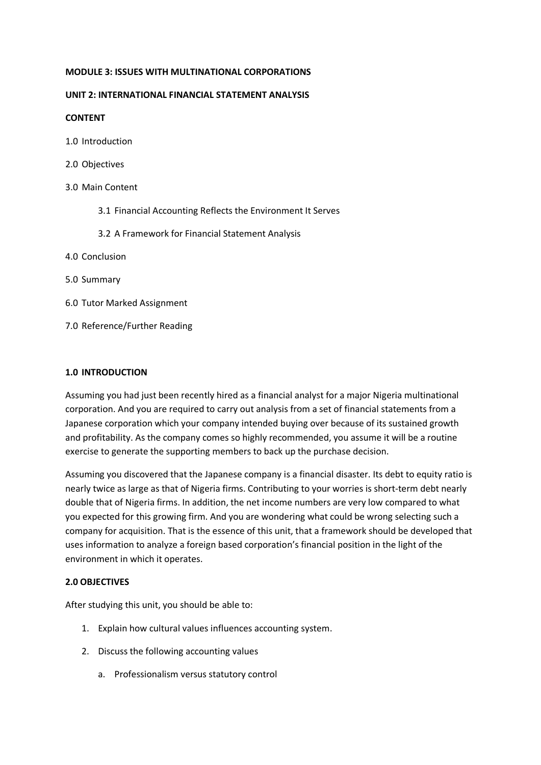**MODULE 3: ISSUES WITH MULTINATIONAL CORPORATIONS**

**UNIT 2: INTERNATIONAL FINANCIAL STATEMENT ANALYSIS**

**CONTENT**

1.0 Introduction

2.0 Objectives

3.0 Main Content

- 3.1 Financial Accounting Reflects the Environment It Serves
- 3.2 A Framework for Financial Statement Analysis

4.0 Conclusion

5.0 Summary

6.0 Tutor Marked Assignment

7.0 Reference/Further Reading

## 1.0 INTRODUCTION

Assuming you had just been recently hired as a financial analyst for a major Nigeria multinational corporation. And you are required to carry out analysis from a set of financial statements from a Japanese corporation which your company intended buying over because of its sustained growth and profitability. As the company comes so highly recommended, you assume it will be a routine exercise to generate the supporting members to back up the purchase decision.

Assuming you discovered that the Japanese company is a financial disaster. Its debt to equity ratio is nearly twice as large as that of Nigeria firms. Contributing to your worries is short-term debt nearly double that of Nigeria firms. In addition, the net income numbers are very low compared to what you expected for this growing firm. And you are wondering what could be wrong selecting such a company for acquisition. That is the essence of this unit, that a framework should be developed that uses information to analyze a foreign based corporation's financial position in the light of the environment in which it operates.

## 2.0 OBJECTIVES

After studying this unit, you should be able to:

1. Explain how cultural values influences accounting system.
2. Discuss the following accounting values
   a. Professionalism versus statutory control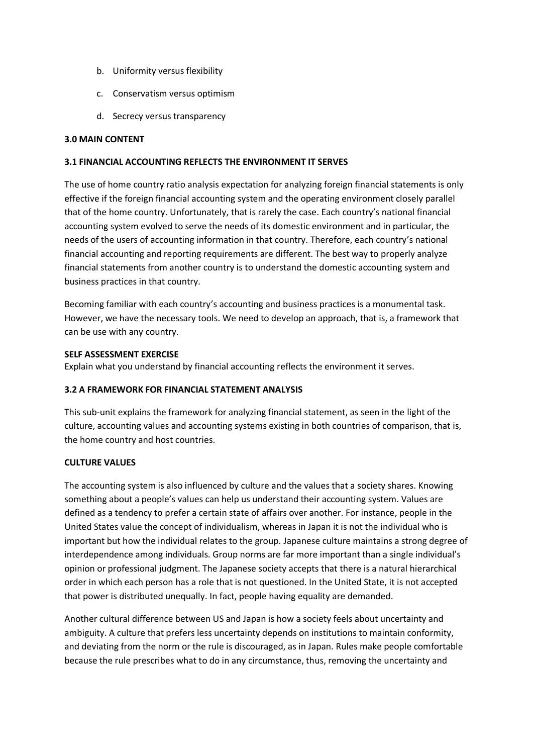b. Uniformity versus flexibility

c. Conservatism versus optimism

d. Secrecy versus transparency

## 3.0 MAIN CONTENT

### 3.1 FINANCIAL ACCOUNTING REFLECTS THE ENVIRONMENT IT SERVES

The use of home country ratio analysis expectation for analyzing foreign financial statements is only effective if the foreign financial accounting system and the operating environment closely parallel that of the home country. Unfortunately, that is rarely the case. Each country's national financial accounting system evolved to serve the needs of its domestic environment and in particular, the needs of the users of accounting information in that country. Therefore, each country's national financial accounting and reporting requirements are different. The best way to properly analyze financial statements from another country is to understand the domestic accounting system and business practices in that country.

Becoming familiar with each country's accounting and business practices is a monumental task. However, we have the necessary tools. We need to develop an approach, that is, a framework that can be use with any country.

**SELF ASSESSMENT EXERCISE**
Explain what you understand by financial accounting reflects the environment it serves.

### 3.2 A FRAMEWORK FOR FINANCIAL STATEMENT ANALYSIS

This sub-unit explains the framework for analyzing financial statement, as seen in the light of the culture, accounting values and accounting systems existing in both countries of comparison, that is, the home country and host countries.

**CULTURE VALUES**

The accounting system is also influenced by culture and the values that a society shares. Knowing something about a people's values can help us understand their accounting system. Values are defined as a tendency to prefer a certain state of affairs over another. For instance, people in the United States value the concept of individualism, whereas in Japan it is not the individual who is important but how the individual relates to the group. Japanese culture maintains a strong degree of interdependence among individuals. Group norms are far more important than a single individual's opinion or professional judgment. The Japanese society accepts that there is a natural hierarchical order in which each person has a role that is not questioned. In the United State, it is not accepted that power is distributed unequally. In fact, people having equality are demanded.

Another cultural difference between US and Japan is how a society feels about uncertainty and ambiguity. A culture that prefers less uncertainty depends on institutions to maintain conformity, and deviating from the norm or the rule is discouraged, as in Japan. Rules make people comfortable because the rule prescribes what to do in any circumstance, thus, removing the uncertainty and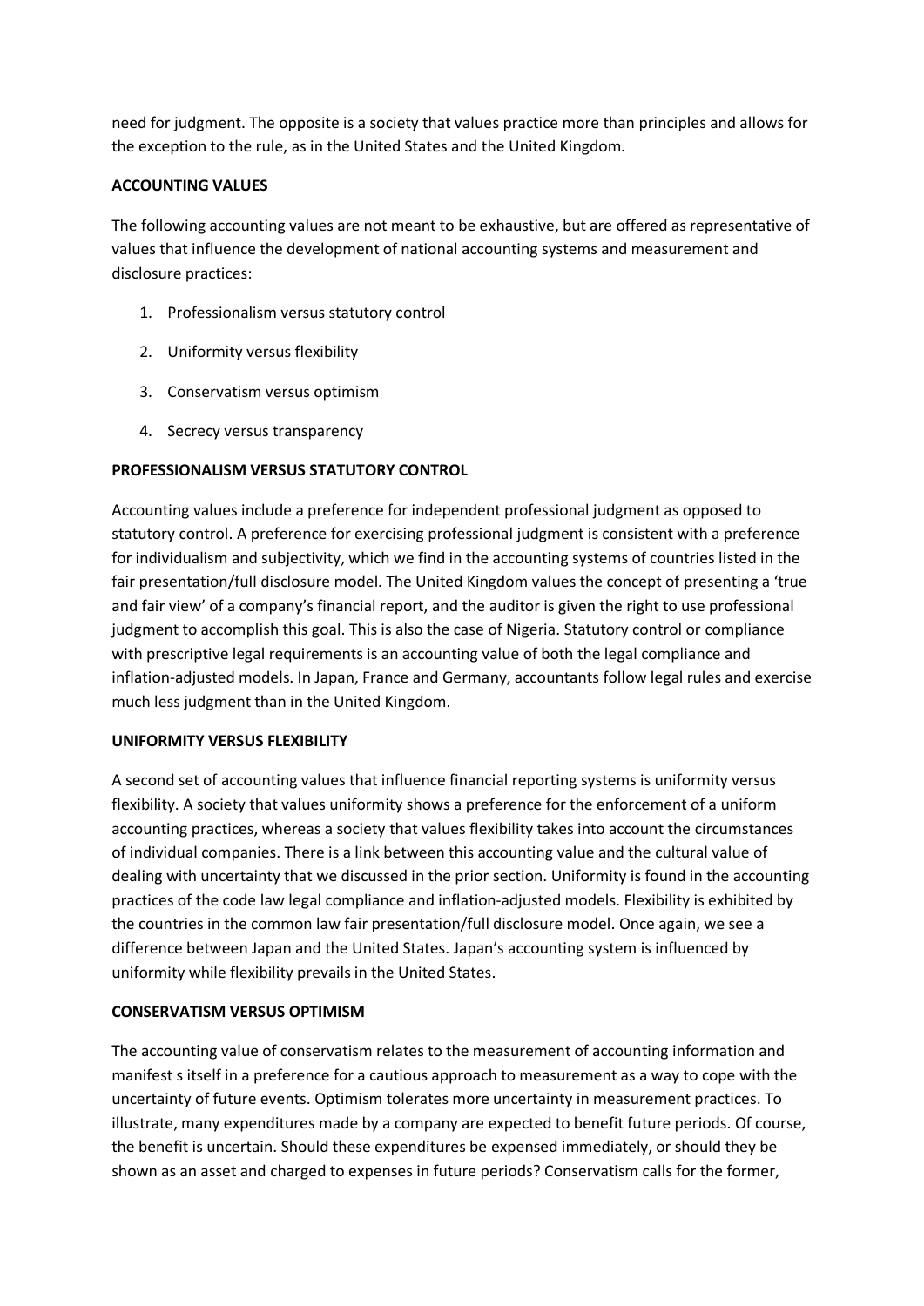need for judgment. The opposite is a society that values practice more than principles and allows for the exception to the rule, as in the United States and the United Kingdom.

**ACCOUNTING VALUES**

The following accounting values are not meant to be exhaustive, but are offered as representative of values that influence the development of national accounting systems and measurement and disclosure practices:

1. Professionalism versus statutory control
2. Uniformity versus flexibility
3. Conservatism versus optimism
4. Secrecy versus transparency

**PROFESSIONALISM VERSUS STATUTORY CONTROL**

Accounting values include a preference for independent professional judgment as opposed to statutory control. A preference for exercising professional judgment is consistent with a preference for individualism and subjectivity, which we find in the accounting systems of countries listed in the fair presentation/full disclosure model. The United Kingdom values the concept of presenting a 'true and fair view' of a company's financial report, and the auditor is given the right to use professional judgment to accomplish this goal. This is also the case of Nigeria. Statutory control or compliance with prescriptive legal requirements is an accounting value of both the legal compliance and inflation-adjusted models. In Japan, France and Germany, accountants follow legal rules and exercise much less judgment than in the United Kingdom.

**UNIFORMITY VERSUS FLEXIBILITY**

A second set of accounting values that influence financial reporting systems is uniformity versus flexibility. A society that values uniformity shows a preference for the enforcement of a uniform accounting practices, whereas a society that values flexibility takes into account the circumstances of individual companies. There is a link between this accounting value and the cultural value of dealing with uncertainty that we discussed in the prior section. Uniformity is found in the accounting practices of the code law legal compliance and inflation-adjusted models. Flexibility is exhibited by the countries in the common law fair presentation/full disclosure model. Once again, we see a difference between Japan and the United States. Japan's accounting system is influenced by uniformity while flexibility prevails in the United States.

**CONSERVATISM VERSUS OPTIMISM**

The accounting value of conservatism relates to the measurement of accounting information and manifest s itself in a preference for a cautious approach to measurement as a way to cope with the uncertainty of future events. Optimism tolerates more uncertainty in measurement practices. To illustrate, many expenditures made by a company are expected to benefit future periods. Of course, the benefit is uncertain. Should these expenditures be expensed immediately, or should they be shown as an asset and charged to expenses in future periods? Conservatism calls for the former,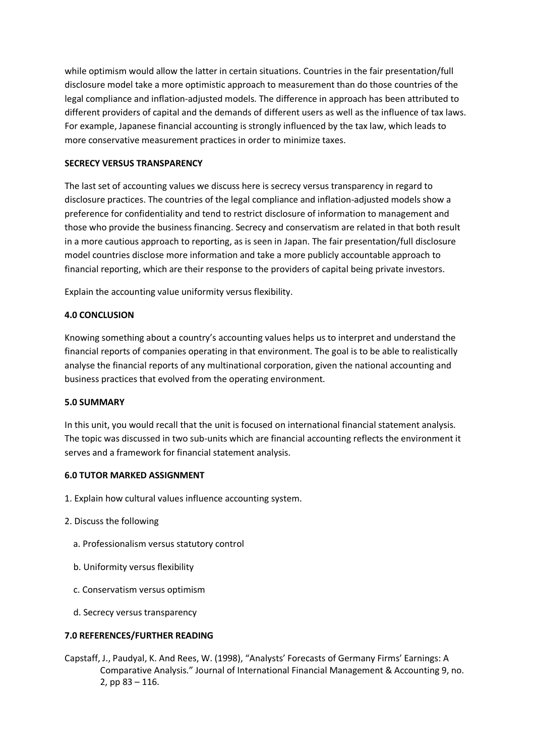while optimism would allow the latter in certain situations. Countries in the fair presentation/full disclosure model take a more optimistic approach to measurement than do those countries of the legal compliance and inflation-adjusted models. The difference in approach has been attributed to different providers of capital and the demands of different users as well as the influence of tax laws. For example, Japanese financial accounting is strongly influenced by the tax law, which leads to more conservative measurement practices in order to minimize taxes.

**SECRECY VERSUS TRANSPARENCY**

The last set of accounting values we discuss here is secrecy versus transparency in regard to disclosure practices. The countries of the legal compliance and inflation-adjusted models show a preference for confidentiality and tend to restrict disclosure of information to management and those who provide the business financing. Secrecy and conservatism are related in that both result in a more cautious approach to reporting, as is seen in Japan. The fair presentation/full disclosure model countries disclose more information and take a more publicly accountable approach to financial reporting, which are their response to the providers of capital being private investors.

Explain the accounting value uniformity versus flexibility.

## 4.0 CONCLUSION

Knowing something about a country's accounting values helps us to interpret and understand the financial reports of companies operating in that environment. The goal is to be able to realistically analyse the financial reports of any multinational corporation, given the national accounting and business practices that evolved from the operating environment.

## 5.0 SUMMARY

In this unit, you would recall that the unit is focused on international financial statement analysis. The topic was discussed in two sub-units which are financial accounting reflects the environment it serves and a framework for financial statement analysis.

## 6.0 TUTOR MARKED ASSIGNMENT

1. Explain how cultural values influence accounting system.
2. Discuss the following
   a. Professionalism versus statutory control
   b. Uniformity versus flexibility
   c. Conservatism versus optimism
   d. Secrecy versus transparency

## 7.0 REFERENCES/FURTHER READING

Capstaff, J., Paudyal, K. And Rees, W. (1998), "Analysts' Forecasts of Germany Firms' Earnings: A Comparative Analysis." Journal of International Financial Management & Accounting 9, no. 2, pp 83 – 116.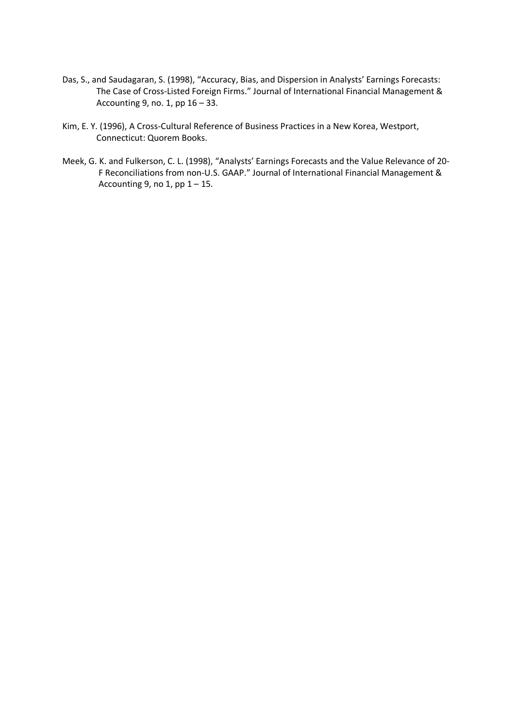Das, S., and Saudagaran, S. (1998), "Accuracy, Bias, and Dispersion in Analysts' Earnings Forecasts: The Case of Cross-Listed Foreign Firms." Journal of International Financial Management & Accounting 9, no. 1, pp 16 – 33.

Kim, E. Y. (1996), A Cross-Cultural Reference of Business Practices in a New Korea, Westport, Connecticut: Quorem Books.

Meek, G. K. and Fulkerson, C. L. (1998), "Analysts' Earnings Forecasts and the Value Relevance of 20-F Reconciliations from non-U.S. GAAP." Journal of International Financial Management & Accounting 9, no 1, pp 1 – 15.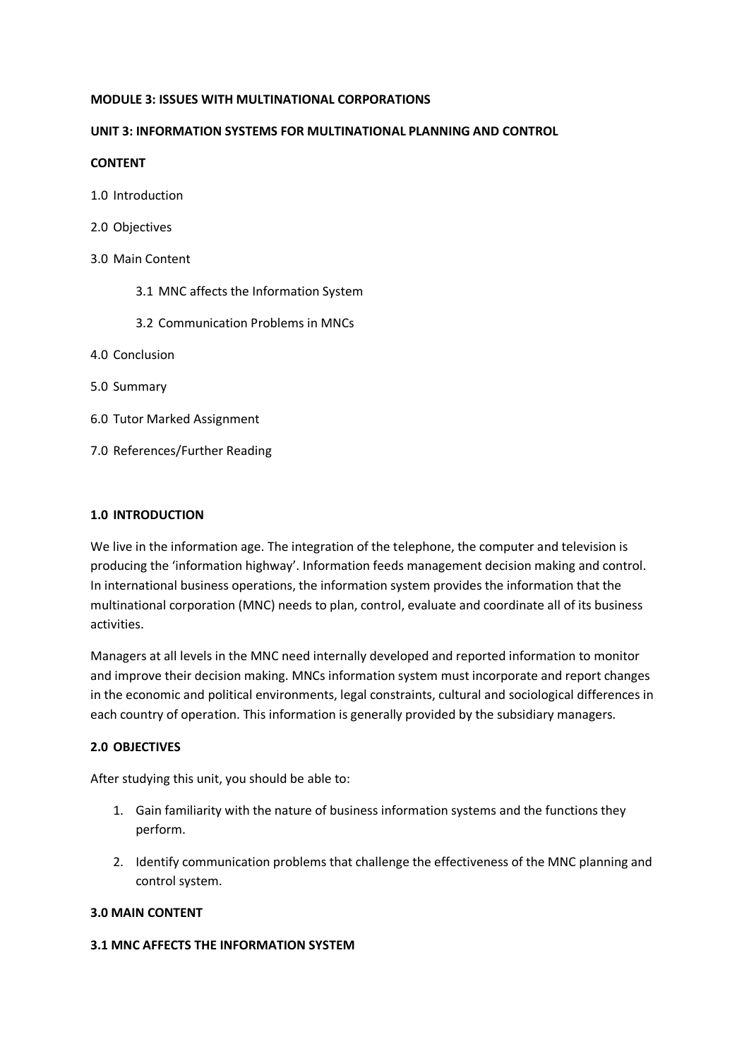**MODULE 3: ISSUES WITH MULTINATIONAL CORPORATIONS**

**UNIT 3: INFORMATION SYSTEMS FOR MULTINATIONAL PLANNING AND CONTROL**

**CONTENT**

1.0 Introduction

2.0 Objectives

3.0 Main Content

 3.1 MNC affects the Information System

 3.2 Communication Problems in MNCs

4.0 Conclusion

5.0 Summary

6.0 Tutor Marked Assignment

7.0 References/Further Reading

## 1.0 INTRODUCTION

We live in the information age. The integration of the telephone, the computer and television is producing the 'information highway'. Information feeds management decision making and control. In international business operations, the information system provides the information that the multinational corporation (MNC) needs to plan, control, evaluate and coordinate all of its business activities.

Managers at all levels in the MNC need internally developed and reported information to monitor and improve their decision making. MNCs information system must incorporate and report changes in the economic and political environments, legal constraints, cultural and sociological differences in each country of operation. This information is generally provided by the subsidiary managers.

## 2.0 OBJECTIVES

After studying this unit, you should be able to:

1. Gain familiarity with the nature of business information systems and the functions they perform.
2. Identify communication problems that challenge the effectiveness of the MNC planning and control system.

## 3.0 MAIN CONTENT

### 3.1 MNC AFFECTS THE INFORMATION SYSTEM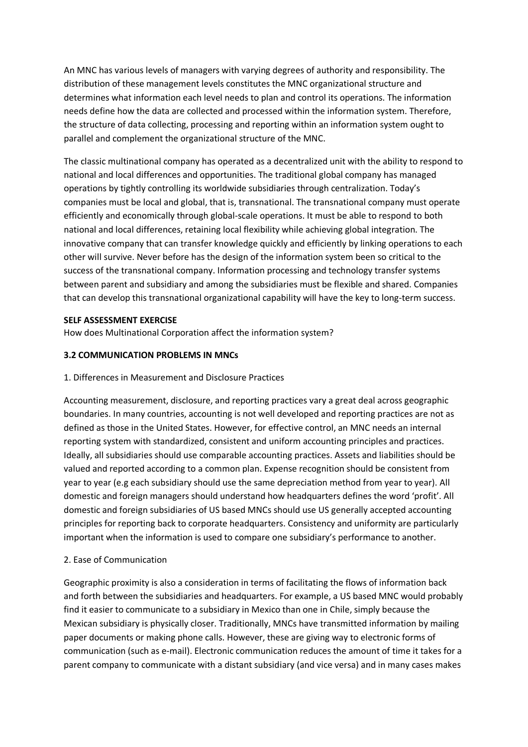An MNC has various levels of managers with varying degrees of authority and responsibility. The distribution of these management levels constitutes the MNC organizational structure and determines what information each level needs to plan and control its operations. The information needs define how the data are collected and processed within the information system. Therefore, the structure of data collecting, processing and reporting within an information system ought to parallel and complement the organizational structure of the MNC.

The classic multinational company has operated as a decentralized unit with the ability to respond to national and local differences and opportunities. The traditional global company has managed operations by tightly controlling its worldwide subsidiaries through centralization. Today's companies must be local and global, that is, transnational. The transnational company must operate efficiently and economically through global-scale operations. It must be able to respond to both national and local differences, retaining local flexibility while achieving global integration. The innovative company that can transfer knowledge quickly and efficiently by linking operations to each other will survive. Never before has the design of the information system been so critical to the success of the transnational company. Information processing and technology transfer systems between parent and subsidiary and among the subsidiaries must be flexible and shared. Companies that can develop this transnational organizational capability will have the key to long-term success.

**SELF ASSESSMENT EXERCISE**

How does Multinational Corporation affect the information system?

### 3.2 COMMUNICATION PROBLEMS IN MNCs

1. Differences in Measurement and Disclosure Practices

Accounting measurement, disclosure, and reporting practices vary a great deal across geographic boundaries. In many countries, accounting is not well developed and reporting practices are not as defined as those in the United States. However, for effective control, an MNC needs an internal reporting system with standardized, consistent and uniform accounting principles and practices. Ideally, all subsidiaries should use comparable accounting practices. Assets and liabilities should be valued and reported according to a common plan. Expense recognition should be consistent from year to year (e.g each subsidiary should use the same depreciation method from year to year). All domestic and foreign managers should understand how headquarters defines the word 'profit'. All domestic and foreign subsidiaries of US based MNCs should use US generally accepted accounting principles for reporting back to corporate headquarters. Consistency and uniformity are particularly important when the information is used to compare one subsidiary's performance to another.

2. Ease of Communication

Geographic proximity is also a consideration in terms of facilitating the flows of information back and forth between the subsidiaries and headquarters. For example, a US based MNC would probably find it easier to communicate to a subsidiary in Mexico than one in Chile, simply because the Mexican subsidiary is physically closer. Traditionally, MNCs have transmitted information by mailing paper documents or making phone calls. However, these are giving way to electronic forms of communication (such as e-mail). Electronic communication reduces the amount of time it takes for a parent company to communicate with a distant subsidiary (and vice versa) and in many cases makes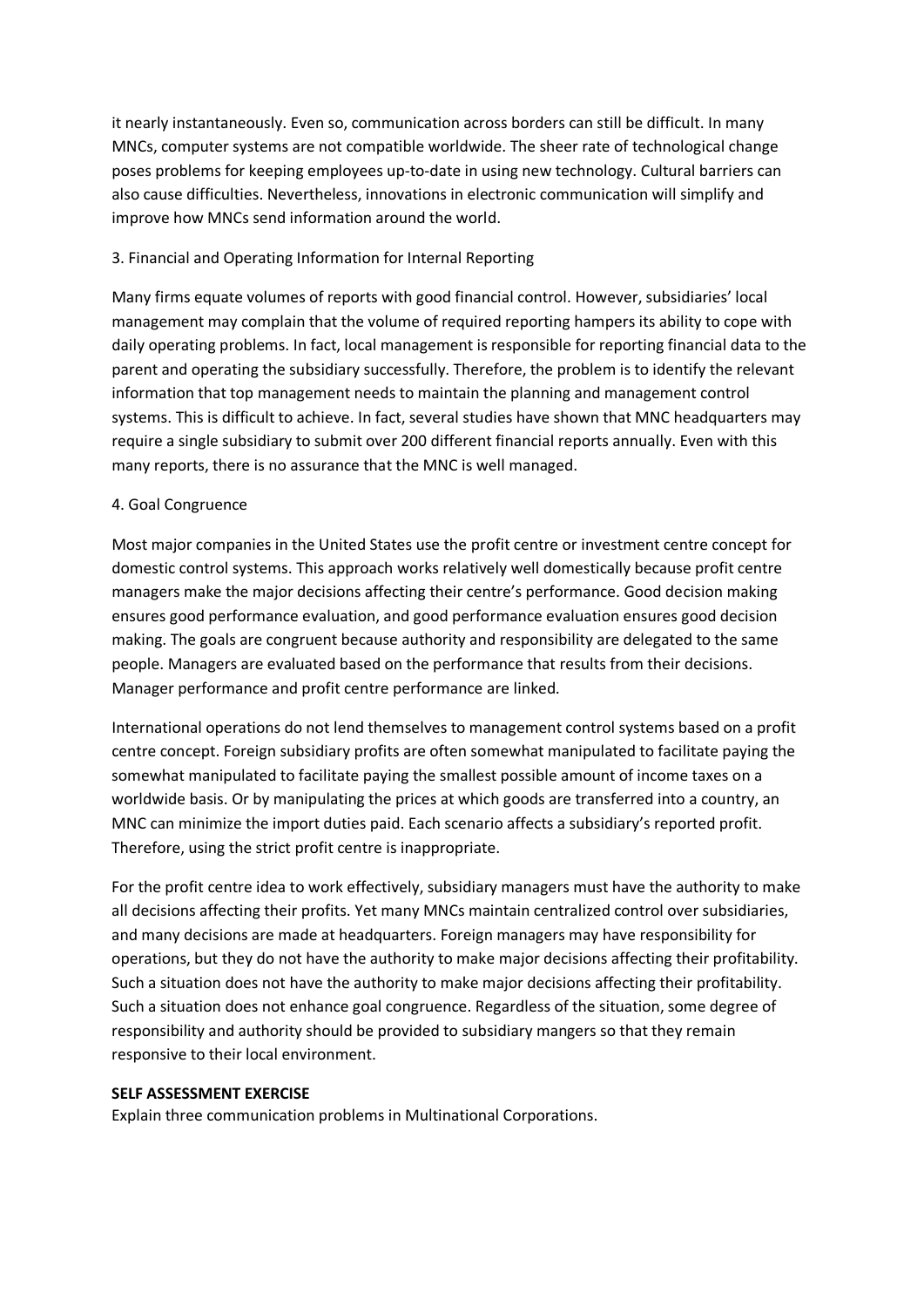it nearly instantaneously. Even so, communication across borders can still be difficult. In many MNCs, computer systems are not compatible worldwide. The sheer rate of technological change poses problems for keeping employees up-to-date in using new technology. Cultural barriers can also cause difficulties. Nevertheless, innovations in electronic communication will simplify and improve how MNCs send information around the world.

3. Financial and Operating Information for Internal Reporting

Many firms equate volumes of reports with good financial control. However, subsidiaries' local management may complain that the volume of required reporting hampers its ability to cope with daily operating problems. In fact, local management is responsible for reporting financial data to the parent and operating the subsidiary successfully. Therefore, the problem is to identify the relevant information that top management needs to maintain the planning and management control systems. This is difficult to achieve. In fact, several studies have shown that MNC headquarters may require a single subsidiary to submit over 200 different financial reports annually. Even with this many reports, there is no assurance that the MNC is well managed.

4. Goal Congruence

Most major companies in the United States use the profit centre or investment centre concept for domestic control systems. This approach works relatively well domestically because profit centre managers make the major decisions affecting their centre's performance. Good decision making ensures good performance evaluation, and good performance evaluation ensures good decision making. The goals are congruent because authority and responsibility are delegated to the same people. Managers are evaluated based on the performance that results from their decisions. Manager performance and profit centre performance are linked.

International operations do not lend themselves to management control systems based on a profit centre concept. Foreign subsidiary profits are often somewhat manipulated to facilitate paying the somewhat manipulated to facilitate paying the smallest possible amount of income taxes on a worldwide basis. Or by manipulating the prices at which goods are transferred into a country, an MNC can minimize the import duties paid. Each scenario affects a subsidiary's reported profit. Therefore, using the strict profit centre is inappropriate.

For the profit centre idea to work effectively, subsidiary managers must have the authority to make all decisions affecting their profits. Yet many MNCs maintain centralized control over subsidiaries, and many decisions are made at headquarters. Foreign managers may have responsibility for operations, but they do not have the authority to make major decisions affecting their profitability. Such a situation does not have the authority to make major decisions affecting their profitability. Such a situation does not enhance goal congruence. Regardless of the situation, some degree of responsibility and authority should be provided to subsidiary mangers so that they remain responsive to their local environment.

**SELF ASSESSMENT EXERCISE**

Explain three communication problems in Multinational Corporations.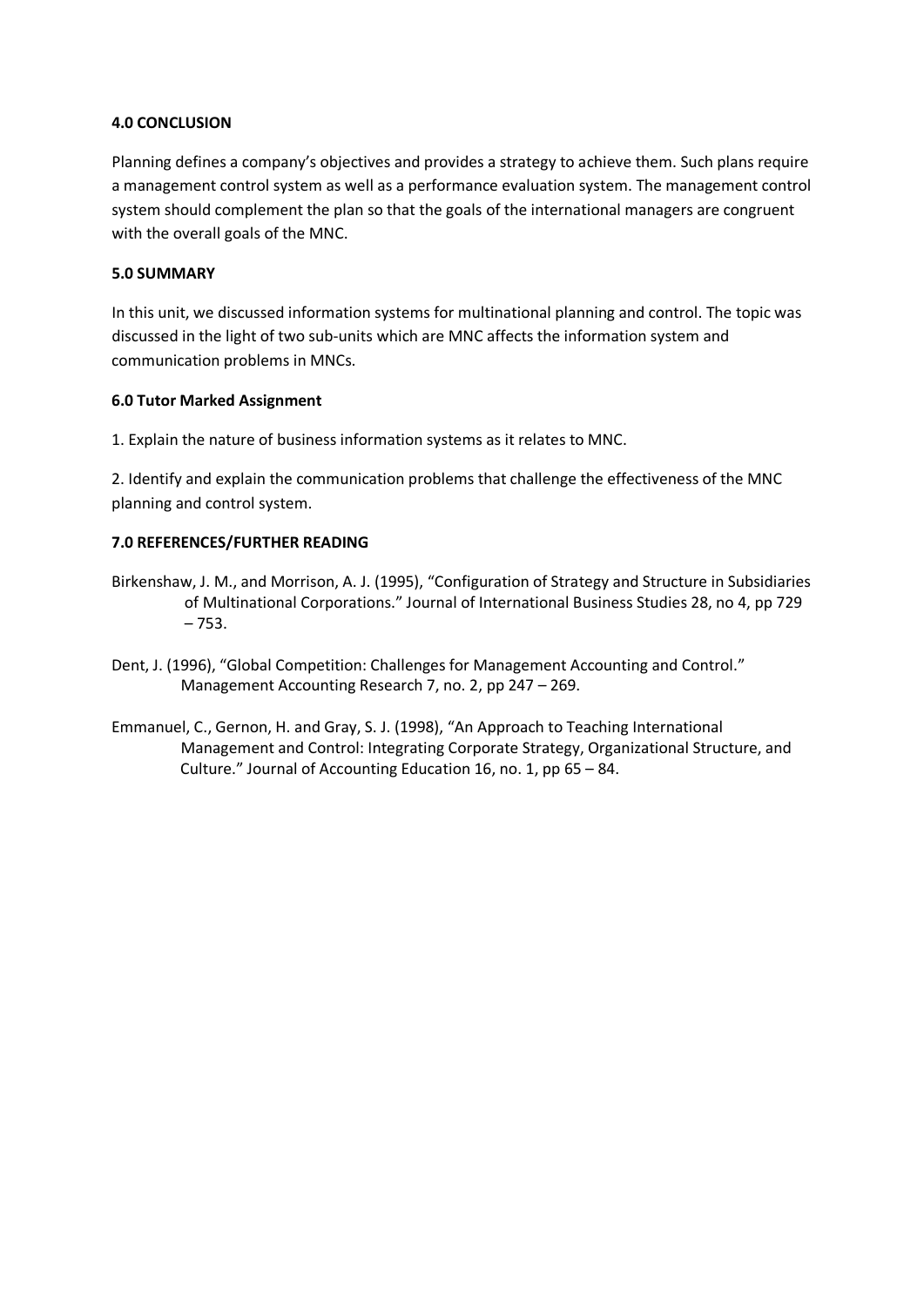### 4.0 CONCLUSION

Planning defines a company's objectives and provides a strategy to achieve them. Such plans require a management control system as well as a performance evaluation system. The management control system should complement the plan so that the goals of the international managers are congruent with the overall goals of the MNC.

### 5.0 SUMMARY

In this unit, we discussed information systems for multinational planning and control. The topic was discussed in the light of two sub-units which are MNC affects the information system and communication problems in MNCs.

### 6.0 Tutor Marked Assignment

1. Explain the nature of business information systems as it relates to MNC.

2. Identify and explain the communication problems that challenge the effectiveness of the MNC planning and control system.

### 7.0 REFERENCES/FURTHER READING

Birkenshaw, J. M., and Morrison, A. J. (1995), "Configuration of Strategy and Structure in Subsidiaries of Multinational Corporations." Journal of International Business Studies 28, no 4, pp 729 – 753.

Dent, J. (1996), "Global Competition: Challenges for Management Accounting and Control." Management Accounting Research 7, no. 2, pp 247 – 269.

Emmanuel, C., Gernon, H. and Gray, S. J. (1998), "An Approach to Teaching International Management and Control: Integrating Corporate Strategy, Organizational Structure, and Culture." Journal of Accounting Education 16, no. 1, pp 65 – 84.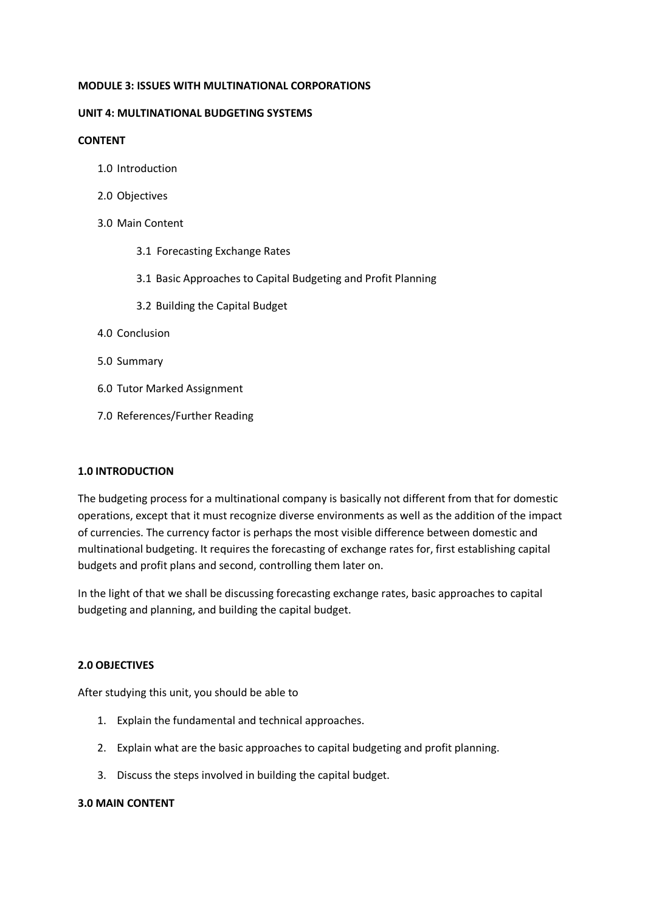**MODULE 3: ISSUES WITH MULTINATIONAL CORPORATIONS**

**UNIT 4: MULTINATIONAL BUDGETING SYSTEMS**

**CONTENT**

- 1.0 Introduction
- 2.0 Objectives
- 3.0 Main Content
    - 3.1 Forecasting Exchange Rates
    - 3.1 Basic Approaches to Capital Budgeting and Profit Planning
    - 3.2 Building the Capital Budget
- 4.0 Conclusion
- 5.0 Summary
- 6.0 Tutor Marked Assignment
- 7.0 References/Further Reading

**1.0 INTRODUCTION**

The budgeting process for a multinational company is basically not different from that for domestic operations, except that it must recognize diverse environments as well as the addition of the impact of currencies. The currency factor is perhaps the most visible difference between domestic and multinational budgeting. It requires the forecasting of exchange rates for, first establishing capital budgets and profit plans and second, controlling them later on.

In the light of that we shall be discussing forecasting exchange rates, basic approaches to capital budgeting and planning, and building the capital budget.

**2.0 OBJECTIVES**

After studying this unit, you should be able to

1. Explain the fundamental and technical approaches.
2. Explain what are the basic approaches to capital budgeting and profit planning.
3. Discuss the steps involved in building the capital budget.

**3.0 MAIN CONTENT**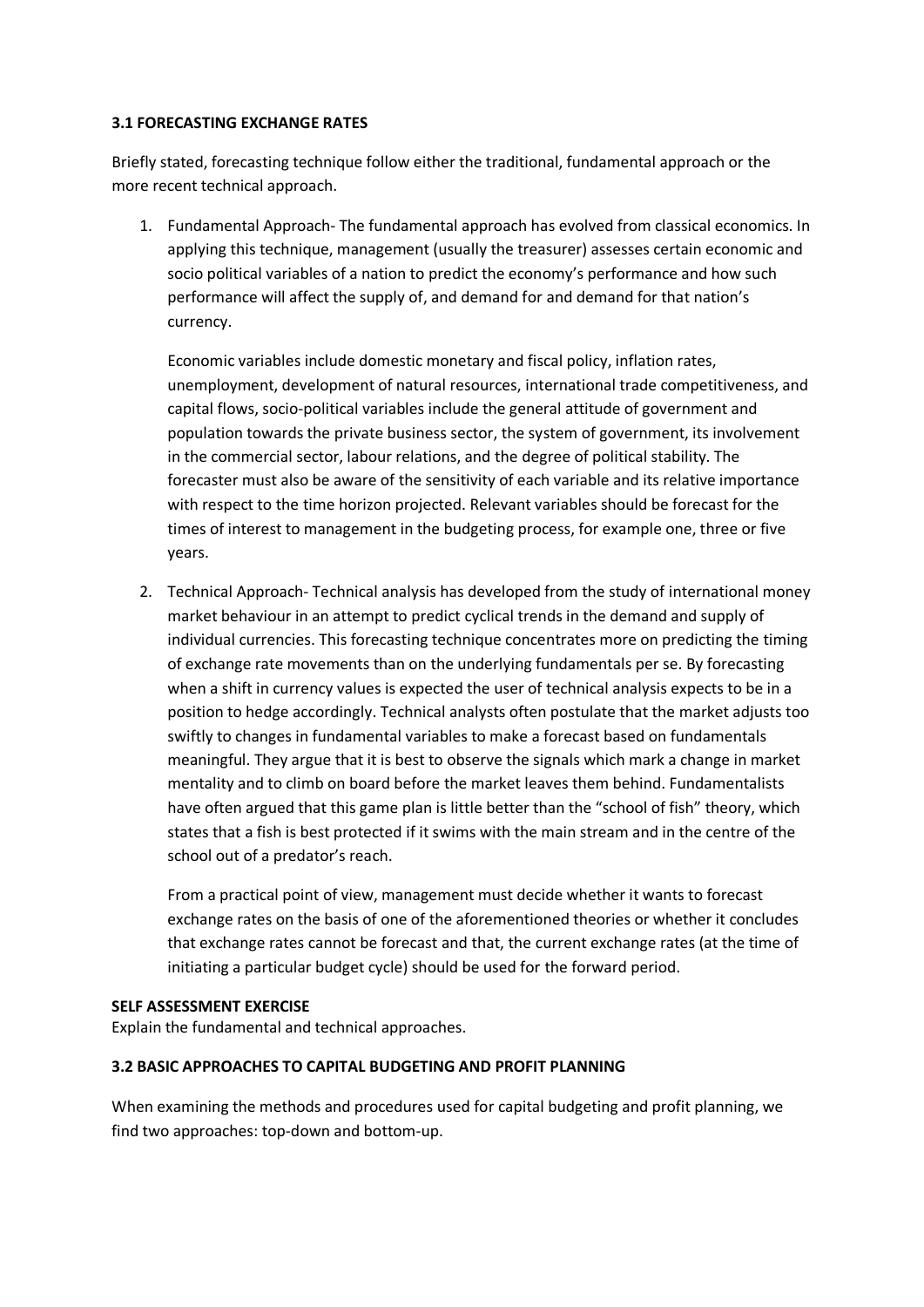### 3.1 FORECASTING EXCHANGE RATES

Briefly stated, forecasting technique follow either the traditional, fundamental approach or the more recent technical approach.

1. Fundamental Approach- The fundamental approach has evolved from classical economics. In applying this technique, management (usually the treasurer) assesses certain economic and socio political variables of a nation to predict the economy's performance and how such performance will affect the supply of, and demand for and demand for that nation's currency.

   Economic variables include domestic monetary and fiscal policy, inflation rates, unemployment, development of natural resources, international trade competitiveness, and capital flows, socio-political variables include the general attitude of government and population towards the private business sector, the system of government, its involvement in the commercial sector, labour relations, and the degree of political stability. The forecaster must also be aware of the sensitivity of each variable and its relative importance with respect to the time horizon projected. Relevant variables should be forecast for the times of interest to management in the budgeting process, for example one, three or five years.

2. Technical Approach- Technical analysis has developed from the study of international money market behaviour in an attempt to predict cyclical trends in the demand and supply of individual currencies. This forecasting technique concentrates more on predicting the timing of exchange rate movements than on the underlying fundamentals per se. By forecasting when a shift in currency values is expected the user of technical analysis expects to be in a position to hedge accordingly. Technical analysts often postulate that the market adjusts too swiftly to changes in fundamental variables to make a forecast based on fundamentals meaningful. They argue that it is best to observe the signals which mark a change in market mentality and to climb on board before the market leaves them behind. Fundamentalists have often argued that this game plan is little better than the "school of fish" theory, which states that a fish is best protected if it swims with the main stream and in the centre of the school out of a predator's reach.

   From a practical point of view, management must decide whether it wants to forecast exchange rates on the basis of one of the aforementioned theories or whether it concludes that exchange rates cannot be forecast and that, the current exchange rates (at the time of initiating a particular budget cycle) should be used for the forward period.

**SELF ASSESSMENT EXERCISE**

Explain the fundamental and technical approaches.

### 3.2 BASIC APPROACHES TO CAPITAL BUDGETING AND PROFIT PLANNING

When examining the methods and procedures used for capital budgeting and profit planning, we find two approaches: top-down and bottom-up.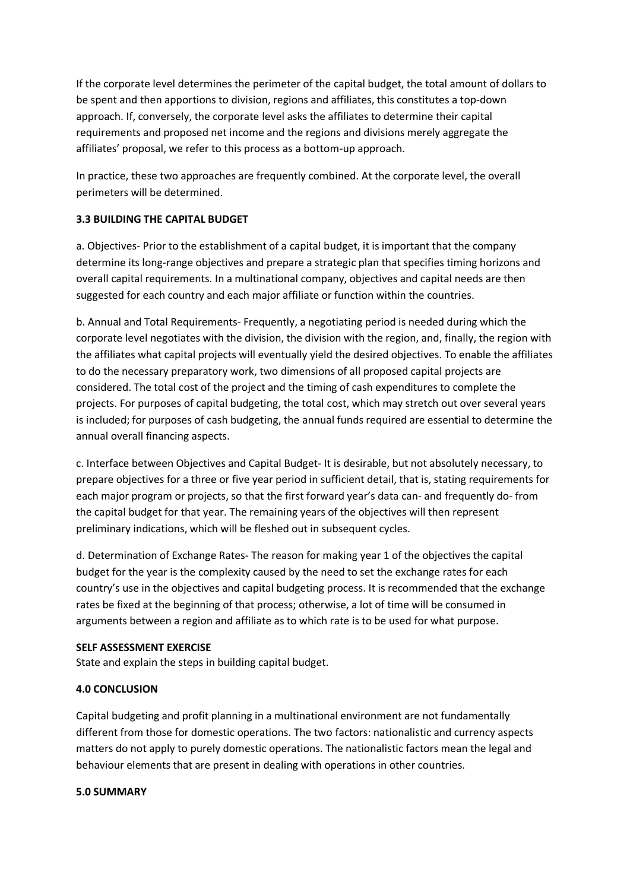If the corporate level determines the perimeter of the capital budget, the total amount of dollars to be spent and then apportions to division, regions and affiliates, this constitutes a top-down approach. If, conversely, the corporate level asks the affiliates to determine their capital requirements and proposed net income and the regions and divisions merely aggregate the affiliates' proposal, we refer to this process as a bottom-up approach.

In practice, these two approaches are frequently combined. At the corporate level, the overall perimeters will be determined.

### 3.3 BUILDING THE CAPITAL BUDGET

a. Objectives- Prior to the establishment of a capital budget, it is important that the company determine its long-range objectives and prepare a strategic plan that specifies timing horizons and overall capital requirements. In a multinational company, objectives and capital needs are then suggested for each country and each major affiliate or function within the countries.

b. Annual and Total Requirements- Frequently, a negotiating period is needed during which the corporate level negotiates with the division, the division with the region, and, finally, the region with the affiliates what capital projects will eventually yield the desired objectives. To enable the affiliates to do the necessary preparatory work, two dimensions of all proposed capital projects are considered. The total cost of the project and the timing of cash expenditures to complete the projects. For purposes of capital budgeting, the total cost, which may stretch out over several years is included; for purposes of cash budgeting, the annual funds required are essential to determine the annual overall financing aspects.

c. Interface between Objectives and Capital Budget- It is desirable, but not absolutely necessary, to prepare objectives for a three or five year period in sufficient detail, that is, stating requirements for each major program or projects, so that the first forward year's data can- and frequently do- from the capital budget for that year. The remaining years of the objectives will then represent preliminary indications, which will be fleshed out in subsequent cycles.

d. Determination of Exchange Rates- The reason for making year 1 of the objectives the capital budget for the year is the complexity caused by the need to set the exchange rates for each country's use in the objectives and capital budgeting process. It is recommended that the exchange rates be fixed at the beginning of that process; otherwise, a lot of time will be consumed in arguments between a region and affiliate as to which rate is to be used for what purpose.

**SELF ASSESSMENT EXERCISE**
State and explain the steps in building capital budget.

### 4.0 CONCLUSION

Capital budgeting and profit planning in a multinational environment are not fundamentally different from those for domestic operations. The two factors: nationalistic and currency aspects matters do not apply to purely domestic operations. The nationalistic factors mean the legal and behaviour elements that are present in dealing with operations in other countries.

### 5.0 SUMMARY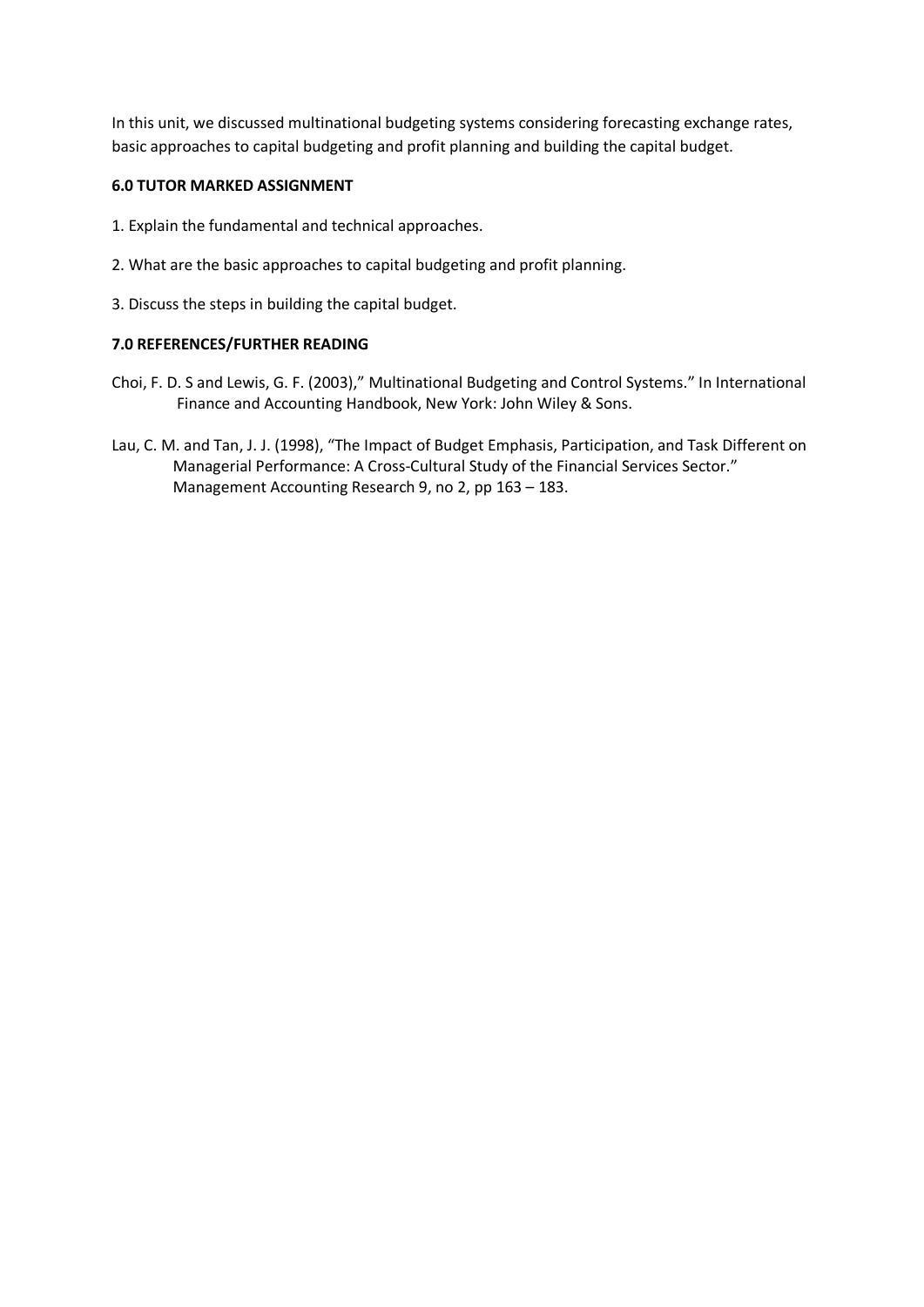In this unit, we discussed multinational budgeting systems considering forecasting exchange rates, basic approaches to capital budgeting and profit planning and building the capital budget.

### 6.0 TUTOR MARKED ASSIGNMENT

1. Explain the fundamental and technical approaches.
2. What are the basic approaches to capital budgeting and profit planning.
3. Discuss the steps in building the capital budget.

### 7.0 REFERENCES/FURTHER READING

Choi, F. D. S and Lewis, G. F. (2003)," Multinational Budgeting and Control Systems." In International Finance and Accounting Handbook, New York: John Wiley & Sons.

Lau, C. M. and Tan, J. J. (1998), "The Impact of Budget Emphasis, Participation, and Task Different on Managerial Performance: A Cross-Cultural Study of the Financial Services Sector." Management Accounting Research 9, no 2, pp 163 – 183.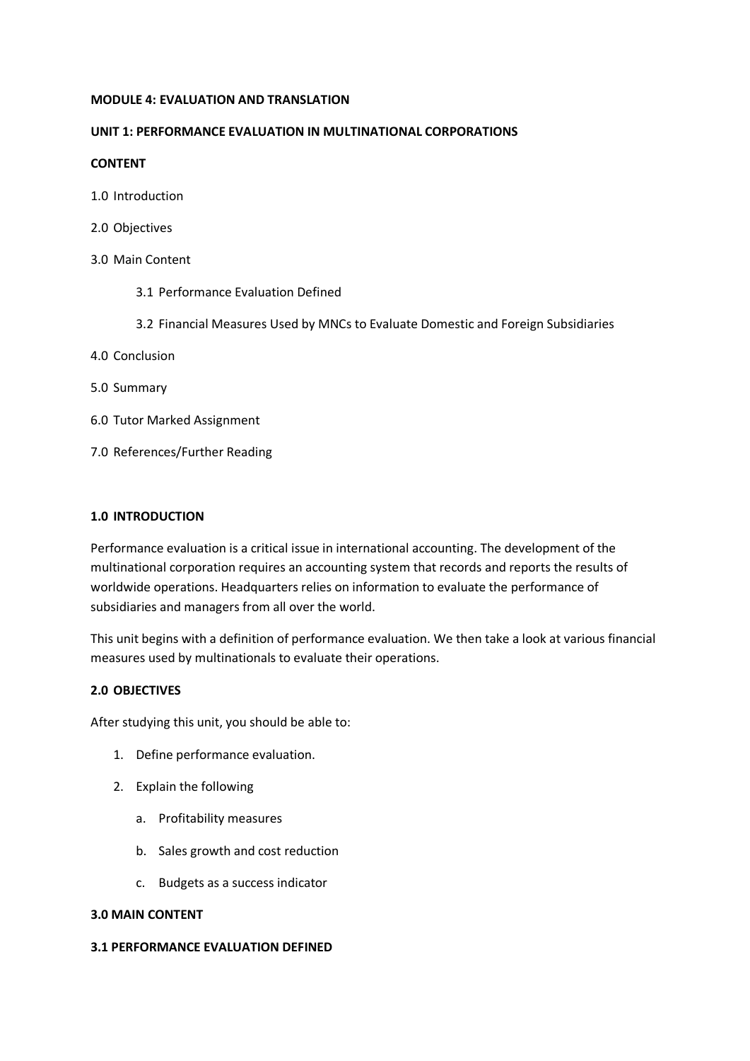**MODULE 4: EVALUATION AND TRANSLATION**

**UNIT 1: PERFORMANCE EVALUATION IN MULTINATIONAL CORPORATIONS**

**CONTENT**

1.0 Introduction

2.0 Objectives

3.0 Main Content

- 3.1 Performance Evaluation Defined
- 3.2 Financial Measures Used by MNCs to Evaluate Domestic and Foreign Subsidiaries

4.0 Conclusion

5.0 Summary

6.0 Tutor Marked Assignment

7.0 References/Further Reading

## 1.0 INTRODUCTION

Performance evaluation is a critical issue in international accounting. The development of the multinational corporation requires an accounting system that records and reports the results of worldwide operations. Headquarters relies on information to evaluate the performance of subsidiaries and managers from all over the world.

This unit begins with a definition of performance evaluation. We then take a look at various financial measures used by multinationals to evaluate their operations.

## 2.0 OBJECTIVES

After studying this unit, you should be able to:

1. Define performance evaluation.
2. Explain the following
   a. Profitability measures
   b. Sales growth and cost reduction
   c. Budgets as a success indicator

## 3.0 MAIN CONTENT

### 3.1 PERFORMANCE EVALUATION DEFINED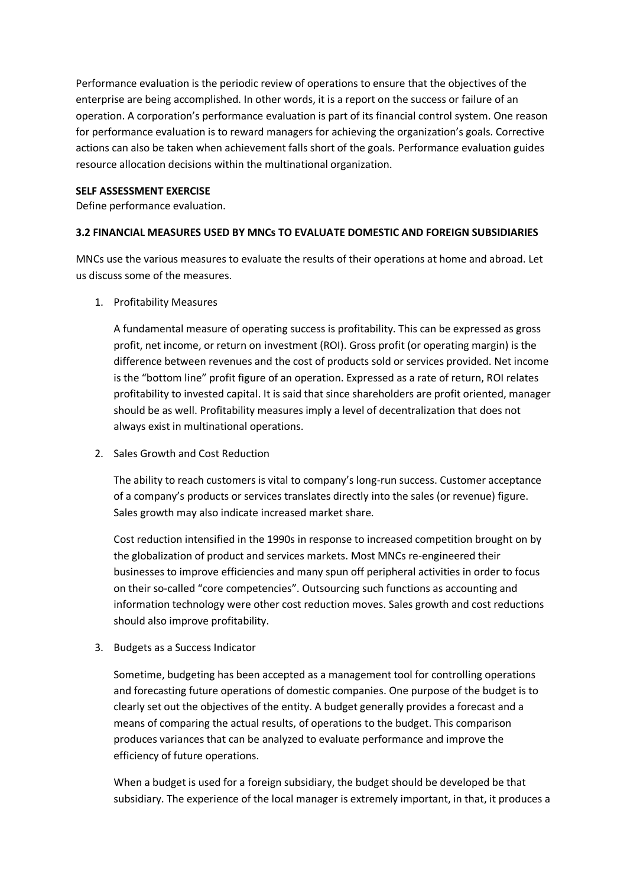Performance evaluation is the periodic review of operations to ensure that the objectives of the enterprise are being accomplished. In other words, it is a report on the success or failure of an operation. A corporation's performance evaluation is part of its financial control system. One reason for performance evaluation is to reward managers for achieving the organization's goals. Corrective actions can also be taken when achievement falls short of the goals. Performance evaluation guides resource allocation decisions within the multinational organization.

**SELF ASSESSMENT EXERCISE**

Define performance evaluation.

### 3.2 FINANCIAL MEASURES USED BY MNCs TO EVALUATE DOMESTIC AND FOREIGN SUBSIDIARIES

MNCs use the various measures to evaluate the results of their operations at home and abroad. Let us discuss some of the measures.

1. Profitability Measures

   A fundamental measure of operating success is profitability. This can be expressed as gross profit, net income, or return on investment (ROI). Gross profit (or operating margin) is the difference between revenues and the cost of products sold or services provided. Net income is the "bottom line" profit figure of an operation. Expressed as a rate of return, ROI relates profitability to invested capital. It is said that since shareholders are profit oriented, manager should be as well. Profitability measures imply a level of decentralization that does not always exist in multinational operations.

2. Sales Growth and Cost Reduction

   The ability to reach customers is vital to company's long-run success. Customer acceptance of a company's products or services translates directly into the sales (or revenue) figure. Sales growth may also indicate increased market share.

   Cost reduction intensified in the 1990s in response to increased competition brought on by the globalization of product and services markets. Most MNCs re-engineered their businesses to improve efficiencies and many spun off peripheral activities in order to focus on their so-called "core competencies". Outsourcing such functions as accounting and information technology were other cost reduction moves. Sales growth and cost reductions should also improve profitability.

3. Budgets as a Success Indicator

   Sometime, budgeting has been accepted as a management tool for controlling operations and forecasting future operations of domestic companies. One purpose of the budget is to clearly set out the objectives of the entity. A budget generally provides a forecast and a means of comparing the actual results, of operations to the budget. This comparison produces variances that can be analyzed to evaluate performance and improve the efficiency of future operations.

   When a budget is used for a foreign subsidiary, the budget should be developed be that subsidiary. The experience of the local manager is extremely important, in that, it produces a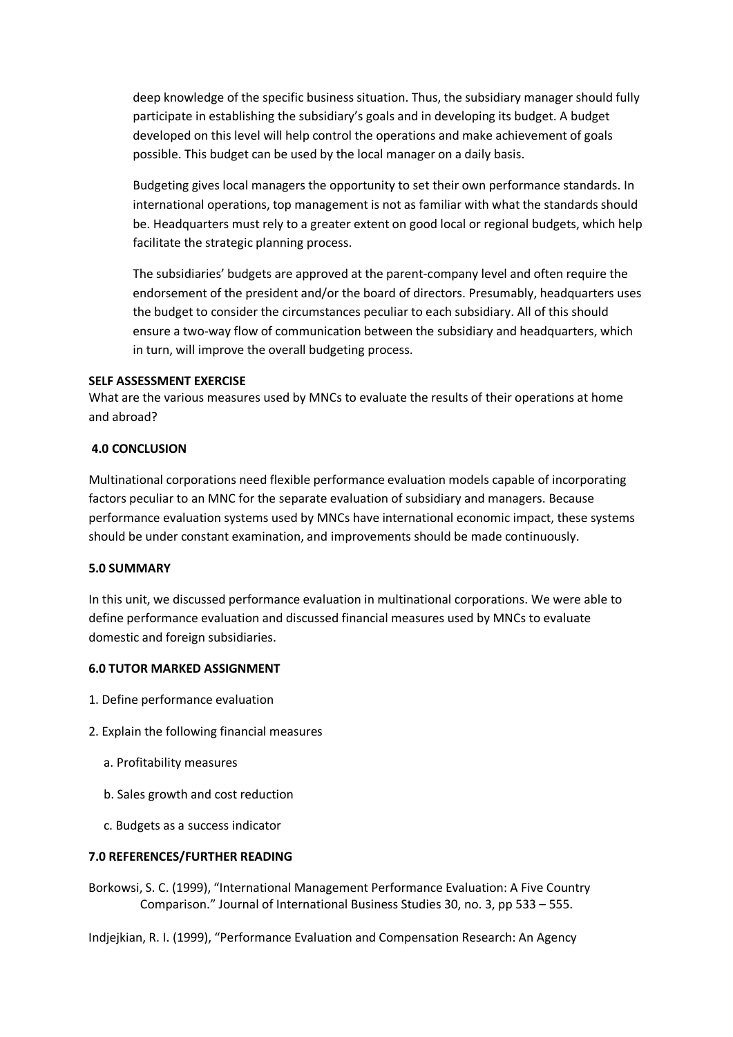deep knowledge of the specific business situation. Thus, the subsidiary manager should fully participate in establishing the subsidiary's goals and in developing its budget. A budget developed on this level will help control the operations and make achievement of goals possible. This budget can be used by the local manager on a daily basis.

Budgeting gives local managers the opportunity to set their own performance standards. In international operations, top management is not as familiar with what the standards should be. Headquarters must rely to a greater extent on good local or regional budgets, which help facilitate the strategic planning process.

The subsidiaries' budgets are approved at the parent-company level and often require the endorsement of the president and/or the board of directors. Presumably, headquarters uses the budget to consider the circumstances peculiar to each subsidiary. All of this should ensure a two-way flow of communication between the subsidiary and headquarters, which in turn, will improve the overall budgeting process.

**SELF ASSESSMENT EXERCISE**

What are the various measures used by MNCs to evaluate the results of their operations at home and abroad?

## 4.0 CONCLUSION

Multinational corporations need flexible performance evaluation models capable of incorporating factors peculiar to an MNC for the separate evaluation of subsidiary and managers. Because performance evaluation systems used by MNCs have international economic impact, these systems should be under constant examination, and improvements should be made continuously.

## 5.0 SUMMARY

In this unit, we discussed performance evaluation in multinational corporations. We were able to define performance evaluation and discussed financial measures used by MNCs to evaluate domestic and foreign subsidiaries.

## 6.0 TUTOR MARKED ASSIGNMENT

1. Define performance evaluation
2. Explain the following financial measures
   a. Profitability measures
   b. Sales growth and cost reduction
   c. Budgets as a success indicator

## 7.0 REFERENCES/FURTHER READING

Borkowsi, S. C. (1999), "International Management Performance Evaluation: A Five Country Comparison." Journal of International Business Studies 30, no. 3, pp 533 – 555.

Indjejkian, R. I. (1999), "Performance Evaluation and Compensation Research: An Agency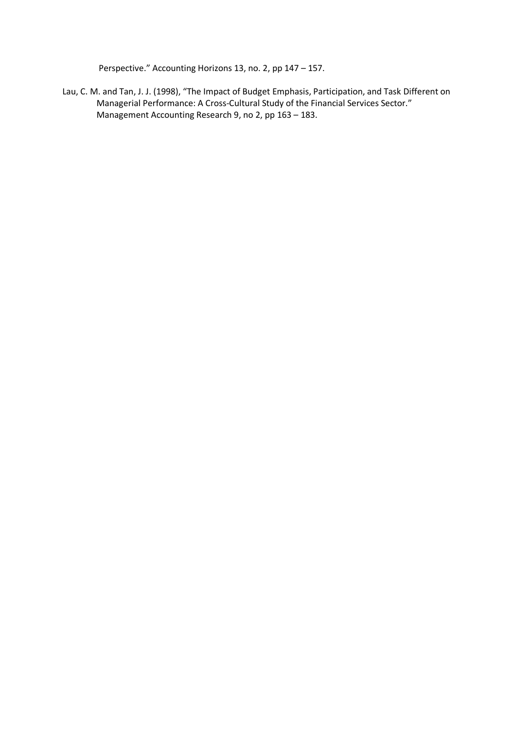Perspective." Accounting Horizons 13, no. 2, pp 147 – 157.

Lau, C. M. and Tan, J. J. (1998), "The Impact of Budget Emphasis, Participation, and Task Different on Managerial Performance: A Cross-Cultural Study of the Financial Services Sector." Management Accounting Research 9, no 2, pp 163 – 183.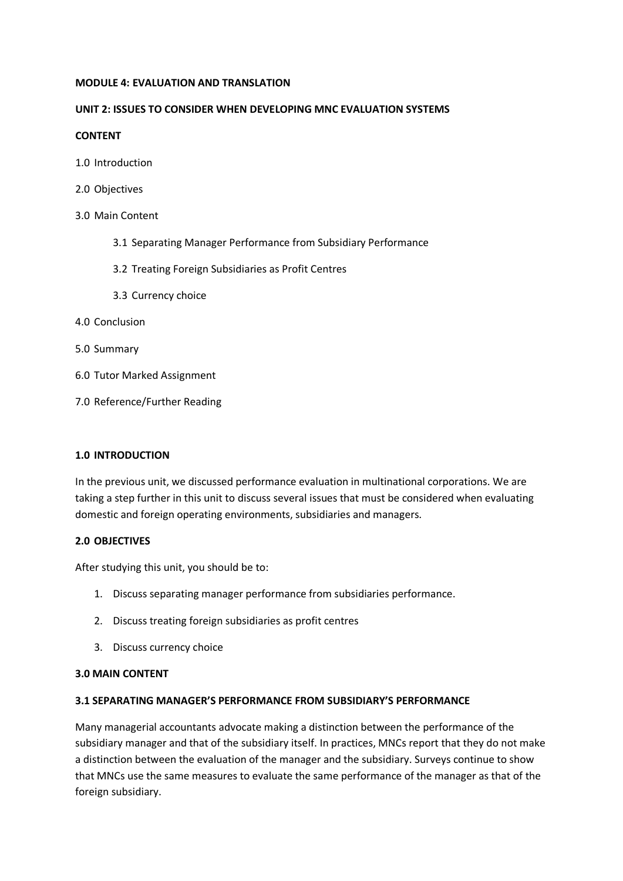**MODULE 4: EVALUATION AND TRANSLATION**

**UNIT 2: ISSUES TO CONSIDER WHEN DEVELOPING MNC EVALUATION SYSTEMS**

**CONTENT**

1.0 Introduction

2.0 Objectives

3.0 Main Content

  3.1 Separating Manager Performance from Subsidiary Performance

  3.2 Treating Foreign Subsidiaries as Profit Centres

  3.3 Currency choice

4.0 Conclusion

5.0 Summary

6.0 Tutor Marked Assignment

7.0 Reference/Further Reading

**1.0 INTRODUCTION**

In the previous unit, we discussed performance evaluation in multinational corporations. We are taking a step further in this unit to discuss several issues that must be considered when evaluating domestic and foreign operating environments, subsidiaries and managers.

**2.0 OBJECTIVES**

After studying this unit, you should be to:

1. Discuss separating manager performance from subsidiaries performance.
2. Discuss treating foreign subsidiaries as profit centres
3. Discuss currency choice

**3.0 MAIN CONTENT**

**3.1 SEPARATING MANAGER'S PERFORMANCE FROM SUBSIDIARY'S PERFORMANCE**

Many managerial accountants advocate making a distinction between the performance of the subsidiary manager and that of the subsidiary itself. In practices, MNCs report that they do not make a distinction between the evaluation of the manager and the subsidiary. Surveys continue to show that MNCs use the same measures to evaluate the same performance of the manager as that of the foreign subsidiary.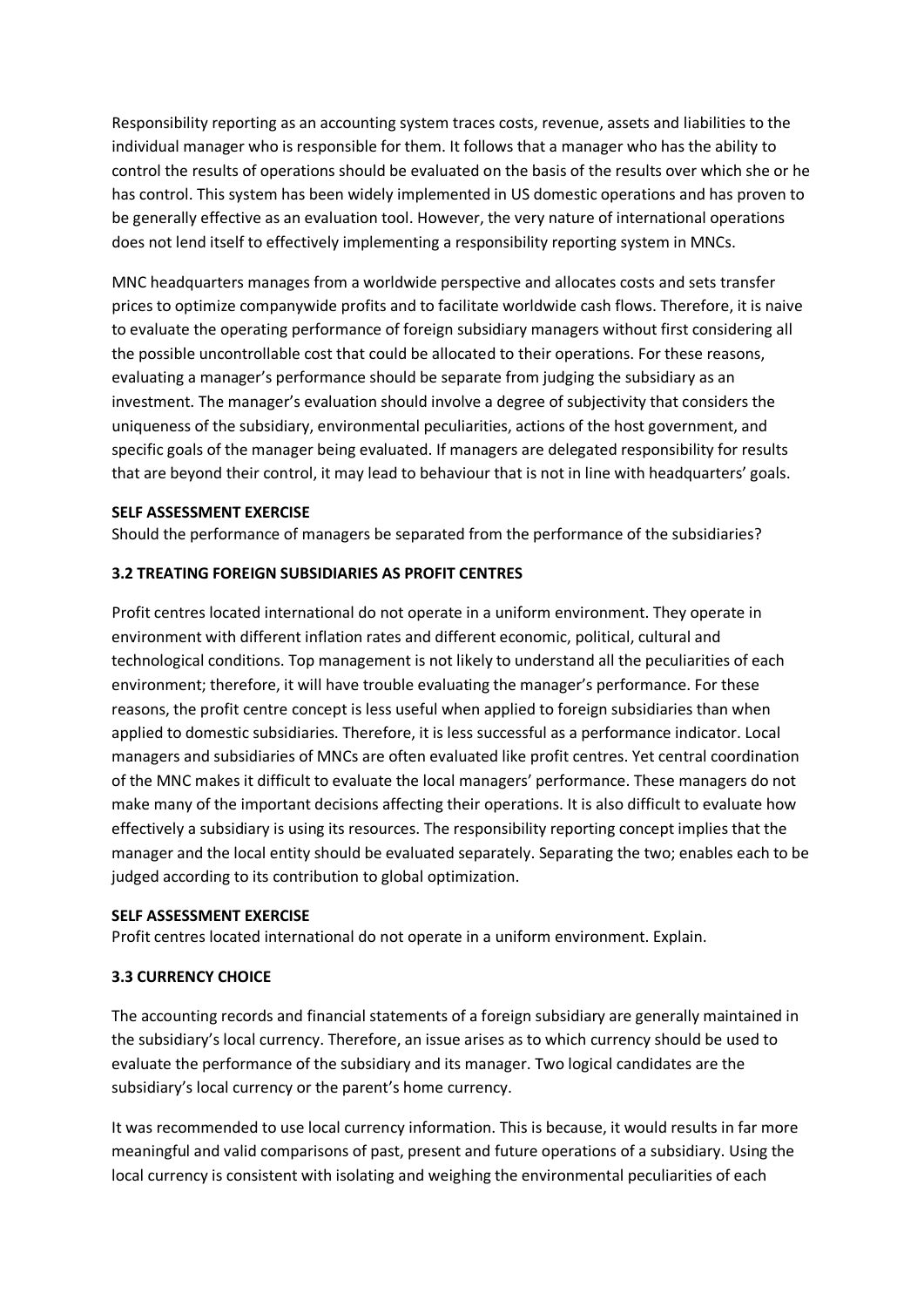Responsibility reporting as an accounting system traces costs, revenue, assets and liabilities to the individual manager who is responsible for them. It follows that a manager who has the ability to control the results of operations should be evaluated on the basis of the results over which she or he has control. This system has been widely implemented in US domestic operations and has proven to be generally effective as an evaluation tool. However, the very nature of international operations does not lend itself to effectively implementing a responsibility reporting system in MNCs.

MNC headquarters manages from a worldwide perspective and allocates costs and sets transfer prices to optimize companywide profits and to facilitate worldwide cash flows. Therefore, it is naive to evaluate the operating performance of foreign subsidiary managers without first considering all the possible uncontrollable cost that could be allocated to their operations. For these reasons, evaluating a manager's performance should be separate from judging the subsidiary as an investment. The manager's evaluation should involve a degree of subjectivity that considers the uniqueness of the subsidiary, environmental peculiarities, actions of the host government, and specific goals of the manager being evaluated. If managers are delegated responsibility for results that are beyond their control, it may lead to behaviour that is not in line with headquarters' goals.

**SELF ASSESSMENT EXERCISE**

Should the performance of managers be separated from the performance of the subsidiaries?

### 3.2 TREATING FOREIGN SUBSIDIARIES AS PROFIT CENTRES

Profit centres located international do not operate in a uniform environment. They operate in environment with different inflation rates and different economic, political, cultural and technological conditions. Top management is not likely to understand all the peculiarities of each environment; therefore, it will have trouble evaluating the manager's performance. For these reasons, the profit centre concept is less useful when applied to foreign subsidiaries than when applied to domestic subsidiaries. Therefore, it is less successful as a performance indicator. Local managers and subsidiaries of MNCs are often evaluated like profit centres. Yet central coordination of the MNC makes it difficult to evaluate the local managers' performance. These managers do not make many of the important decisions affecting their operations. It is also difficult to evaluate how effectively a subsidiary is using its resources. The responsibility reporting concept implies that the manager and the local entity should be evaluated separately. Separating the two; enables each to be judged according to its contribution to global optimization.

**SELF ASSESSMENT EXERCISE**

Profit centres located international do not operate in a uniform environment. Explain.

### 3.3 CURRENCY CHOICE

The accounting records and financial statements of a foreign subsidiary are generally maintained in the subsidiary's local currency. Therefore, an issue arises as to which currency should be used to evaluate the performance of the subsidiary and its manager. Two logical candidates are the subsidiary's local currency or the parent's home currency.

It was recommended to use local currency information. This is because, it would results in far more meaningful and valid comparisons of past, present and future operations of a subsidiary. Using the local currency is consistent with isolating and weighing the environmental peculiarities of each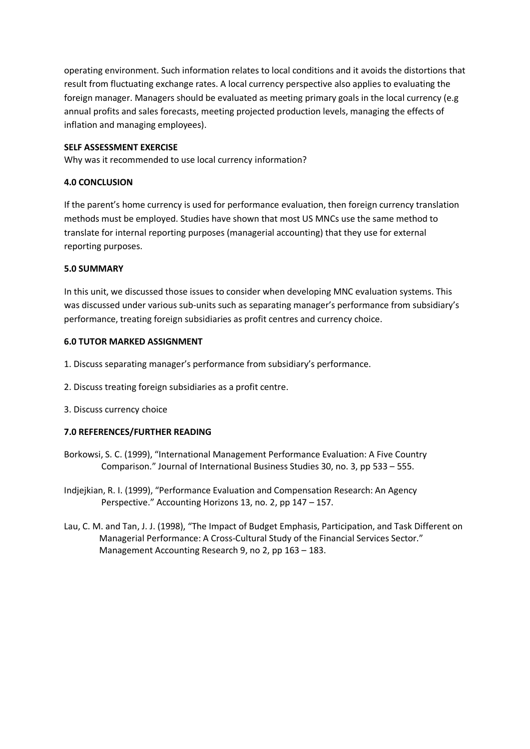operating environment. Such information relates to local conditions and it avoids the distortions that result from fluctuating exchange rates. A local currency perspective also applies to evaluating the foreign manager. Managers should be evaluated as meeting primary goals in the local currency (e.g annual profits and sales forecasts, meeting projected production levels, managing the effects of inflation and managing employees).

**SELF ASSESSMENT EXERCISE**

Why was it recommended to use local currency information?

## 4.0 CONCLUSION

If the parent's home currency is used for performance evaluation, then foreign currency translation methods must be employed. Studies have shown that most US MNCs use the same method to translate for internal reporting purposes (managerial accounting) that they use for external reporting purposes.

## 5.0 SUMMARY

In this unit, we discussed those issues to consider when developing MNC evaluation systems. This was discussed under various sub-units such as separating manager's performance from subsidiary's performance, treating foreign subsidiaries as profit centres and currency choice.

## 6.0 TUTOR MARKED ASSIGNMENT

1. Discuss separating manager's performance from subsidiary's performance.
2. Discuss treating foreign subsidiaries as a profit centre.
3. Discuss currency choice

## 7.0 REFERENCES/FURTHER READING

Borkowsi, S. C. (1999), "International Management Performance Evaluation: A Five Country Comparison." Journal of International Business Studies 30, no. 3, pp 533 – 555.

Indjejkian, R. I. (1999), "Performance Evaluation and Compensation Research: An Agency Perspective." Accounting Horizons 13, no. 2, pp 147 – 157.

Lau, C. M. and Tan, J. J. (1998), "The Impact of Budget Emphasis, Participation, and Task Different on Managerial Performance: A Cross-Cultural Study of the Financial Services Sector." Management Accounting Research 9, no 2, pp 163 – 183.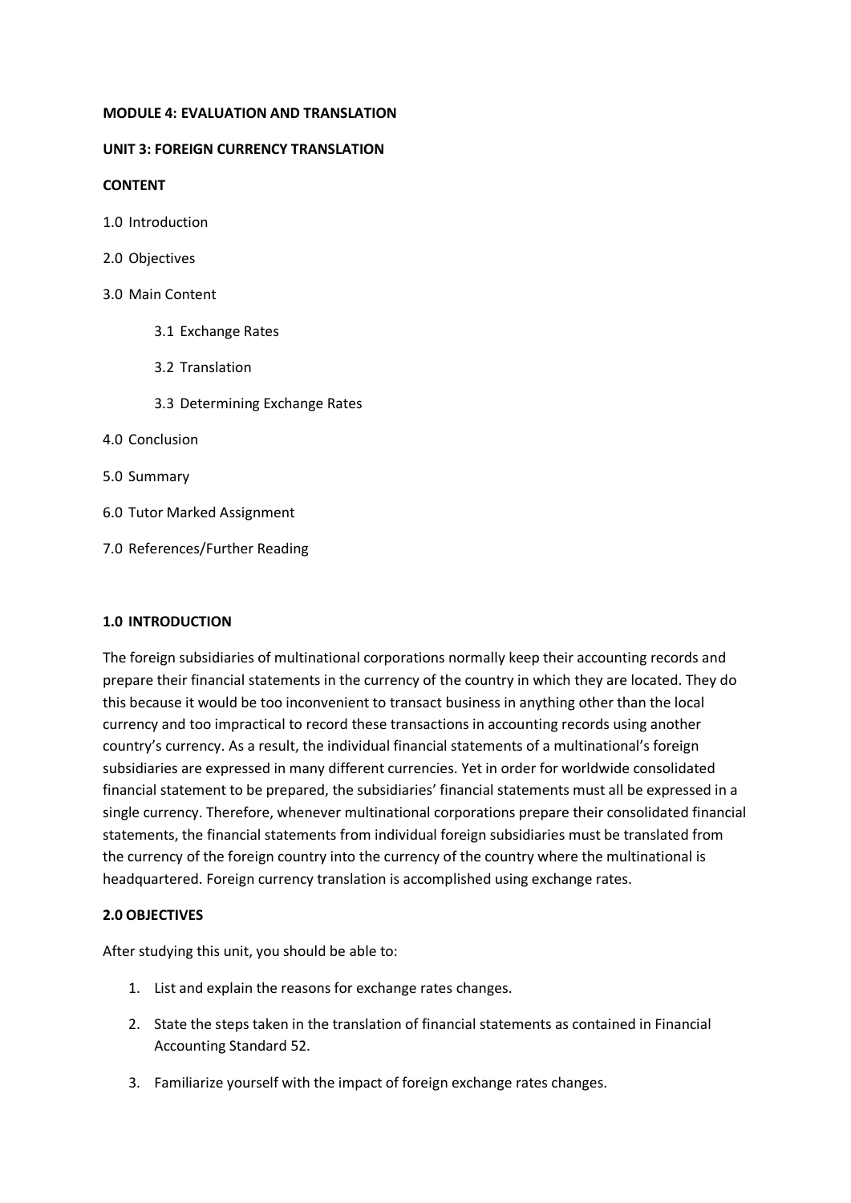**MODULE 4: EVALUATION AND TRANSLATION**

**UNIT 3: FOREIGN CURRENCY TRANSLATION**

**CONTENT**

1.0 Introduction

2.0 Objectives

3.0 Main Content

- 3.1 Exchange Rates
- 3.2 Translation
- 3.3 Determining Exchange Rates

4.0 Conclusion

5.0 Summary

6.0 Tutor Marked Assignment

7.0 References/Further Reading

## 1.0 INTRODUCTION

The foreign subsidiaries of multinational corporations normally keep their accounting records and prepare their financial statements in the currency of the country in which they are located. They do this because it would be too inconvenient to transact business in anything other than the local currency and too impractical to record these transactions in accounting records using another country's currency. As a result, the individual financial statements of a multinational's foreign subsidiaries are expressed in many different currencies. Yet in order for worldwide consolidated financial statement to be prepared, the subsidiaries' financial statements must all be expressed in a single currency. Therefore, whenever multinational corporations prepare their consolidated financial statements, the financial statements from individual foreign subsidiaries must be translated from the currency of the foreign country into the currency of the country where the multinational is headquartered. Foreign currency translation is accomplished using exchange rates.

## 2.0 OBJECTIVES

After studying this unit, you should be able to:

1. List and explain the reasons for exchange rates changes.
2. State the steps taken in the translation of financial statements as contained in Financial Accounting Standard 52.
3. Familiarize yourself with the impact of foreign exchange rates changes.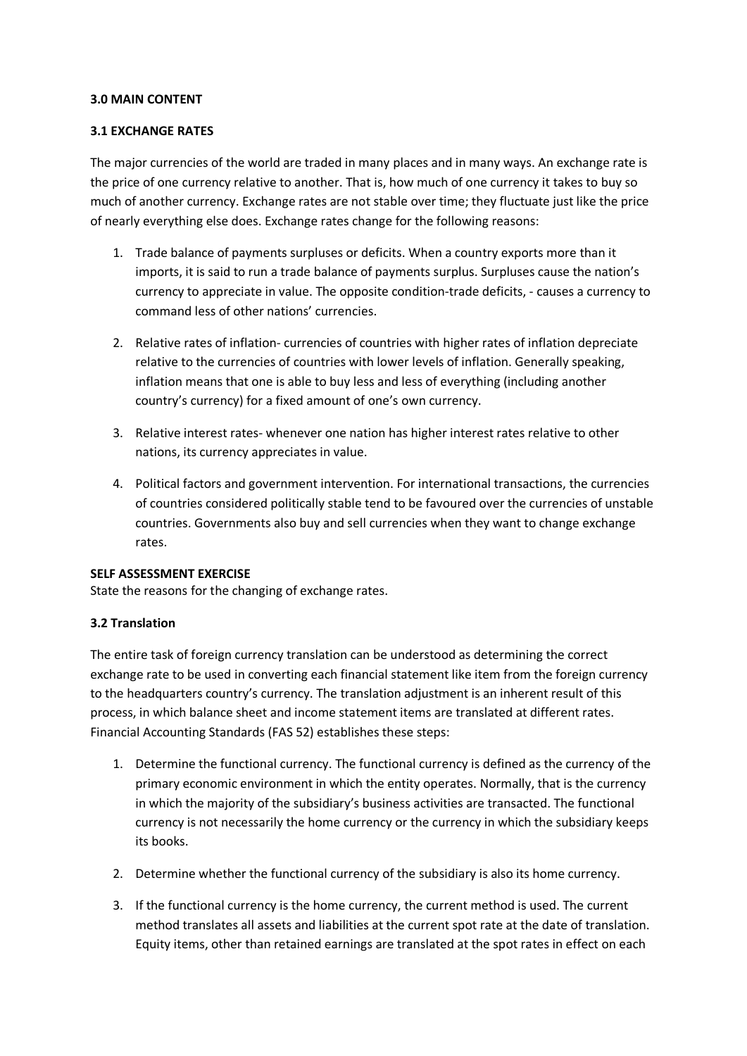### 3.0 MAIN CONTENT

### 3.1 EXCHANGE RATES

The major currencies of the world are traded in many places and in many ways. An exchange rate is the price of one currency relative to another. That is, how much of one currency it takes to buy so much of another currency. Exchange rates are not stable over time; they fluctuate just like the price of nearly everything else does. Exchange rates change for the following reasons:

1. Trade balance of payments surpluses or deficits. When a country exports more than it imports, it is said to run a trade balance of payments surplus. Surpluses cause the nation's currency to appreciate in value. The opposite condition-trade deficits, - causes a currency to command less of other nations' currencies.

2. Relative rates of inflation- currencies of countries with higher rates of inflation depreciate relative to the currencies of countries with lower levels of inflation. Generally speaking, inflation means that one is able to buy less and less of everything (including another country's currency) for a fixed amount of one's own currency.

3. Relative interest rates- whenever one nation has higher interest rates relative to other nations, its currency appreciates in value.

4. Political factors and government intervention. For international transactions, the currencies of countries considered politically stable tend to be favoured over the currencies of unstable countries. Governments also buy and sell currencies when they want to change exchange rates.

**SELF ASSESSMENT EXERCISE**

State the reasons for the changing of exchange rates.

### 3.2 Translation

The entire task of foreign currency translation can be understood as determining the correct exchange rate to be used in converting each financial statement like item from the foreign currency to the headquarters country's currency. The translation adjustment is an inherent result of this process, in which balance sheet and income statement items are translated at different rates. Financial Accounting Standards (FAS 52) establishes these steps:

1. Determine the functional currency. The functional currency is defined as the currency of the primary economic environment in which the entity operates. Normally, that is the currency in which the majority of the subsidiary's business activities are transacted. The functional currency is not necessarily the home currency or the currency in which the subsidiary keeps its books.

2. Determine whether the functional currency of the subsidiary is also its home currency.

3. If the functional currency is the home currency, the current method is used. The current method translates all assets and liabilities at the current spot rate at the date of translation. Equity items, other than retained earnings are translated at the spot rates in effect on each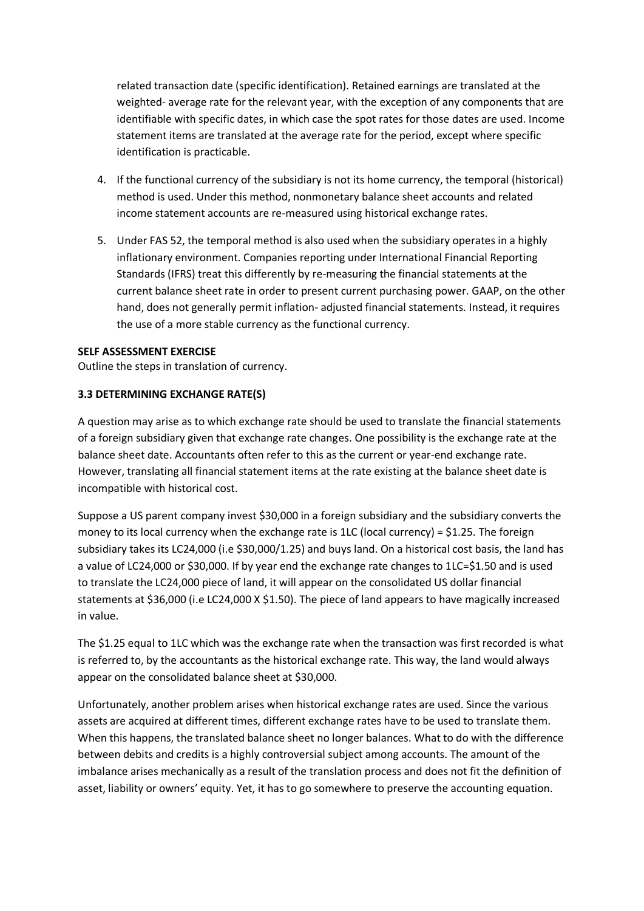related transaction date (specific identification). Retained earnings are translated at the weighted- average rate for the relevant year, with the exception of any components that are identifiable with specific dates, in which case the spot rates for those dates are used. Income statement items are translated at the average rate for the period, except where specific identification is practicable.

4. If the functional currency of the subsidiary is not its home currency, the temporal (historical) method is used. Under this method, nonmonetary balance sheet accounts and related income statement accounts are re-measured using historical exchange rates.

5. Under FAS 52, the temporal method is also used when the subsidiary operates in a highly inflationary environment. Companies reporting under International Financial Reporting Standards (IFRS) treat this differently by re-measuring the financial statements at the current balance sheet rate in order to present current purchasing power. GAAP, on the other hand, does not generally permit inflation- adjusted financial statements. Instead, it requires the use of a more stable currency as the functional currency.

**SELF ASSESSMENT EXERCISE**

Outline the steps in translation of currency.

### 3.3 DETERMINING EXCHANGE RATE(S)

A question may arise as to which exchange rate should be used to translate the financial statements of a foreign subsidiary given that exchange rate changes. One possibility is the exchange rate at the balance sheet date. Accountants often refer to this as the current or year-end exchange rate. However, translating all financial statement items at the rate existing at the balance sheet date is incompatible with historical cost.

Suppose a US parent company invest $30,000 in a foreign subsidiary and the subsidiary converts the money to its local currency when the exchange rate is 1LC (local currency) = $1.25. The foreign subsidiary takes its LC24,000 (i.e $30,000/1.25) and buys land. On a historical cost basis, the land has a value of LC24,000 or $30,000. If by year end the exchange rate changes to 1LC=$1.50 and is used to translate the LC24,000 piece of land, it will appear on the consolidated US dollar financial statements at $36,000 (i.e LC24,000 X $1.50). The piece of land appears to have magically increased in value.

The $1.25 equal to 1LC which was the exchange rate when the transaction was first recorded is what is referred to, by the accountants as the historical exchange rate. This way, the land would always appear on the consolidated balance sheet at $30,000.

Unfortunately, another problem arises when historical exchange rates are used. Since the various assets are acquired at different times, different exchange rates have to be used to translate them. When this happens, the translated balance sheet no longer balances. What to do with the difference between debits and credits is a highly controversial subject among accounts. The amount of the imbalance arises mechanically as a result of the translation process and does not fit the definition of asset, liability or owners' equity. Yet, it has to go somewhere to preserve the accounting equation.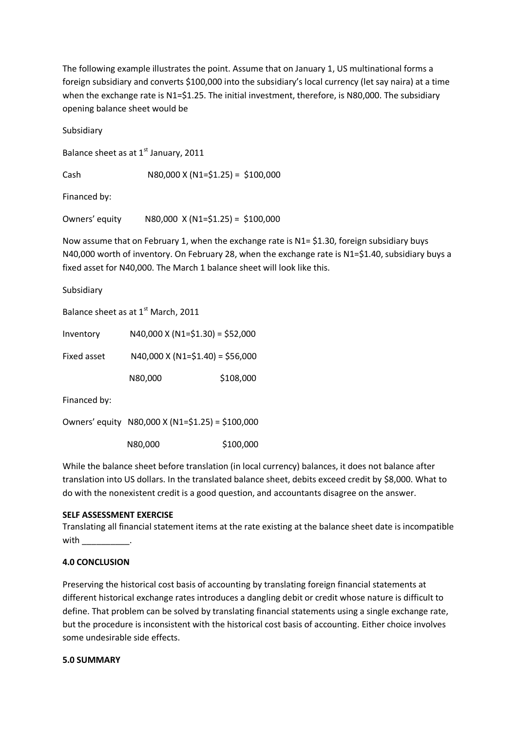The following example illustrates the point. Assume that on January 1, US multinational forms a foreign subsidiary and converts $100,000 into the subsidiary's local currency (let say naira) at a time when the exchange rate is N1=$1.25. The initial investment, therefore, is N80,000. The subsidiary opening balance sheet would be

Subsidiary

Balance sheet as at 1st January, 2011

Cash N80,000 X (N1=$1.25) = $100,000

Financed by:

Owners' equity N80,000 X (N1=$1.25) = $100,000

Now assume that on February 1, when the exchange rate is N1= $1.30, foreign subsidiary buys N40,000 worth of inventory. On February 28, when the exchange rate is N1=$1.40, subsidiary buys a fixed asset for N40,000. The March 1 balance sheet will look like this.

Subsidiary

Balance sheet as at 1st March, 2011

| | | |
|---|---|---|
| Inventory | N40,000 X (N1=$1.30) = $52,000 | |
| Fixed asset | N40,000 X (N1=$1.40) = $56,000 | |
| | N80,000 | $108,000 |
| Financed by: | | |
| Owners' equity | N80,000 X (N1=$1.25) = $100,000 | |
| | N80,000 | $100,000 |

While the balance sheet before translation (in local currency) balances, it does not balance after translation into US dollars. In the translated balance sheet, debits exceed credit by $8,000. What to do with the nonexistent credit is a good question, and accountants disagree on the answer.

**SELF ASSESSMENT EXERCISE**

Translating all financial statement items at the rate existing at the balance sheet date is incompatible with __________.

**4.0 CONCLUSION**

Preserving the historical cost basis of accounting by translating foreign financial statements at different historical exchange rates introduces a dangling debit or credit whose nature is difficult to define. That problem can be solved by translating financial statements using a single exchange rate, but the procedure is inconsistent with the historical cost basis of accounting. Either choice involves some undesirable side effects.

**5.0 SUMMARY**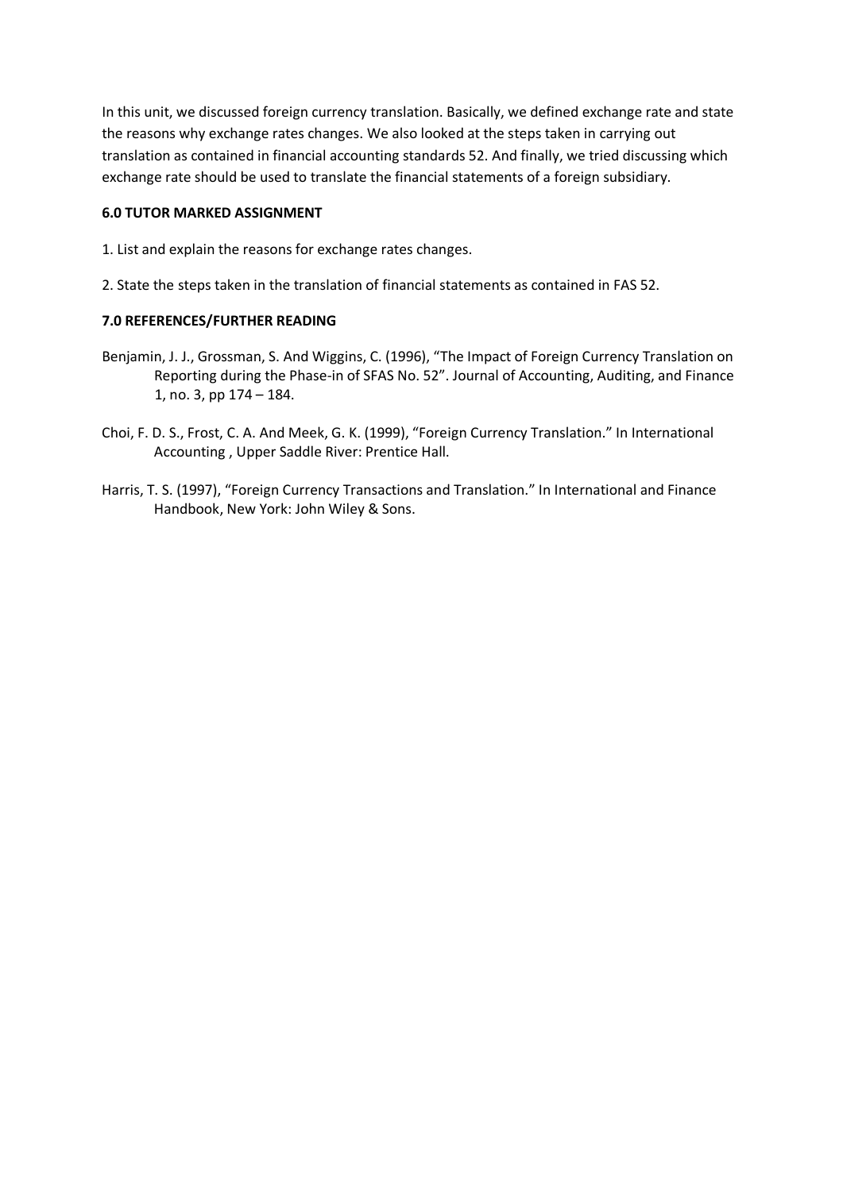In this unit, we discussed foreign currency translation. Basically, we defined exchange rate and state the reasons why exchange rates changes. We also looked at the steps taken in carrying out translation as contained in financial accounting standards 52. And finally, we tried discussing which exchange rate should be used to translate the financial statements of a foreign subsidiary.

**6.0 TUTOR MARKED ASSIGNMENT**

1. List and explain the reasons for exchange rates changes.

2. State the steps taken in the translation of financial statements as contained in FAS 52.

**7.0 REFERENCES/FURTHER READING**

Benjamin, J. J., Grossman, S. And Wiggins, C. (1996), "The Impact of Foreign Currency Translation on Reporting during the Phase-in of SFAS No. 52". Journal of Accounting, Auditing, and Finance 1, no. 3, pp 174 – 184.

Choi, F. D. S., Frost, C. A. And Meek, G. K. (1999), "Foreign Currency Translation." In International Accounting , Upper Saddle River: Prentice Hall.

Harris, T. S. (1997), "Foreign Currency Transactions and Translation." In International and Finance Handbook, New York: John Wiley & Sons.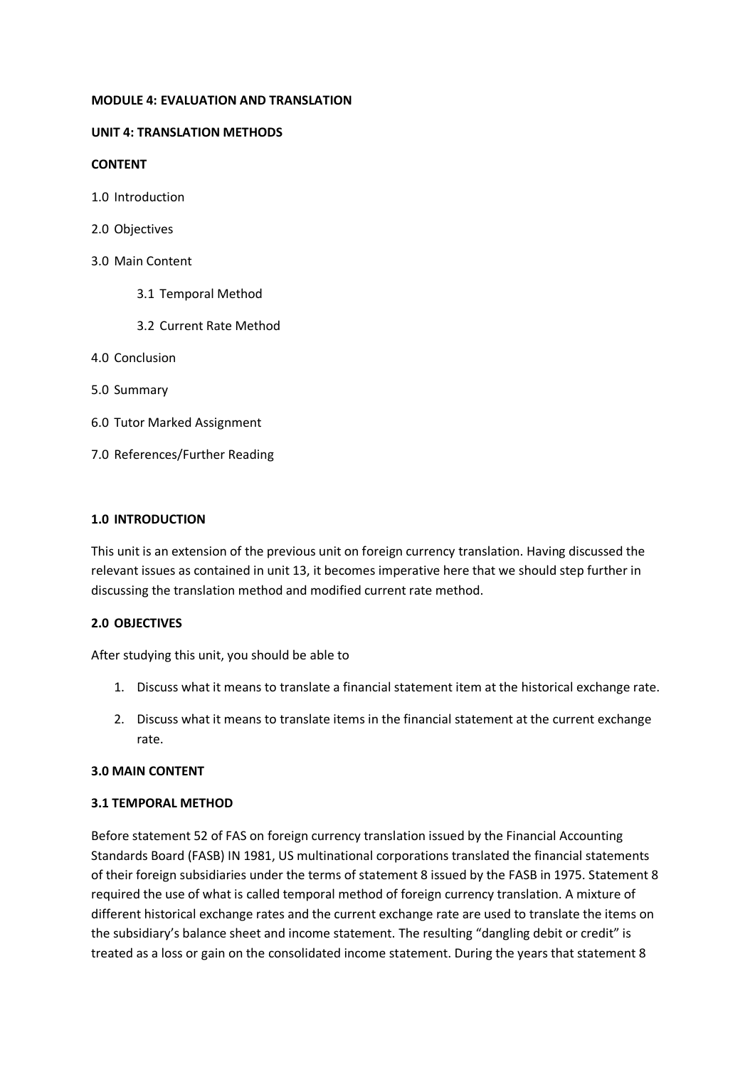**MODULE 4: EVALUATION AND TRANSLATION**

**UNIT 4: TRANSLATION METHODS**

**CONTENT**

1.0 Introduction

2.0 Objectives

3.0 Main Content

- 3.1 Temporal Method
- 3.2 Current Rate Method

4.0 Conclusion

5.0 Summary

6.0 Tutor Marked Assignment

7.0 References/Further Reading

**1.0 INTRODUCTION**

This unit is an extension of the previous unit on foreign currency translation. Having discussed the relevant issues as contained in unit 13, it becomes imperative here that we should step further in discussing the translation method and modified current rate method.

**2.0 OBJECTIVES**

After studying this unit, you should be able to

1. Discuss what it means to translate a financial statement item at the historical exchange rate.
2. Discuss what it means to translate items in the financial statement at the current exchange rate.

**3.0 MAIN CONTENT**

**3.1 TEMPORAL METHOD**

Before statement 52 of FAS on foreign currency translation issued by the Financial Accounting Standards Board (FASB) IN 1981, US multinational corporations translated the financial statements of their foreign subsidiaries under the terms of statement 8 issued by the FASB in 1975. Statement 8 required the use of what is called temporal method of foreign currency translation. A mixture of different historical exchange rates and the current exchange rate are used to translate the items on the subsidiary's balance sheet and income statement. The resulting "dangling debit or credit" is treated as a loss or gain on the consolidated income statement. During the years that statement 8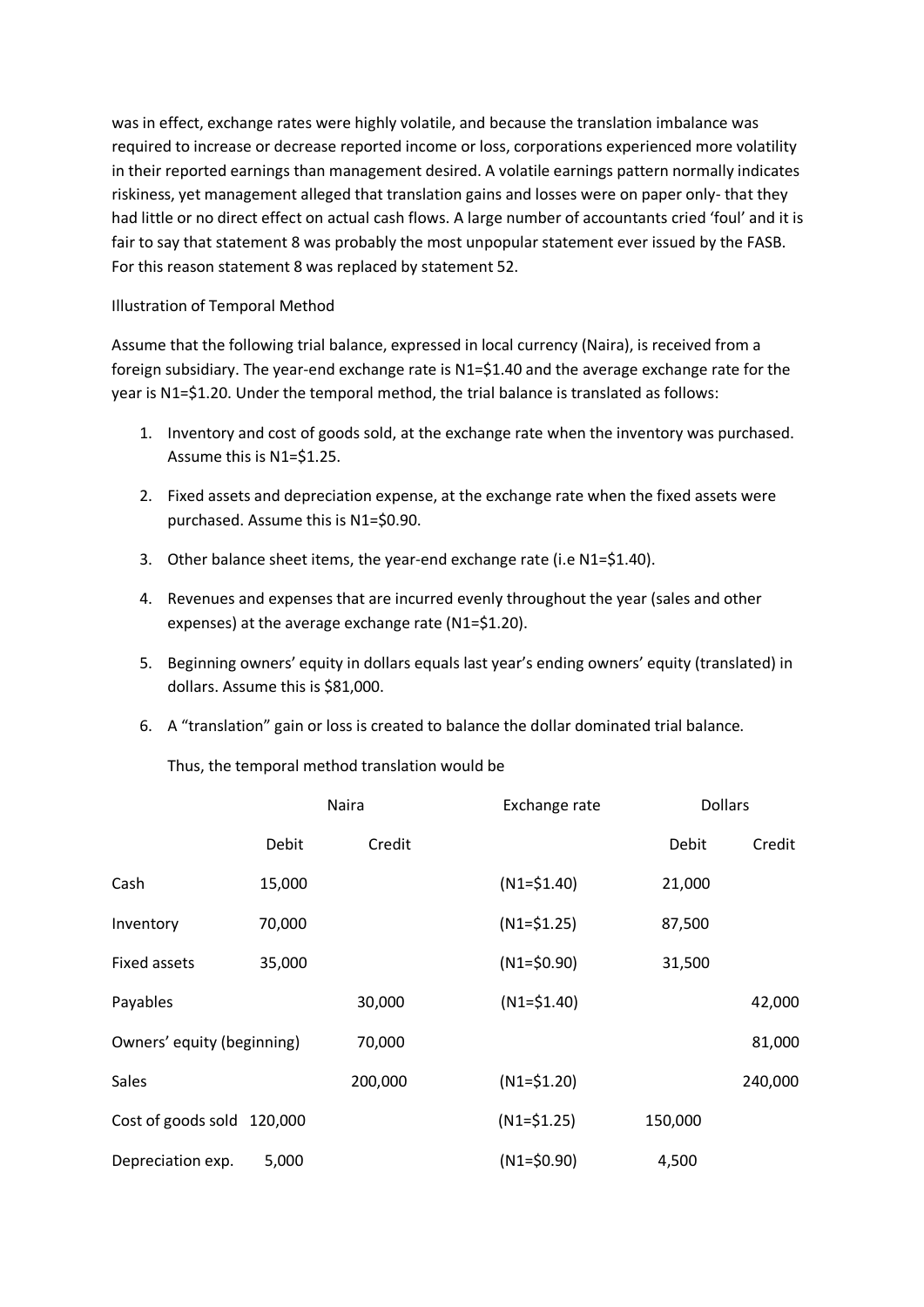was in effect, exchange rates were highly volatile, and because the translation imbalance was required to increase or decrease reported income or loss, corporations experienced more volatility in their reported earnings than management desired. A volatile earnings pattern normally indicates riskiness, yet management alleged that translation gains and losses were on paper only- that they had little or no direct effect on actual cash flows. A large number of accountants cried 'foul' and it is fair to say that statement 8 was probably the most unpopular statement ever issued by the FASB. For this reason statement 8 was replaced by statement 52.

Illustration of Temporal Method

Assume that the following trial balance, expressed in local currency (Naira), is received from a foreign subsidiary. The year-end exchange rate is N1=$1.40 and the average exchange rate for the year is N1=$1.20. Under the temporal method, the trial balance is translated as follows:

1. Inventory and cost of goods sold, at the exchange rate when the inventory was purchased. Assume this is N1=$1.25.
2. Fixed assets and depreciation expense, at the exchange rate when the fixed assets were purchased. Assume this is N1=$0.90.
3. Other balance sheet items, the year-end exchange rate (i.e N1=$1.40).
4. Revenues and expenses that are incurred evenly throughout the year (sales and other expenses) at the average exchange rate (N1=$1.20).
5. Beginning owners' equity in dollars equals last year's ending owners' equity (translated) in dollars. Assume this is $81,000.
6. A "translation" gain or loss is created to balance the dollar dominated trial balance.

Thus, the temporal method translation would be

| | Naira | | Exchange rate | Dollars | |
|---|---|---|---|---|---|
| | Debit | Credit | | Debit | Credit |
| Cash | 15,000 | | (N1=$1.40) | 21,000 | |
| Inventory | 70,000 | | (N1=$1.25) | 87,500 | |
| Fixed assets | 35,000 | | (N1=$0.90) | 31,500 | |
| Payables | | 30,000 | (N1=$1.40) | | 42,000 |
| Owners' equity (beginning) | | 70,000 | | | 81,000 |
| Sales | | 200,000 | (N1=$1.20) | | 240,000 |
| Cost of goods sold | 120,000 | | (N1=$1.25) | 150,000 | |
| Depreciation exp. | 5,000 | | (N1=$0.90) | 4,500 | |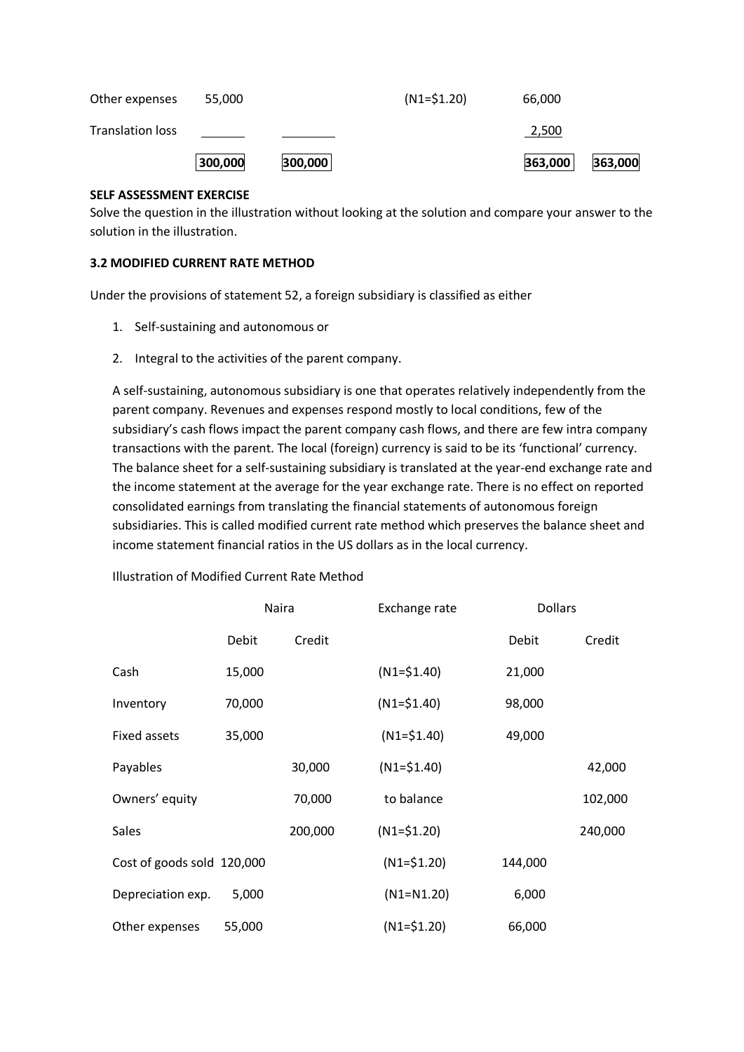| | | | | | |
|---|---|---|---|---|---|
| Other expenses | 55,000 | | (N1=$1.20) | 66,000 | |
| Translation loss | | | | 2,500 | |
| | 300,000 | 300,000 | | 363,000 | 363,000 |

**SELF ASSESSMENT EXERCISE**

Solve the question in the illustration without looking at the solution and compare your answer to the solution in the illustration.

**3.2 MODIFIED CURRENT RATE METHOD**

Under the provisions of statement 52, a foreign subsidiary is classified as either

1. Self-sustaining and autonomous or
2. Integral to the activities of the parent company.

A self-sustaining, autonomous subsidiary is one that operates relatively independently from the parent company. Revenues and expenses respond mostly to local conditions, few of the subsidiary's cash flows impact the parent company cash flows, and there are few intra company transactions with the parent. The local (foreign) currency is said to be its 'functional' currency. The balance sheet for a self-sustaining subsidiary is translated at the year-end exchange rate and the income statement at the average for the year exchange rate. There is no effect on reported consolidated earnings from translating the financial statements of autonomous foreign subsidiaries. This is called modified current rate method which preserves the balance sheet and income statement financial ratios in the US dollars as in the local currency.

Illustration of Modified Current Rate Method

| | Naira | | Exchange rate | Dollars | |
|---|---|---|---|---|---|
| | Debit | Credit | | Debit | Credit |
| Cash | 15,000 | | (N1=$1.40) | 21,000 | |
| Inventory | 70,000 | | (N1=$1.40) | 98,000 | |
| Fixed assets | 35,000 | | (N1=$1.40) | 49,000 | |
| Payables | | 30,000 | (N1=$1.40) | | 42,000 |
| Owners' equity | | 70,000 | to balance | | 102,000 |
| Sales | | 200,000 | (N1=$1.20) | | 240,000 |
| Cost of goods sold | 120,000 | | (N1=$1.20) | 144,000 | |
| Depreciation exp. | 5,000 | | (N1=N1.20) | 6,000 | |
| Other expenses | 55,000 | | (N1=$1.20) | 66,000 | |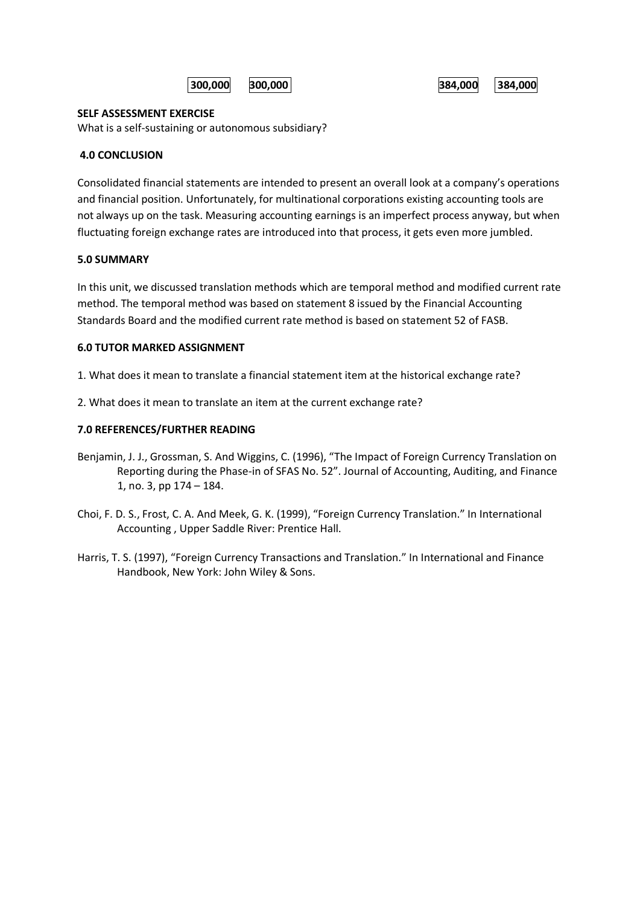| | | | |
|---|---|---|---|
| **300,000** | **300,000** | **384,000** | **384,000** |

**SELF ASSESSMENT EXERCISE**

What is a self-sustaining or autonomous subsidiary?

## 4.0 CONCLUSION

Consolidated financial statements are intended to present an overall look at a company's operations and financial position. Unfortunately, for multinational corporations existing accounting tools are not always up on the task. Measuring accounting earnings is an imperfect process anyway, but when fluctuating foreign exchange rates are introduced into that process, it gets even more jumbled.

## 5.0 SUMMARY

In this unit, we discussed translation methods which are temporal method and modified current rate method. The temporal method was based on statement 8 issued by the Financial Accounting Standards Board and the modified current rate method is based on statement 52 of FASB.

## 6.0 TUTOR MARKED ASSIGNMENT

1. What does it mean to translate a financial statement item at the historical exchange rate?

2. What does it mean to translate an item at the current exchange rate?

## 7.0 REFERENCES/FURTHER READING

Benjamin, J. J., Grossman, S. And Wiggins, C. (1996), "The Impact of Foreign Currency Translation on Reporting during the Phase-in of SFAS No. 52". Journal of Accounting, Auditing, and Finance 1, no. 3, pp 174 – 184.

Choi, F. D. S., Frost, C. A. And Meek, G. K. (1999), "Foreign Currency Translation." In International Accounting , Upper Saddle River: Prentice Hall.

Harris, T. S. (1997), "Foreign Currency Transactions and Translation." In International and Finance Handbook, New York: John Wiley & Sons.